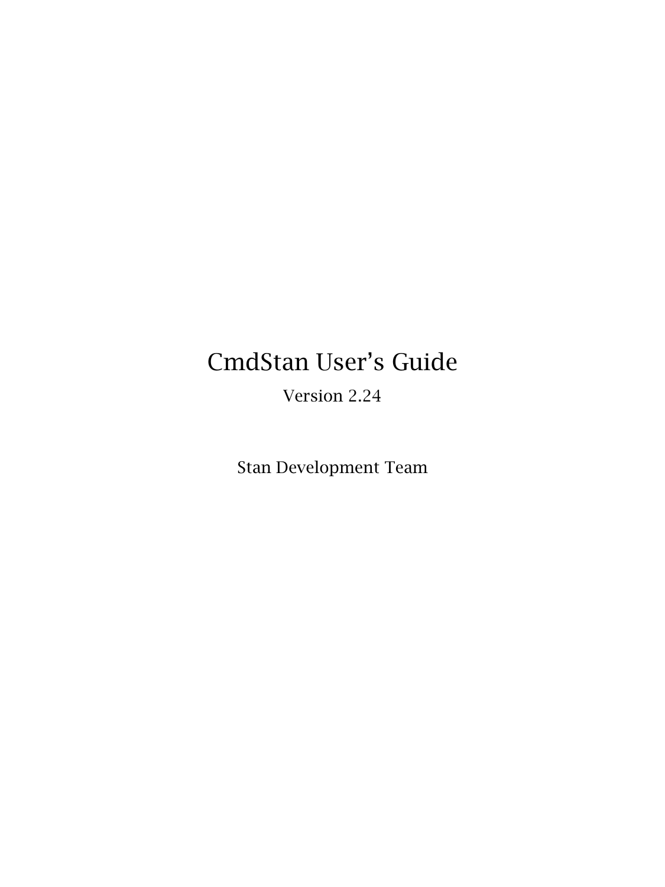# CmdStan User's Guide

Version 2.24

Stan Development Team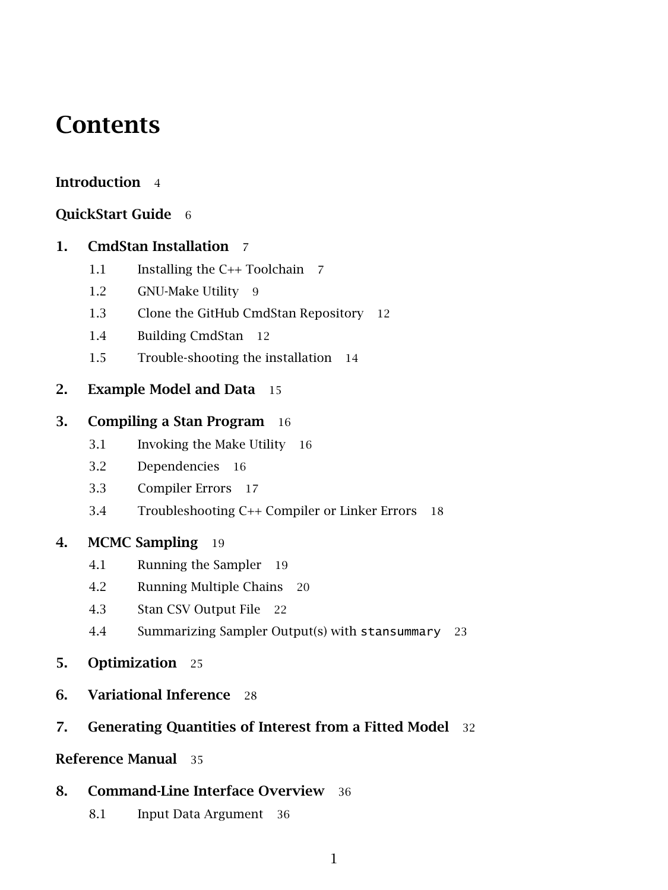# Contents

**Introduction** 4

**QuickStart Guide** 6

**1. CmdStan Installation** 7

- 1.1 Installing the C++ Toolchain 7
- 1.2 GNU-Make Utility 9
- 1.3 Clone the GitHub CmdStan Repository 12
- 1.4 Building CmdStan 12
- 1.5 Trouble-shooting the installation 14

**2. Example Model and Data** 15

**3. Compiling a Stan Program** 16

- 3.1 Invoking the Make Utility 16
- 3.2 Dependencies 16
- 3.3 Compiler Errors 17
- 3.4 Troubleshooting C++ Compiler or Linker Errors 18

**4. MCMC Sampling** 19

- 4.1 Running the Sampler 19
- 4.2 Running Multiple Chains 20
- 4.3 Stan CSV Output File 22
- 4.4 Summarizing Sampler Output(s) with `stansummary` 23

**5. Optimization** 25

**6. Variational Inference** 28

**7. Generating Quantities of Interest from a Fitted Model** 32

**Reference Manual** 35

**8. Command-Line Interface Overview** 36

- 8.1 Input Data Argument 36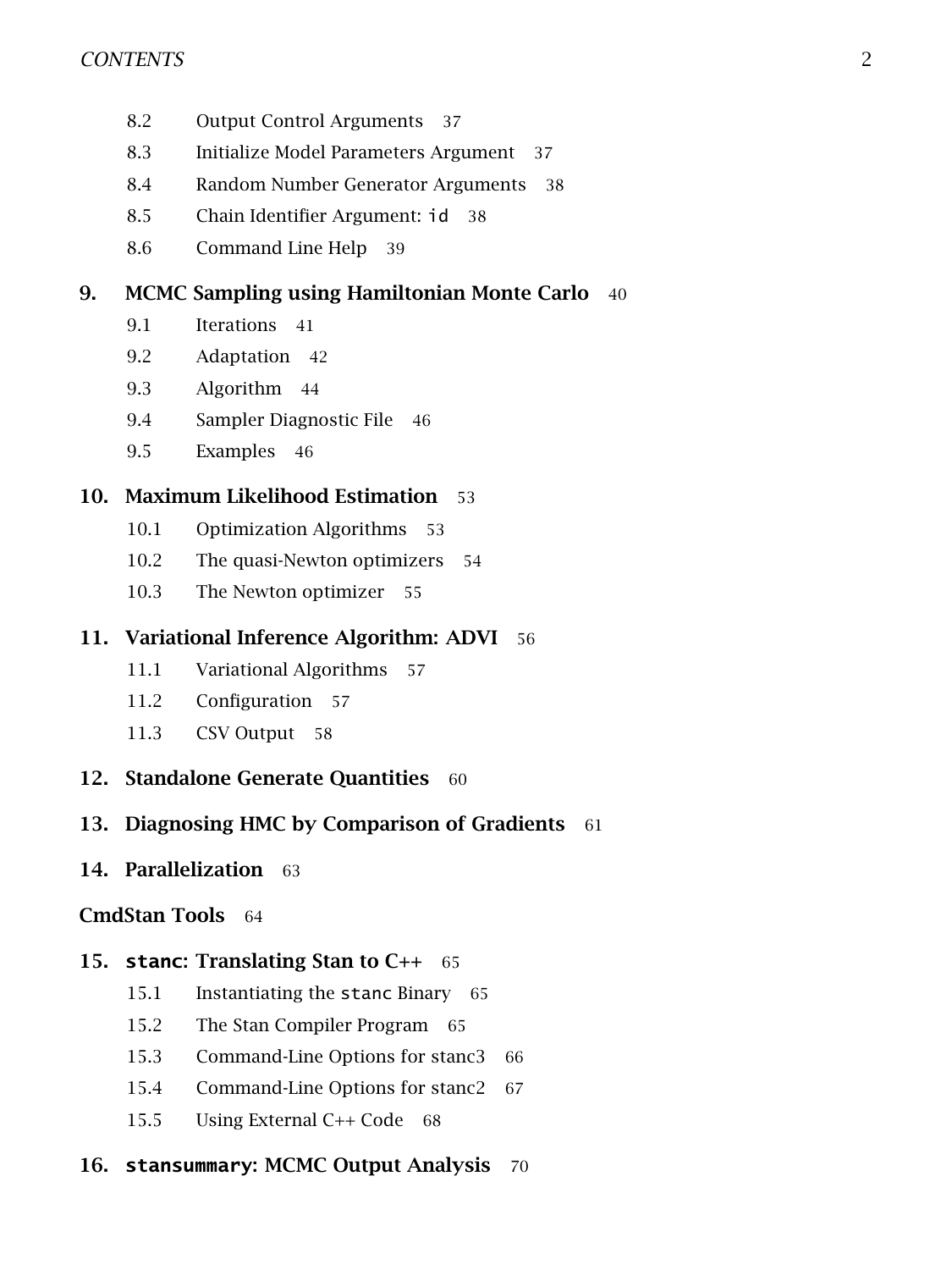- 8.2 Output Control Arguments 37
- 8.3 Initialize Model Parameters Argument 37
- 8.4 Random Number Generator Arguments 38
- 8.5 Chain Identifier Argument: `id` 38
- 8.6 Command Line Help 39

**9. MCMC Sampling using Hamiltonian Monte Carlo** 40

- 9.1 Iterations 41
- 9.2 Adaptation 42
- 9.3 Algorithm 44
- 9.4 Sampler Diagnostic File 46
- 9.5 Examples 46

**10. Maximum Likelihood Estimation** 53

- 10.1 Optimization Algorithms 53
- 10.2 The quasi-Newton optimizers 54
- 10.3 The Newton optimizer 55

**11. Variational Inference Algorithm: ADVI** 56

- 11.1 Variational Algorithms 57
- 11.2 Configuration 57
- 11.3 CSV Output 58

**12. Standalone Generate Quantities** 60

**13. Diagnosing HMC by Comparison of Gradients** 61

**14. Parallelization** 63

**CmdStan Tools** 64

**15. `stanc`: Translating Stan to C++** 65

- 15.1 Instantiating the `stanc` Binary 65
- 15.2 The Stan Compiler Program 65
- 15.3 Command-Line Options for stanc3 66
- 15.4 Command-Line Options for stanc2 67
- 15.5 Using External C++ Code 68

**16. `stansummary`: MCMC Output Analysis** 70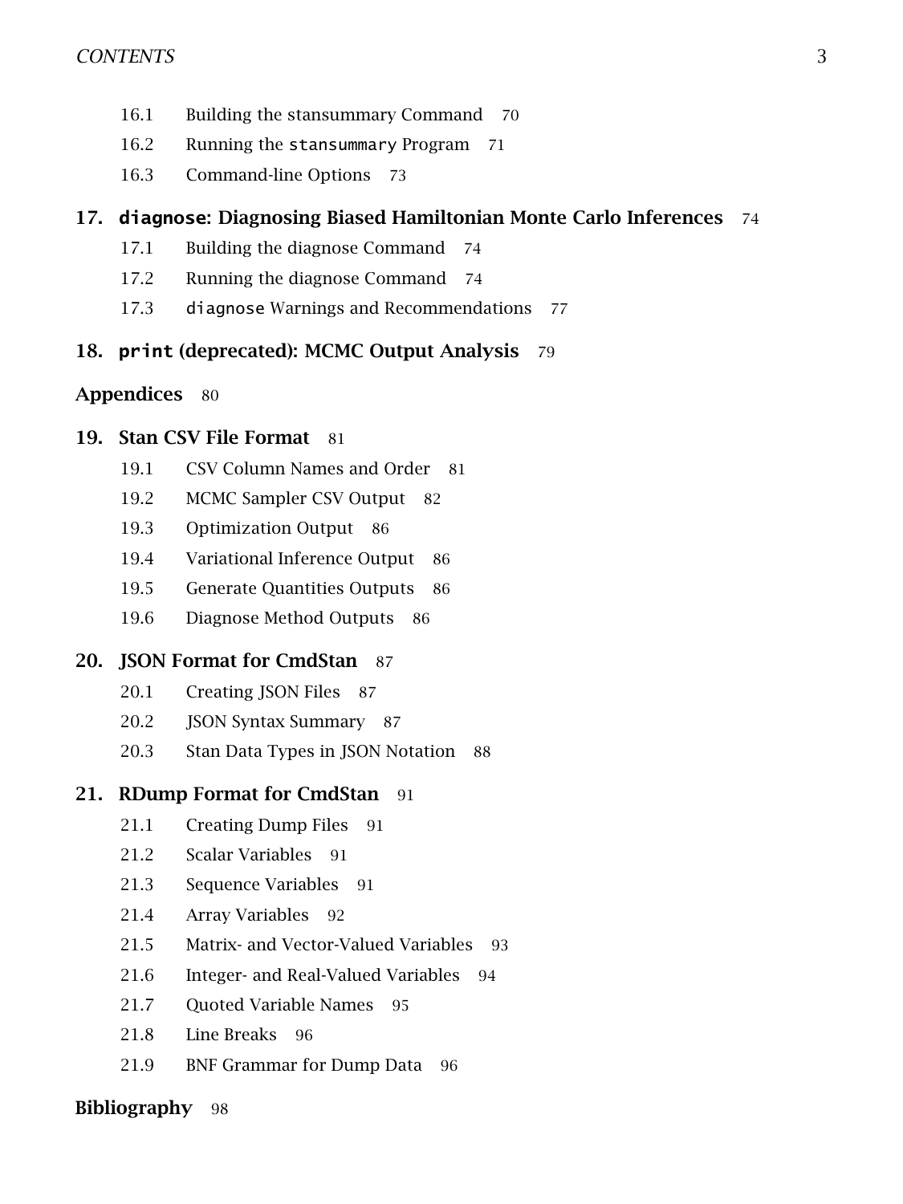- 16.1 Building the stansummary Command 70
- 16.2 Running the `stansummary` Program 71
- 16.3 Command-line Options 73

**17. `diagnose`: Diagnosing Biased Hamiltonian Monte Carlo Inferences** 74

- 17.1 Building the diagnose Command 74
- 17.2 Running the diagnose Command 74
- 17.3 `diagnose` Warnings and Recommendations 77

**18. `print` (deprecated): MCMC Output Analysis** 79

**Appendices** 80

**19. Stan CSV File Format** 81

- 19.1 CSV Column Names and Order 81
- 19.2 MCMC Sampler CSV Output 82
- 19.3 Optimization Output 86
- 19.4 Variational Inference Output 86
- 19.5 Generate Quantities Outputs 86
- 19.6 Diagnose Method Outputs 86

**20. JSON Format for CmdStan** 87

- 20.1 Creating JSON Files 87
- 20.2 JSON Syntax Summary 87
- 20.3 Stan Data Types in JSON Notation 88

**21. RDump Format for CmdStan** 91

- 21.1 Creating Dump Files 91
- 21.2 Scalar Variables 91
- 21.3 Sequence Variables 91
- 21.4 Array Variables 92
- 21.5 Matrix- and Vector-Valued Variables 93
- 21.6 Integer- and Real-Valued Variables 94
- 21.7 Quoted Variable Names 95
- 21.8 Line Breaks 96
- 21.9 BNF Grammar for Dump Data 96

**Bibliography** 98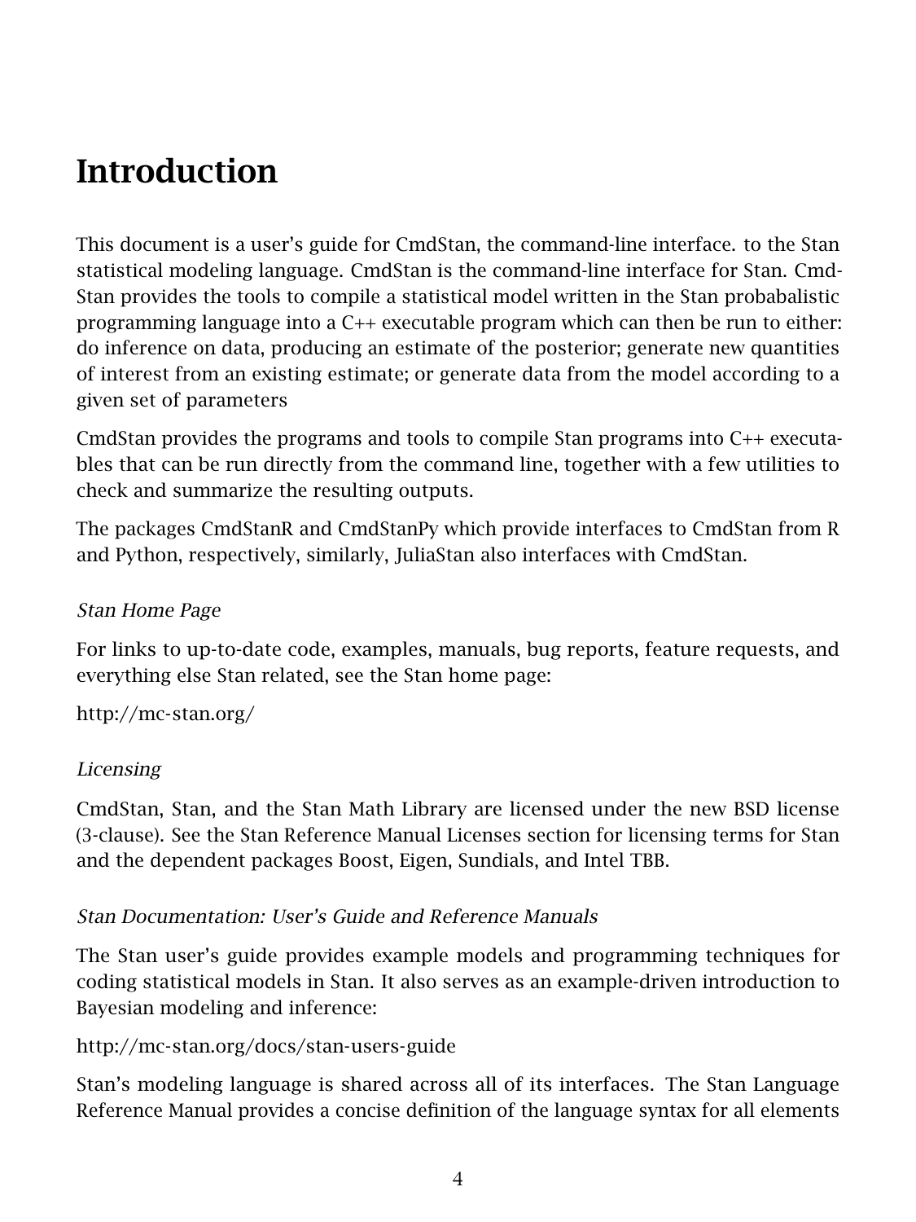# Introduction

This document is a user's guide for CmdStan, the command-line interface. to the Stan statistical modeling language. CmdStan is the command-line interface for Stan. CmdStan provides the tools to compile a statistical model written in the Stan probabalistic programming language into a C++ executable program which can then be run to either: do inference on data, producing an estimate of the posterior; generate new quantities of interest from an existing estimate; or generate data from the model according to a given set of parameters

CmdStan provides the programs and tools to compile Stan programs into C++ executables that can be run directly from the command line, together with a few utilities to check and summarize the resulting outputs.

The packages CmdStanR and CmdStanPy which provide interfaces to CmdStan from R and Python, respectively, similarly, JuliaStan also interfaces with CmdStan.

*Stan Home Page*

For links to up-to-date code, examples, manuals, bug reports, feature requests, and everything else Stan related, see the Stan home page:

http://mc-stan.org/

*Licensing*

CmdStan, Stan, and the Stan Math Library are licensed under the new BSD license (3-clause). See the Stan Reference Manual Licenses section for licensing terms for Stan and the dependent packages Boost, Eigen, Sundials, and Intel TBB.

*Stan Documentation: User's Guide and Reference Manuals*

The Stan user's guide provides example models and programming techniques for coding statistical models in Stan. It also serves as an example-driven introduction to Bayesian modeling and inference:

http://mc-stan.org/docs/stan-users-guide

Stan's modeling language is shared across all of its interfaces. The Stan Language Reference Manual provides a concise definition of the language syntax for all elements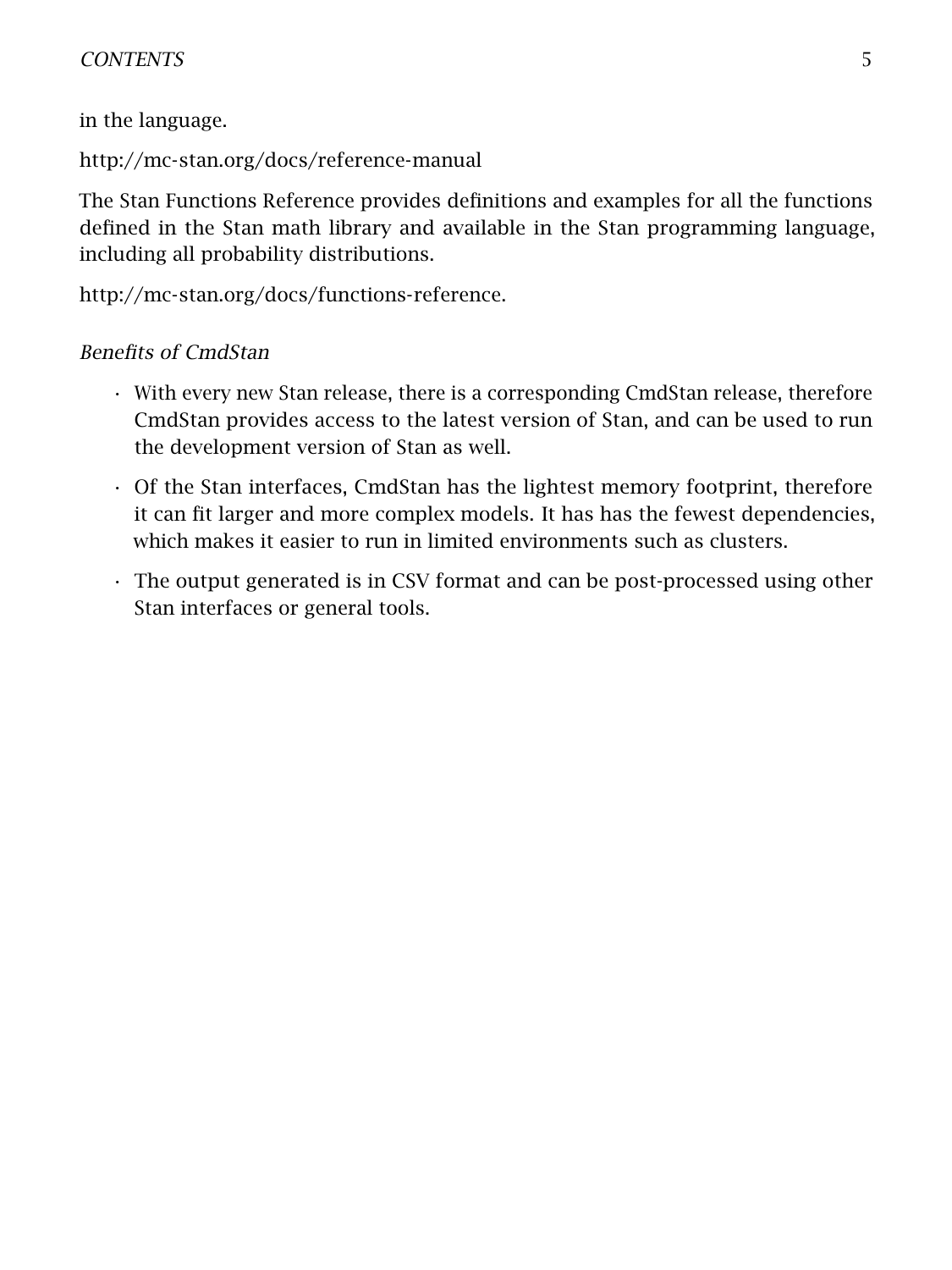in the language.

http://mc-stan.org/docs/reference-manual

The Stan Functions Reference provides definitions and examples for all the functions defined in the Stan math library and available in the Stan programming language, including all probability distributions.

http://mc-stan.org/docs/functions-reference.

*Benefits of CmdStan*

- With every new Stan release, there is a corresponding CmdStan release, therefore CmdStan provides access to the latest version of Stan, and can be used to run the development version of Stan as well.
- Of the Stan interfaces, CmdStan has the lightest memory footprint, therefore it can fit larger and more complex models. It has has the fewest dependencies, which makes it easier to run in limited environments such as clusters.
- The output generated is in CSV format and can be post-processed using other Stan interfaces or general tools.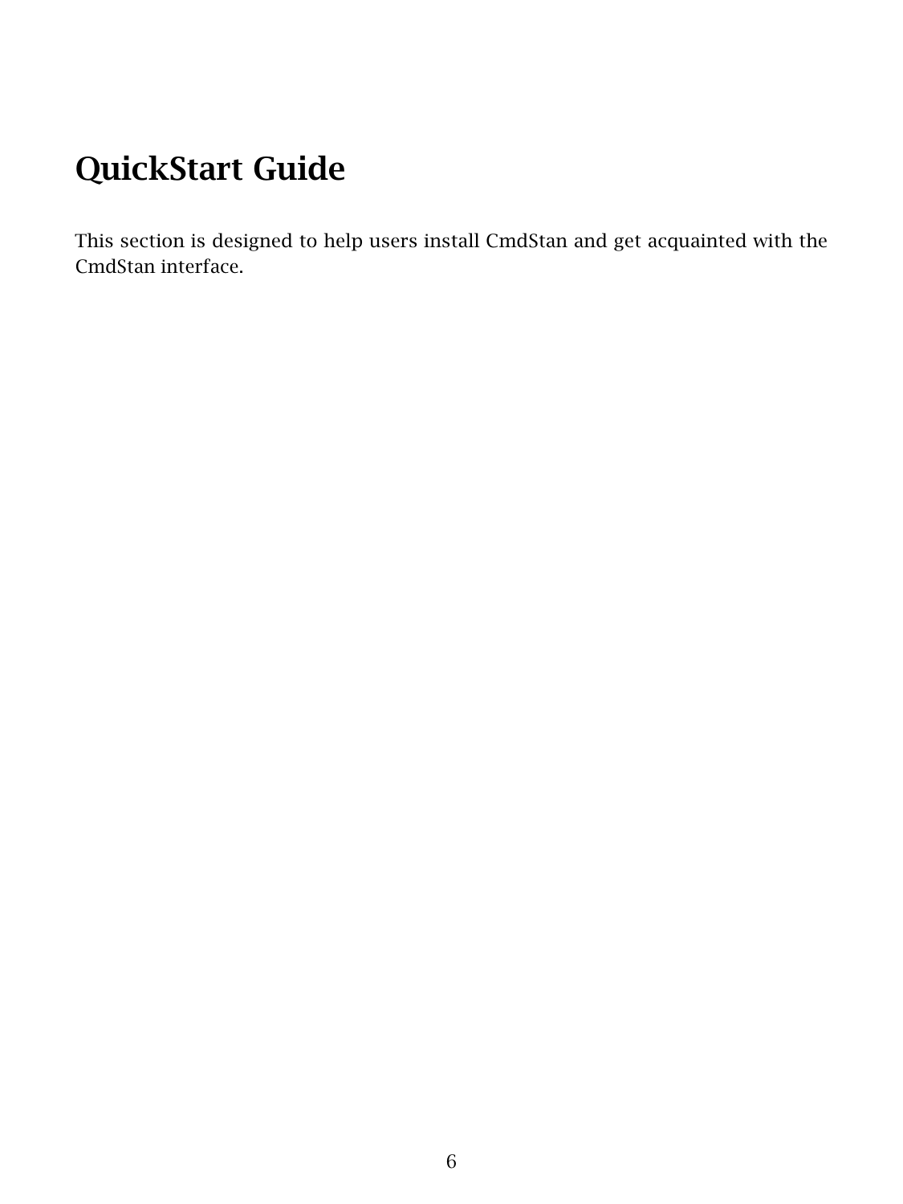# QuickStart Guide

This section is designed to help users install CmdStan and get acquainted with the CmdStan interface.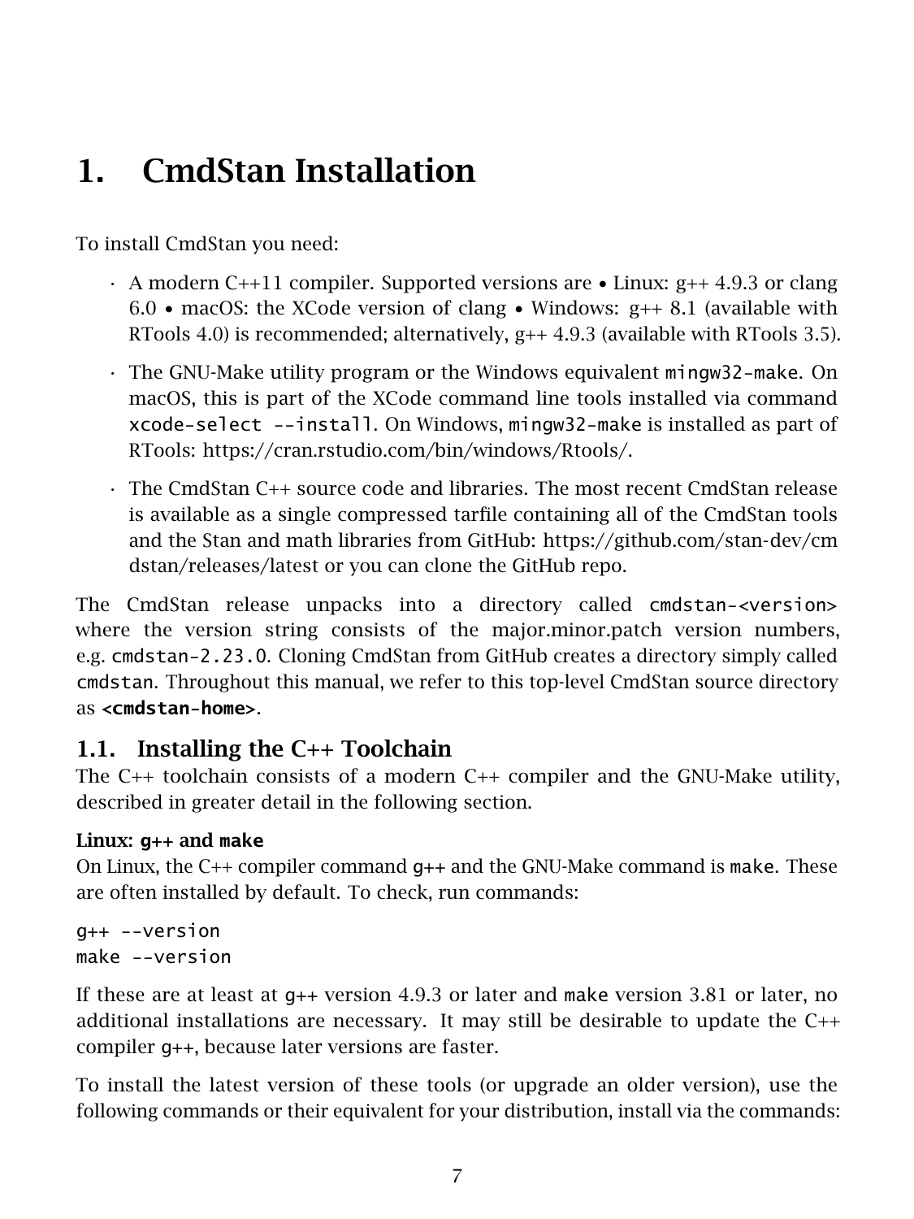# 1. CmdStan Installation

To install CmdStan you need:

- A modern C++11 compiler. Supported versions are • Linux: g++ 4.9.3 or clang 6.0 • macOS: the XCode version of clang • Windows: g++ 8.1 (available with RTools 4.0) is recommended; alternatively, g++ 4.9.3 (available with RTools 3.5).
- The GNU-Make utility program or the Windows equivalent `mingw32-make`. On macOS, this is part of the XCode command line tools installed via command `xcode-select --install`. On Windows, `mingw32-make` is installed as part of RTools: https://cran.rstudio.com/bin/windows/Rtools/.
- The CmdStan C++ source code and libraries. The most recent CmdStan release is available as a single compressed tarfile containing all of the CmdStan tools and the Stan and math libraries from GitHub: https://github.com/stan-dev/cmdstan/releases/latest or you can clone the GitHub repo.

The CmdStan release unpacks into a directory called `cmdstan-<version>` where the version string consists of the major.minor.patch version numbers, e.g. `cmdstan-2.23.0`. Cloning CmdStan from GitHub creates a directory simply called `cmdstan`. Throughout this manual, we refer to this top-level CmdStan source directory as **`<cmdstan-home>`**.

## 1.1. Installing the C++ Toolchain

The C++ toolchain consists of a modern C++ compiler and the GNU-Make utility, described in greater detail in the following section.

#### Linux: `g++` and `make`

On Linux, the C++ compiler command `g++` and the GNU-Make command is `make`. These are often installed by default. To check, run commands:

```
g++ --version
make --version
```

If these are at least at `g++` version 4.9.3 or later and `make` version 3.81 or later, no additional installations are necessary. It may still be desirable to update the C++ compiler `g++`, because later versions are faster.

To install the latest version of these tools (or upgrade an older version), use the following commands or their equivalent for your distribution, install via the commands: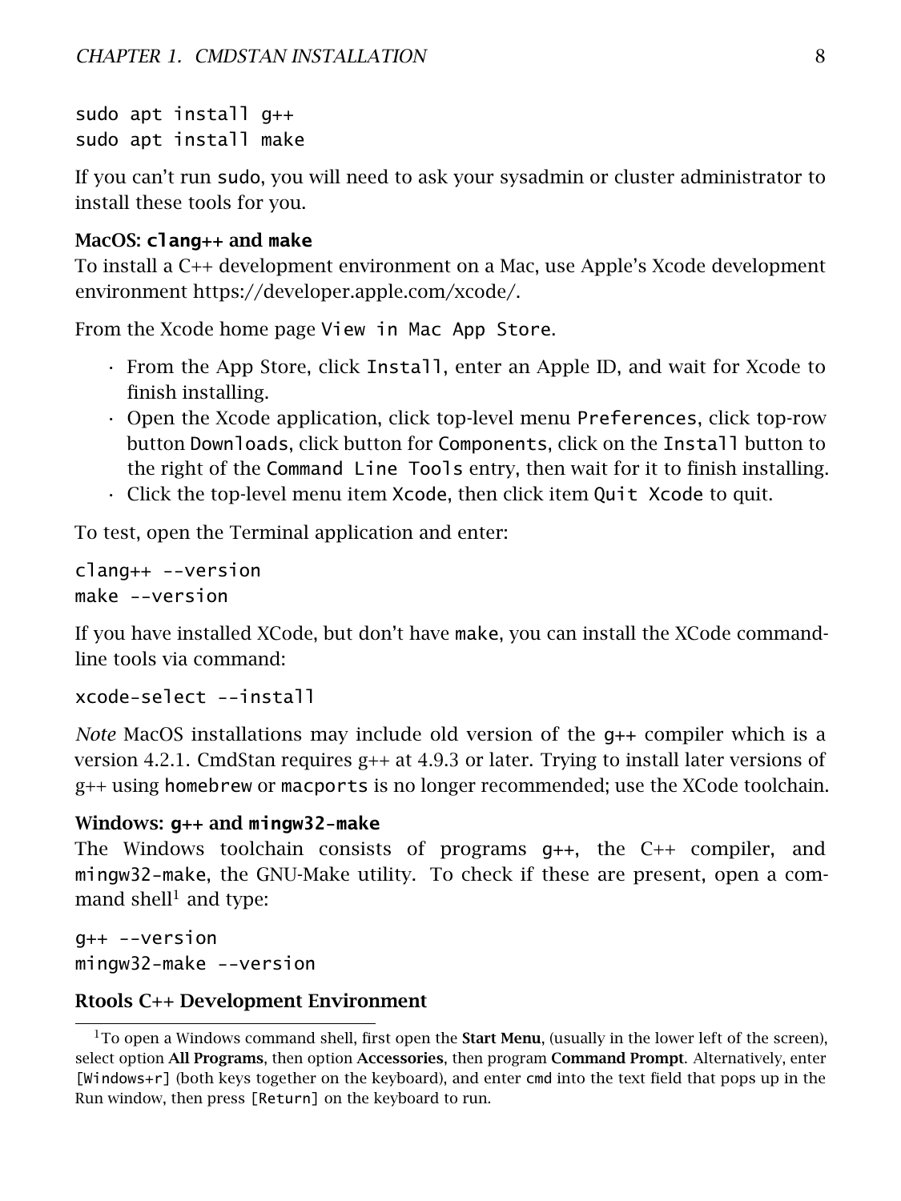```
sudo apt install g++
sudo apt install make
```

If you can't run `sudo`, you will need to ask your sysadmin or cluster administrator to install these tools for you.

#### MacOS: `clang++` and `make`

To install a C++ development environment on a Mac, use Apple's Xcode development environment https://developer.apple.com/xcode/.

From the Xcode home page `View in Mac App Store`.

- From the App Store, click `Install`, enter an Apple ID, and wait for Xcode to finish installing.
- Open the Xcode application, click top-level menu `Preferences`, click top-row button `Downloads`, click button for `Components`, click on the `Install` button to the right of the `Command Line Tools` entry, then wait for it to finish installing.
- Click the top-level menu item `Xcode`, then click item `Quit Xcode` to quit.

To test, open the Terminal application and enter:

```
clang++ --version
make --version
```

If you have installed XCode, but don't have `make`, you can install the XCode command-line tools via command:

```
xcode-select --install
```

*Note* MacOS installations may include old version of the `g++` compiler which is a version 4.2.1. CmdStan requires g++ at 4.9.3 or later. Trying to install later versions of g++ using `homebrew` or `macports` is no longer recommended; use the XCode toolchain.

#### Windows: `g++` and `mingw32-make`

The Windows toolchain consists of programs `g++`, the C++ compiler, and `mingw32-make`, the GNU-Make utility. To check if these are present, open a command shell[1] and type:

```
g++ --version
mingw32-make --version
```

#### Rtools C++ Development Environment

[1] To open a Windows command shell, first open the **Start Menu**, (usually in the lower left of the screen), select option **All Programs**, then option **Accessories**, then program **Command Prompt**. Alternatively, enter `[Windows+r]` (both keys together on the keyboard), and enter `cmd` into the text field that pops up in the Run window, then press `[Return]` on the keyboard to run.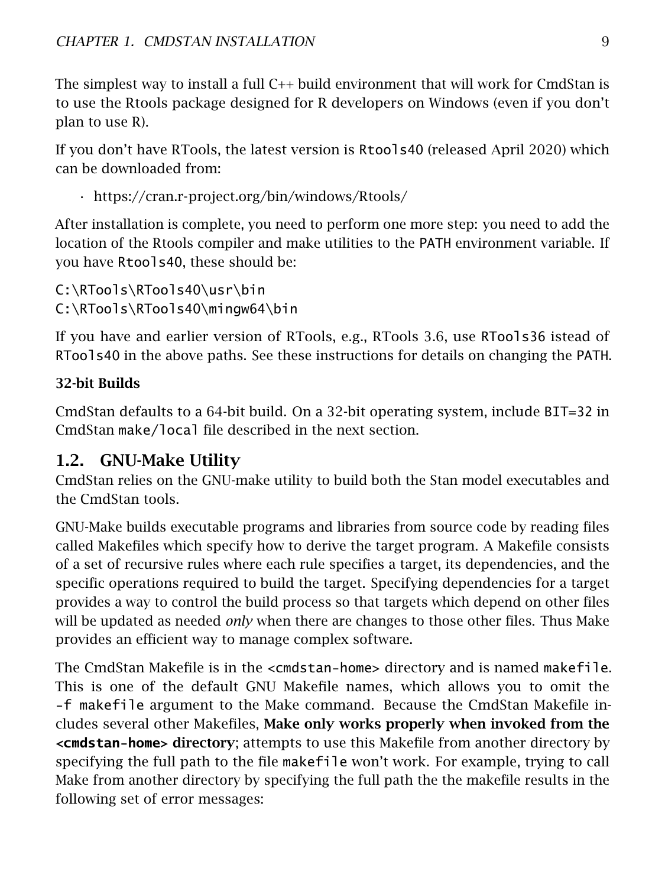The simplest way to install a full C++ build environment that will work for CmdStan is to use the Rtools package designed for R developers on Windows (even if you don't plan to use R).

If you don't have RTools, the latest version is `Rtools40` (released April 2020) which can be downloaded from:

- https://cran.r-project.org/bin/windows/Rtools/

After installation is complete, you need to perform one more step: you need to add the location of the Rtools compiler and make utilities to the `PATH` environment variable. If you have `Rtools40`, these should be:

```
C:\RTools\RTools40\usr\bin
C:\RTools\RTools40\mingw64\bin
```

If you have and earlier version of RTools, e.g., RTools 3.6, use `RTools36` istead of `RTools40` in the above paths. See these instructions for details on changing the `PATH`.

### 32-bit Builds

CmdStan defaults to a 64-bit build. On a 32-bit operating system, include `BIT=32` in CmdStan `make/local` file described in the next section.

## 1.2. GNU-Make Utility

CmdStan relies on the GNU-make utility to build both the Stan model executables and the CmdStan tools.

GNU-Make builds executable programs and libraries from source code by reading files called Makefiles which specify how to derive the target program. A Makefile consists of a set of recursive rules where each rule specifies a target, its dependencies, and the specific operations required to build the target. Specifying dependencies for a target provides a way to control the build process so that targets which depend on other files will be updated as needed *only* when there are changes to those other files. Thus Make provides an efficient way to manage complex software.

The CmdStan Makefile is in the `<cmdstan-home>` directory and is named `makefile`. This is one of the default GNU Makefile names, which allows you to omit the `-f makefile` argument to the Make command. Because the CmdStan Makefile includes several other Makefiles, **Make only works properly when invoked from the `<cmdstan-home>` directory**; attempts to use this Makefile from another directory by specifying the full path to the file `makefile` won't work. For example, trying to call Make from another directory by specifying the full path the the makefile results in the following set of error messages: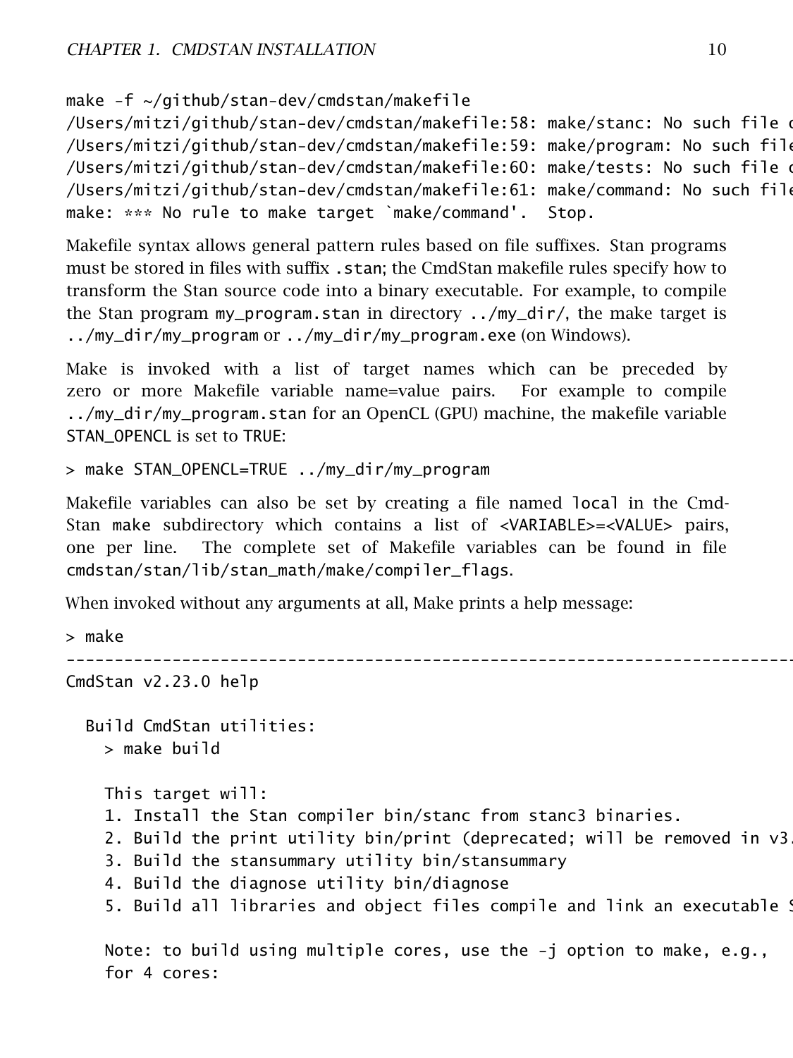```
make -f ~/github/stan-dev/cmdstan/makefile
/Users/mitzi/github/stan-dev/cmdstan/makefile:58: make/stanc: No such file o
/Users/mitzi/github/stan-dev/cmdstan/makefile:59: make/program: No such file
/Users/mitzi/github/stan-dev/cmdstan/makefile:60: make/tests: No such file o
/Users/mitzi/github/stan-dev/cmdstan/makefile:61: make/command: No such file
make: *** No rule to make target `make/command'.  Stop.
```

Makefile syntax allows general pattern rules based on file suffixes. Stan programs must be stored in files with suffix `.stan`; the CmdStan makefile rules specify how to transform the Stan source code into a binary executable. For example, to compile the Stan program `my_program.stan` in directory `../my_dir/`, the make target is `../my_dir/my_program` or `../my_dir/my_program.exe` (on Windows).

Make is invoked with a list of target names which can be preceded by zero or more Makefile variable name=value pairs. For example to compile `../my_dir/my_program.stan` for an OpenCL (GPU) machine, the makefile variable `STAN_OPENCL` is set to `TRUE`:

```
> make STAN_OPENCL=TRUE ../my_dir/my_program
```

Makefile variables can also be set by creating a file named `local` in the CmdStan `make` subdirectory which contains a list of `<VARIABLE>=<VALUE>` pairs, one per line. The complete set of Makefile variables can be found in file `cmdstan/stan/lib/stan_math/make/compiler_flags`.

When invoked without any arguments at all, Make prints a help message:

```
> make
--------------------------------------------------------------------------------
CmdStan v2.23.0 help

  Build CmdStan utilities:
    > make build

    This target will:
    1. Install the Stan compiler bin/stanc from stanc3 binaries.
    2. Build the print utility bin/print (deprecated; will be removed in v3.
    3. Build the stansummary utility bin/stansummary
    4. Build the diagnose utility bin/diagnose
    5. Build all libraries and object files compile and link an executable S

    Note: to build using multiple cores, use the -j option to make, e.g.,
    for 4 cores:
```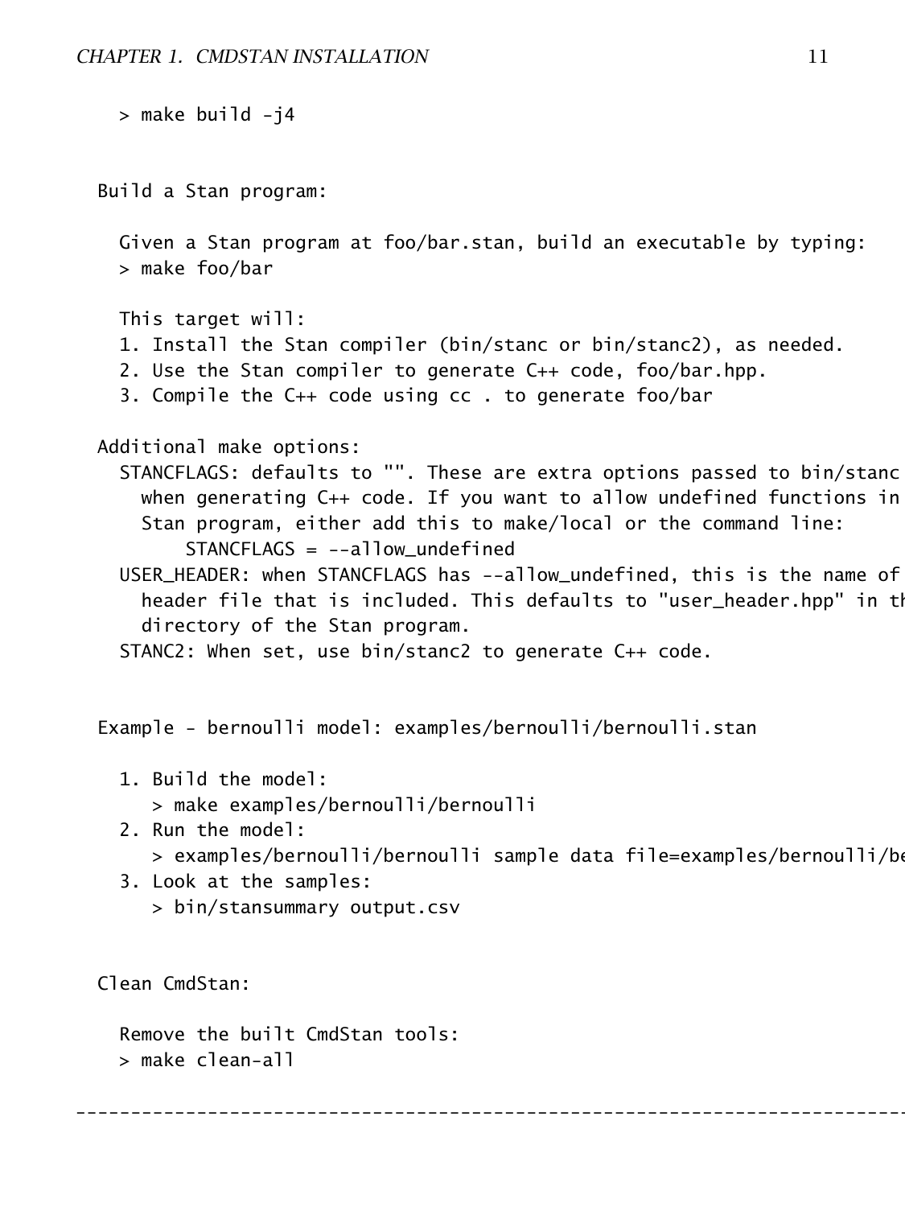```
    > make build -j4


  Build a Stan program:

    Given a Stan program at foo/bar.stan, build an executable by typing:
    > make foo/bar

    This target will:
    1. Install the Stan compiler (bin/stanc or bin/stanc2), as needed.
    2. Use the Stan compiler to generate C++ code, foo/bar.hpp.
    3. Compile the C++ code using cc . to generate foo/bar

  Additional make options:
    STANCFLAGS: defaults to "". These are extra options passed to bin/stanc
      when generating C++ code. If you want to allow undefined functions in
      Stan program, either add this to make/local or the command line:
          STANCFLAGS = --allow_undefined
    USER_HEADER: when STANCFLAGS has --allow_undefined, this is the name of
      header file that is included. This defaults to "user_header.hpp" in th
      directory of the Stan program.
    STANC2: When set, use bin/stanc2 to generate C++ code.


  Example - bernoulli model: examples/bernoulli/bernoulli.stan

    1. Build the model:
       > make examples/bernoulli/bernoulli
    2. Run the model:
       > examples/bernoulli/bernoulli sample data file=examples/bernoulli/be
    3. Look at the samples:
       > bin/stansummary output.csv


  Clean CmdStan:

    Remove the built CmdStan tools:
    > make clean-all

--------------------------------------------------------------------------------
```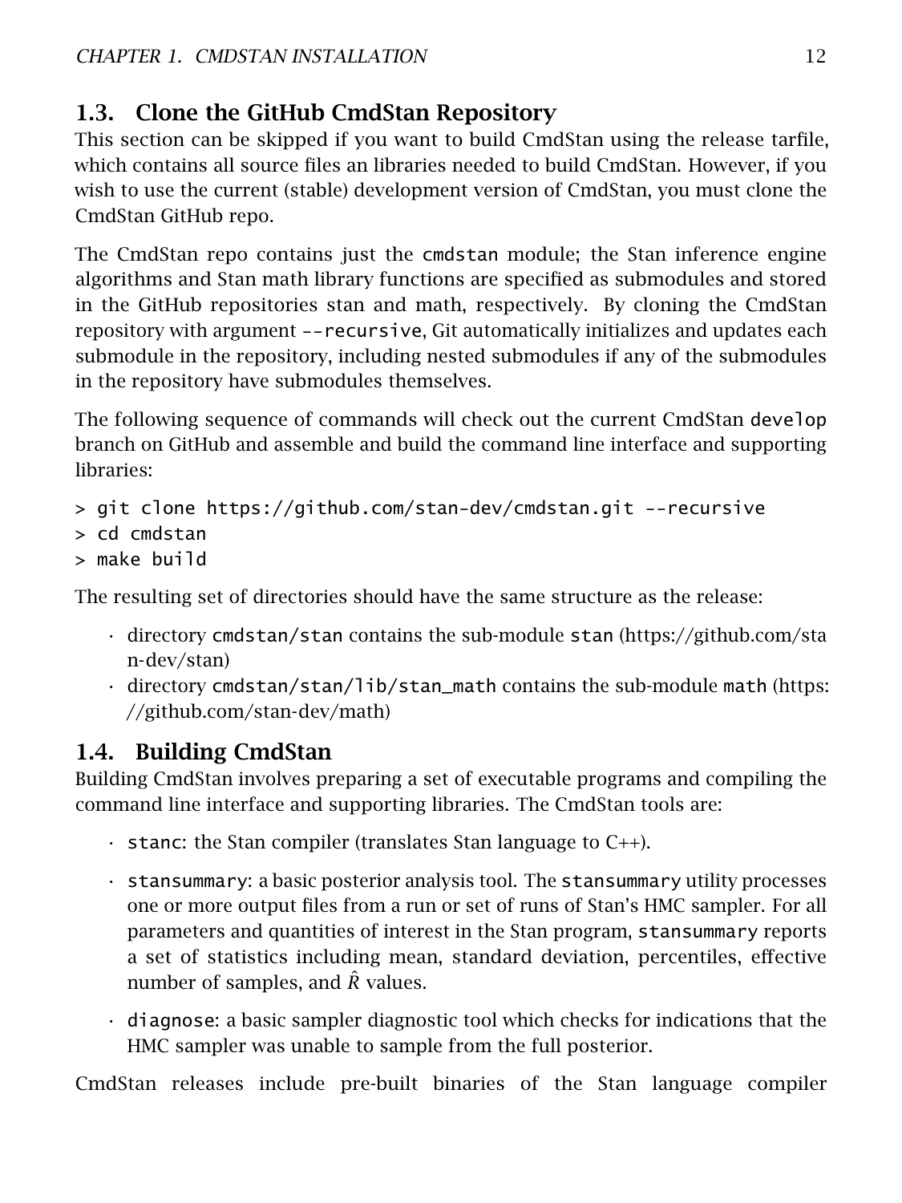## 1.3. Clone the GitHub CmdStan Repository

This section can be skipped if you want to build CmdStan using the release tarfile, which contains all source files an libraries needed to build CmdStan. However, if you wish to use the current (stable) development version of CmdStan, you must clone the CmdStan GitHub repo.

The CmdStan repo contains just the `cmdstan` module; the Stan inference engine algorithms and Stan math library functions are specified as submodules and stored in the GitHub repositories stan and math, respectively. By cloning the CmdStan repository with argument `--recursive`, Git automatically initializes and updates each submodule in the repository, including nested submodules if any of the submodules in the repository have submodules themselves.

The following sequence of commands will check out the current CmdStan `develop` branch on GitHub and assemble and build the command line interface and supporting libraries:

```
> git clone https://github.com/stan-dev/cmdstan.git --recursive
> cd cmdstan
> make build
```

The resulting set of directories should have the same structure as the release:

- directory `cmdstan/stan` contains the sub-module `stan` (https://github.com/stan-dev/stan)
- directory `cmdstan/stan/lib/stan_math` contains the sub-module `math` (https://github.com/stan-dev/math)

## 1.4. Building CmdStan

Building CmdStan involves preparing a set of executable programs and compiling the command line interface and supporting libraries. The CmdStan tools are:

- `stanc`: the Stan compiler (translates Stan language to C++).
- `stansummary`: a basic posterior analysis tool. The `stansummary` utility processes one or more output files from a run or set of runs of Stan's HMC sampler. For all parameters and quantities of interest in the Stan program, `stansummary` reports a set of statistics including mean, standard deviation, percentiles, effective number of samples, and $\hat{R}$ values.
- `diagnose`: a basic sampler diagnostic tool which checks for indications that the HMC sampler was unable to sample from the full posterior.

CmdStan releases include pre-built binaries of the Stan language compiler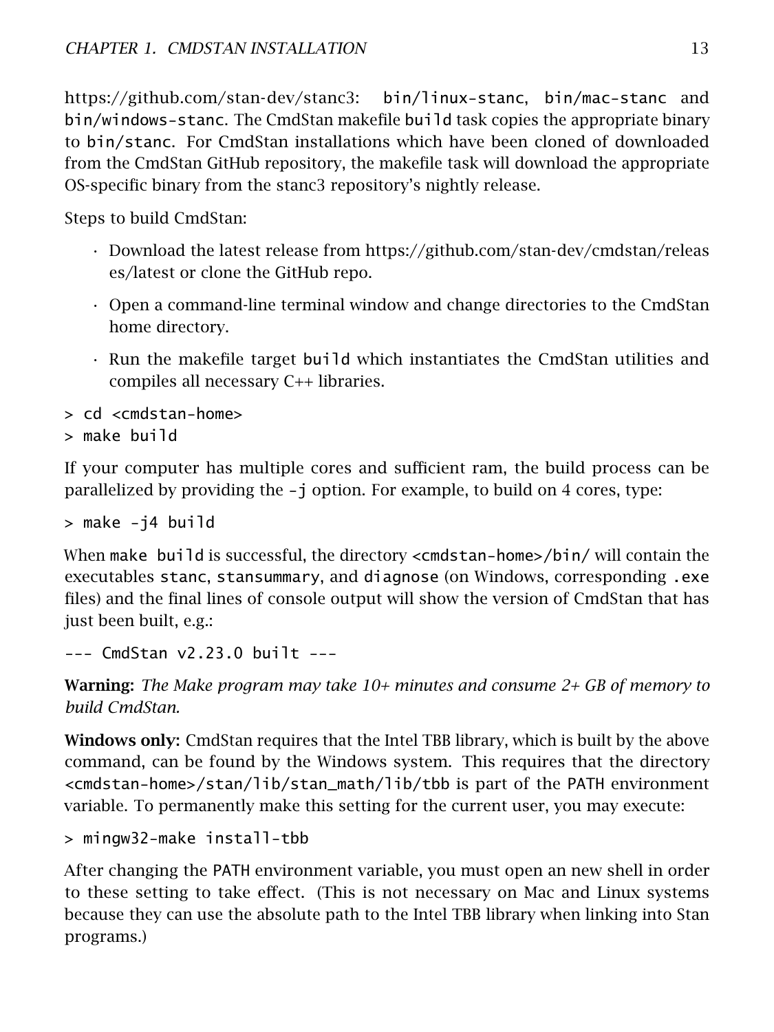https://github.com/stan-dev/stanc3: `bin/linux-stanc`, `bin/mac-stanc` and `bin/windows-stanc`. The CmdStan makefile `build` task copies the appropriate binary to `bin/stanc`. For CmdStan installations which have been cloned of downloaded from the CmdStan GitHub repository, the makefile task will download the appropriate OS-specific binary from the stanc3 repository's nightly release.

Steps to build CmdStan:

- Download the latest release from https://github.com/stan-dev/cmdstan/releases/latest or clone the GitHub repo.
- Open a command-line terminal window and change directories to the CmdStan home directory.
- Run the makefile target `build` which instantiates the CmdStan utilities and compiles all necessary C++ libraries.

```
> cd <cmdstan-home>
> make build
```

If your computer has multiple cores and sufficient ram, the build process can be parallelized by providing the `-j` option. For example, to build on 4 cores, type:

```
> make -j4 build
```

When `make build` is successful, the directory `<cmdstan-home>/bin/` will contain the executables `stanc`, `stansummary`, and `diagnose` (on Windows, corresponding `.exe` files) and the final lines of console output will show the version of CmdStan that has just been built, e.g.:

```
--- CmdStan v2.23.0 built ---
```

**Warning:** *The Make program may take 10+ minutes and consume 2+ GB of memory to build CmdStan.*

**Windows only:** CmdStan requires that the Intel TBB library, which is built by the above command, can be found by the Windows system. This requires that the directory `<cmdstan-home>/stan/lib/stan_math/lib/tbb` is part of the `PATH` environment variable. To permanently make this setting for the current user, you may execute:

```
> mingw32-make install-tbb
```

After changing the `PATH` environment variable, you must open an new shell in order to these setting to take effect. (This is not necessary on Mac and Linux systems because they can use the absolute path to the Intel TBB library when linking into Stan programs.)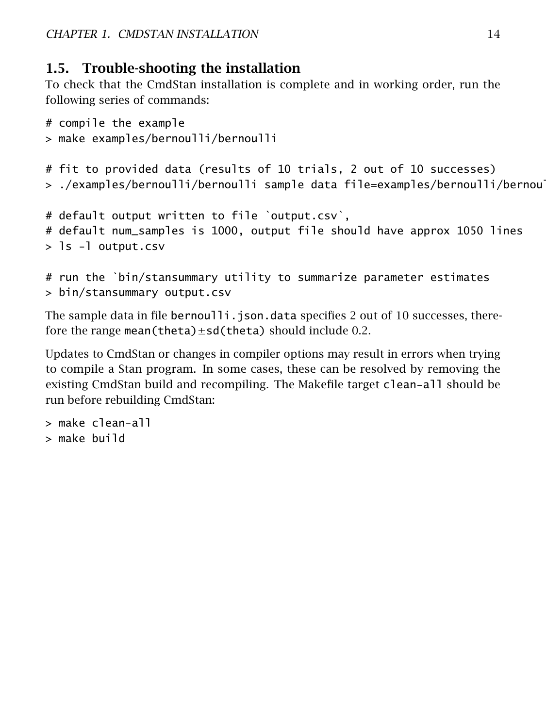## 1.5. Trouble-shooting the installation

To check that the CmdStan installation is complete and in working order, run the following series of commands:

```
# compile the example
> make examples/bernoulli/bernoulli

# fit to provided data (results of 10 trials, 2 out of 10 successes)
> ./examples/bernoulli/bernoulli sample data file=examples/bernoulli/bernou

# default output written to file `output.csv`,
# default num_samples is 1000, output file should have approx 1050 lines
> ls -l output.csv

# run the `bin/stansummary utility to summarize parameter estimates
> bin/stansummary output.csv
```

The sample data in file `bernoulli.json.data` specifies 2 out of 10 successes, therefore the range `mean(theta)`±`sd(theta)` should include 0.2.

Updates to CmdStan or changes in compiler options may result in errors when trying to compile a Stan program. In some cases, these can be resolved by removing the existing CmdStan build and recompiling. The Makefile target `clean-all` should be run before rebuilding CmdStan:

```
> make clean-all
> make build
```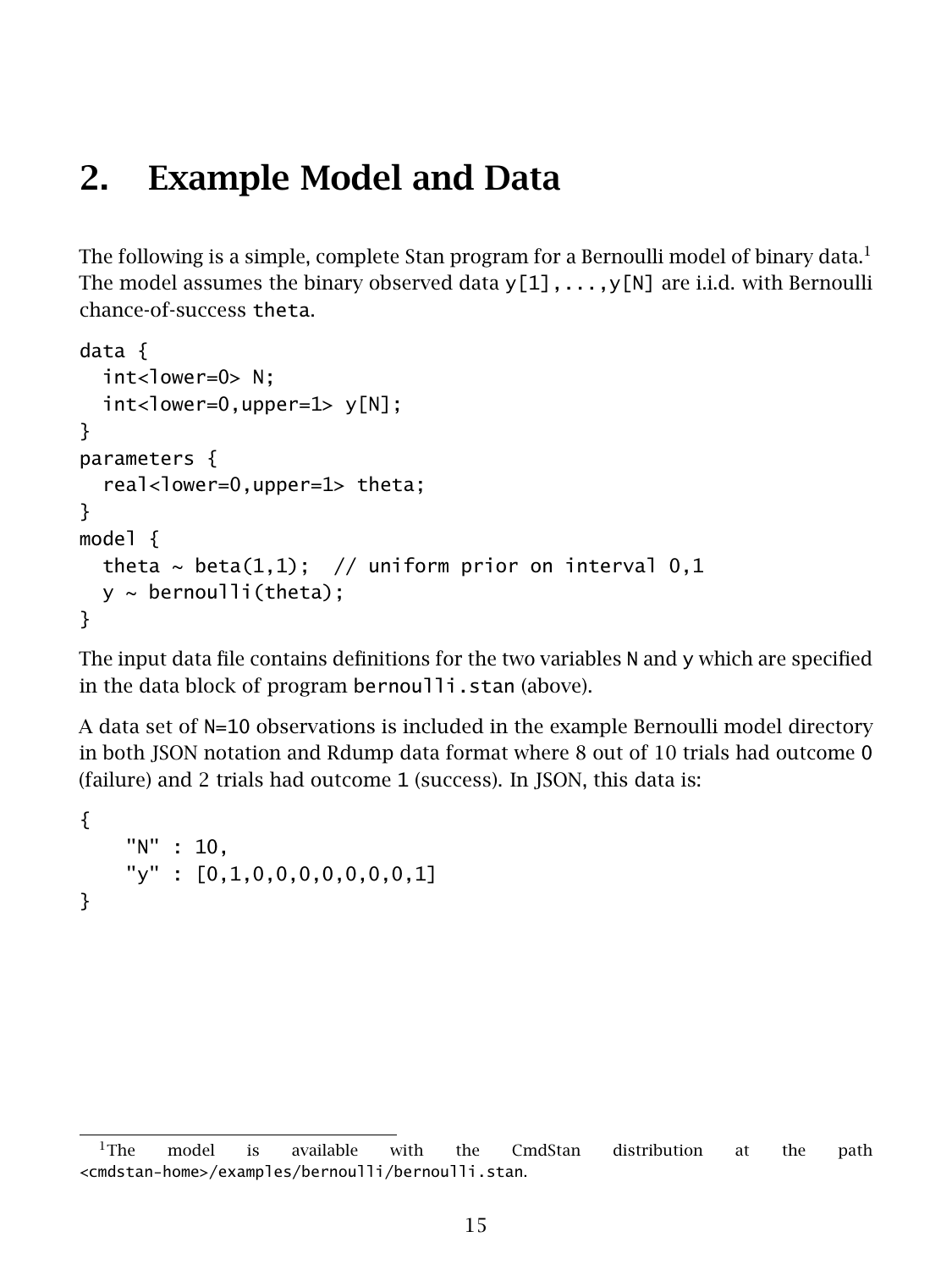# 2. Example Model and Data

The following is a simple, complete Stan program for a Bernoulli model of binary data.[1] The model assumes the binary observed data `y[1],...,y[N]` are i.i.d. with Bernoulli chance-of-success `theta`.

```
data {
  int<lower=0> N;
  int<lower=0,upper=1> y[N];
}
parameters {
  real<lower=0,upper=1> theta;
}
model {
  theta ~ beta(1,1);  // uniform prior on interval 0,1
  y ~ bernoulli(theta);
}
```

The input data file contains definitions for the two variables `N` and `y` which are specified in the data block of program `bernoulli.stan` (above).

A data set of `N=10` observations is included in the example Bernoulli model directory in both JSON notation and Rdump data format where 8 out of 10 trials had outcome `0` (failure) and 2 trials had outcome `1` (success). In JSON, this data is:

```
{
    "N" : 10,
    "y" : [0,1,0,0,0,0,0,0,0,1]
}
```

[1] The model is available with the CmdStan distribution at the path `<cmdstan-home>/examples/bernoulli/bernoulli.stan`.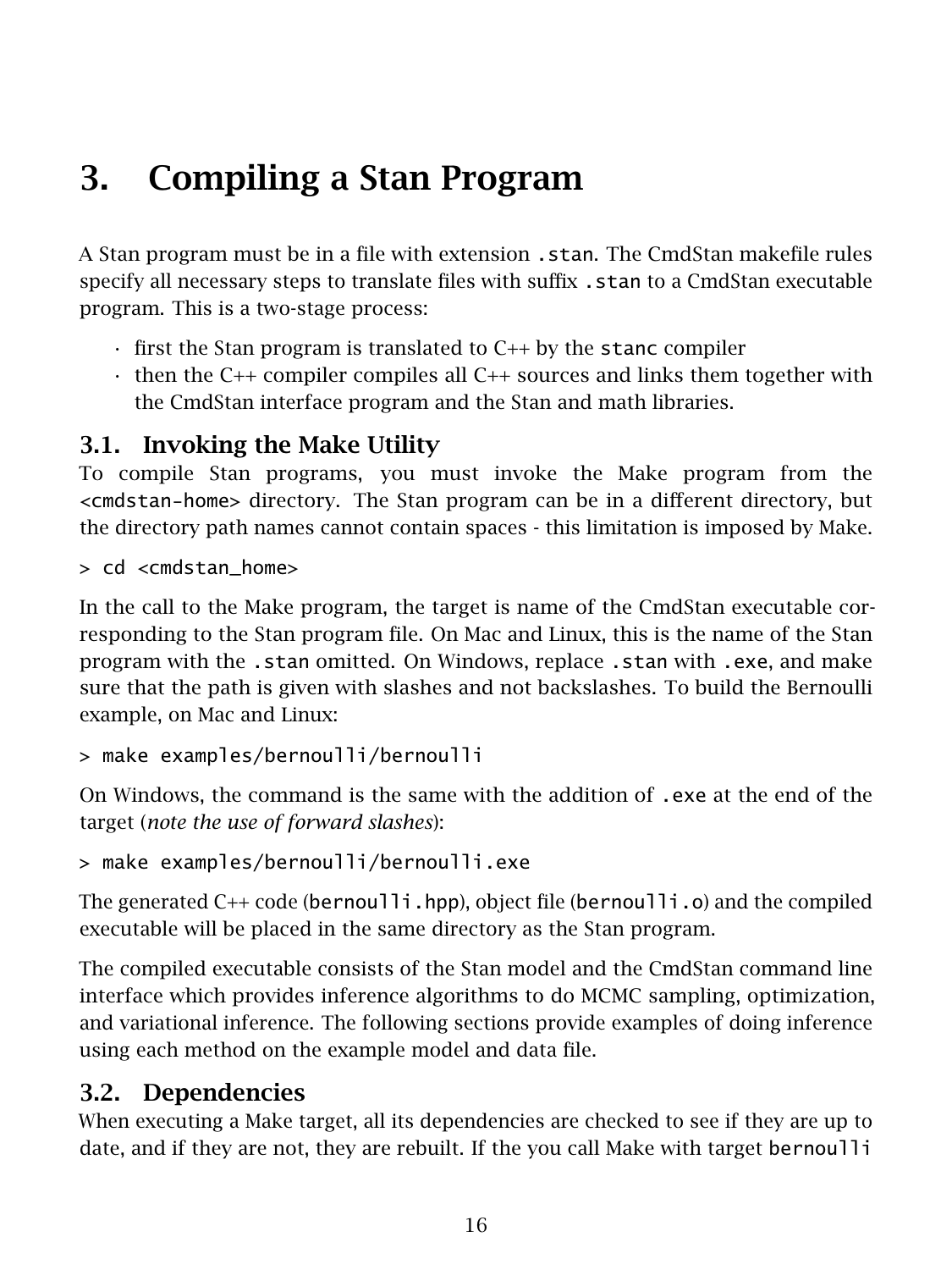# 3. Compiling a Stan Program

A Stan program must be in a file with extension `.stan`. The CmdStan makefile rules specify all necessary steps to translate files with suffix `.stan` to a CmdStan executable program. This is a two-stage process:

- first the Stan program is translated to C++ by the `stanc` compiler
- then the C++ compiler compiles all C++ sources and links them together with the CmdStan interface program and the Stan and math libraries.

## 3.1. Invoking the Make Utility

To compile Stan programs, you must invoke the Make program from the `<cmdstan-home>` directory. The Stan program can be in a different directory, but the directory path names cannot contain spaces - this limitation is imposed by Make.

```
> cd <cmdstan_home>
```

In the call to the Make program, the target is name of the CmdStan executable corresponding to the Stan program file. On Mac and Linux, this is the name of the Stan program with the `.stan` omitted. On Windows, replace `.stan` with `.exe`, and make sure that the path is given with slashes and not backslashes. To build the Bernoulli example, on Mac and Linux:

```
> make examples/bernoulli/bernoulli
```

On Windows, the command is the same with the addition of `.exe` at the end of the target (*note the use of forward slashes*):

```
> make examples/bernoulli/bernoulli.exe
```

The generated C++ code (`bernoulli.hpp`), object file (`bernoulli.o`) and the compiled executable will be placed in the same directory as the Stan program.

The compiled executable consists of the Stan model and the CmdStan command line interface which provides inference algorithms to do MCMC sampling, optimization, and variational inference. The following sections provide examples of doing inference using each method on the example model and data file.

## 3.2. Dependencies

When executing a Make target, all its dependencies are checked to see if they are up to date, and if they are not, they are rebuilt. If the you call Make with target `bernoulli`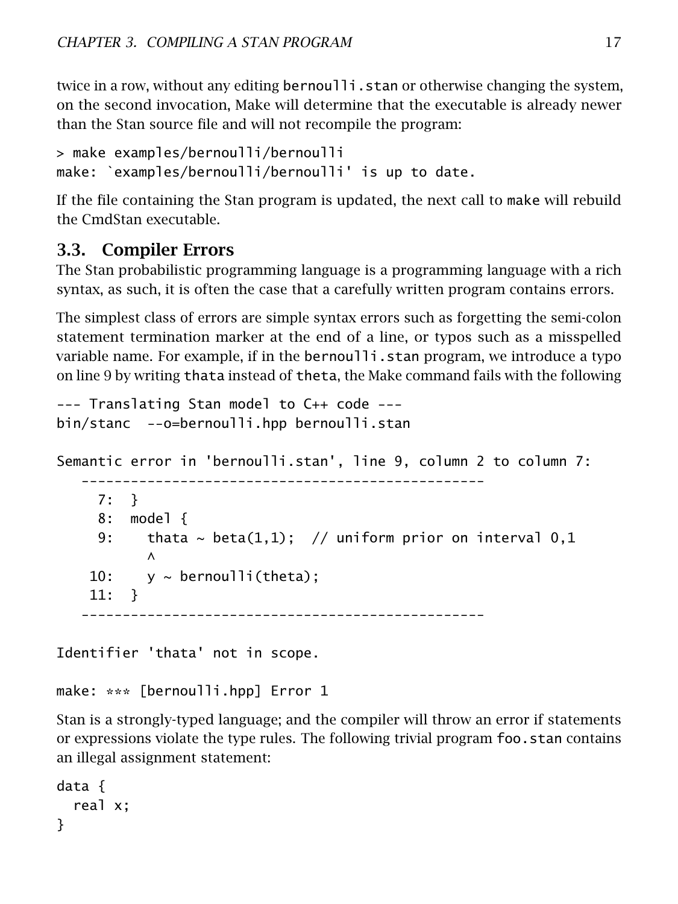twice in a row, without any editing `bernoulli.stan` or otherwise changing the system, on the second invocation, Make will determine that the executable is already newer than the Stan source file and will not recompile the program:

```
> make examples/bernoulli/bernoulli
make: `examples/bernoulli/bernoulli' is up to date.
```

If the file containing the Stan program is updated, the next call to `make` will rebuild the CmdStan executable.

## 3.3. Compiler Errors

The Stan probabilistic programming language is a programming language with a rich syntax, as such, it is often the case that a carefully written program contains errors.

The simplest class of errors are simple syntax errors such as forgetting the semi-colon statement termination marker at the end of a line, or typos such as a misspelled variable name. For example, if in the `bernoulli.stan` program, we introduce a typo on line 9 by writing `thata` instead of `theta`, the Make command fails with the following

```
--- Translating Stan model to C++ code ---
bin/stanc  --o=bernoulli.hpp bernoulli.stan

Semantic error in 'bernoulli.stan', line 9, column 2 to column 7:
   -------------------------------------------------
     7:  }
     8:  model {
     9:    thata ~ beta(1,1);  // uniform prior on interval 0,1
           ^
    10:    y ~ bernoulli(theta);
    11:  }
   -------------------------------------------------

Identifier 'thata' not in scope.

make: *** [bernoulli.hpp] Error 1
```

Stan is a strongly-typed language; and the compiler will throw an error if statements or expressions violate the type rules. The following trivial program `foo.stan` contains an illegal assignment statement:

```
data {
  real x;
}
```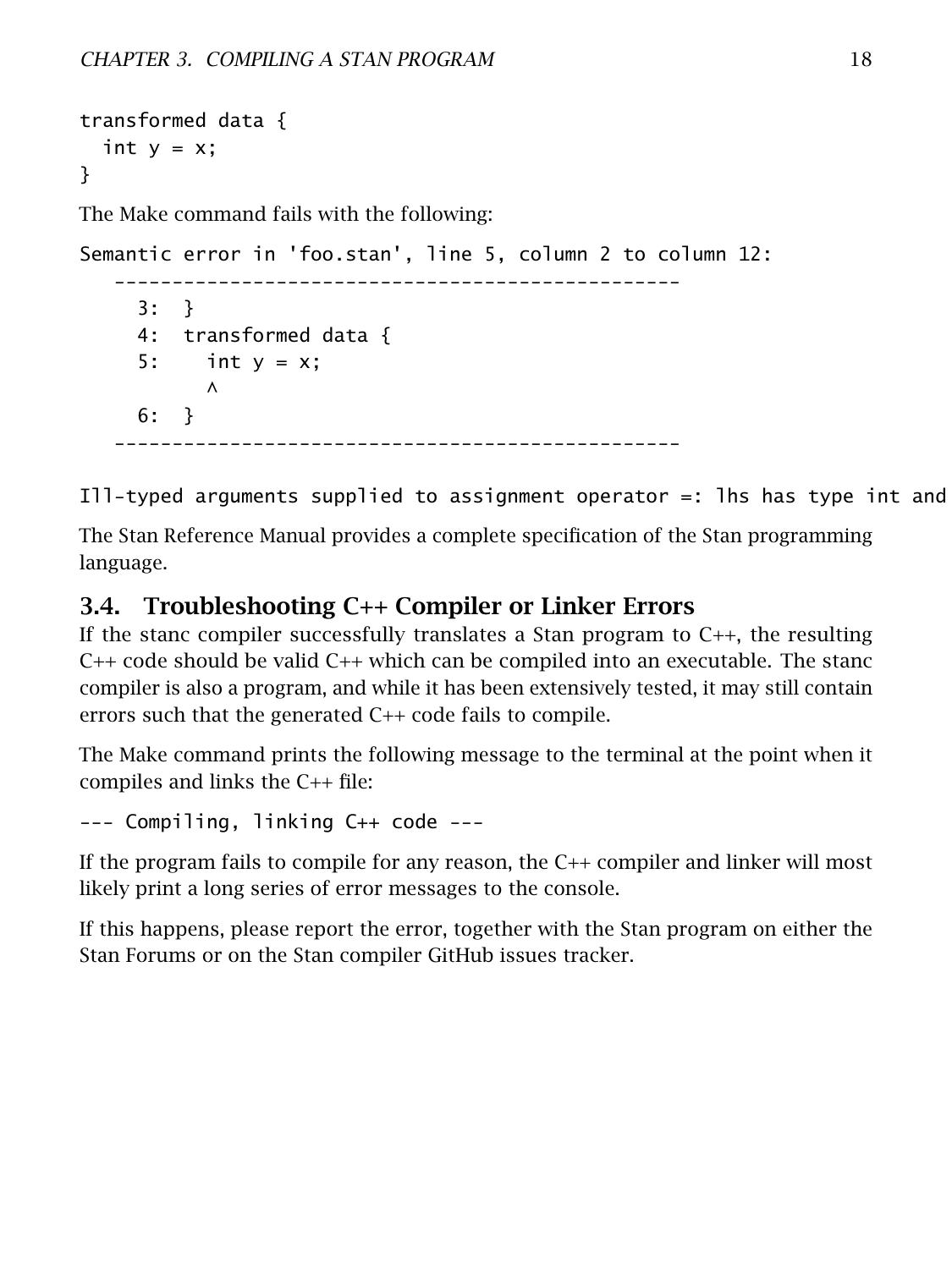```
transformed data {
  int y = x;
}
```

The Make command fails with the following:

```
Semantic error in 'foo.stan', line 5, column 2 to column 12:
   -------------------------------------------------
     3:  }
     4:  transformed data {
     5:    int y = x;
           ^
     6:  }
   -------------------------------------------------

Ill-typed arguments supplied to assignment operator =: lhs has type int and
```

The Stan Reference Manual provides a complete specification of the Stan programming language.

## 3.4. Troubleshooting C++ Compiler or Linker Errors

If the stanc compiler successfully translates a Stan program to C++, the resulting C++ code should be valid C++ which can be compiled into an executable. The stanc compiler is also a program, and while it has been extensively tested, it may still contain errors such that the generated C++ code fails to compile.

The Make command prints the following message to the terminal at the point when it compiles and links the C++ file:

```
--- Compiling, linking C++ code ---
```

If the program fails to compile for any reason, the C++ compiler and linker will most likely print a long series of error messages to the console.

If this happens, please report the error, together with the Stan program on either the Stan Forums or on the Stan compiler GitHub issues tracker.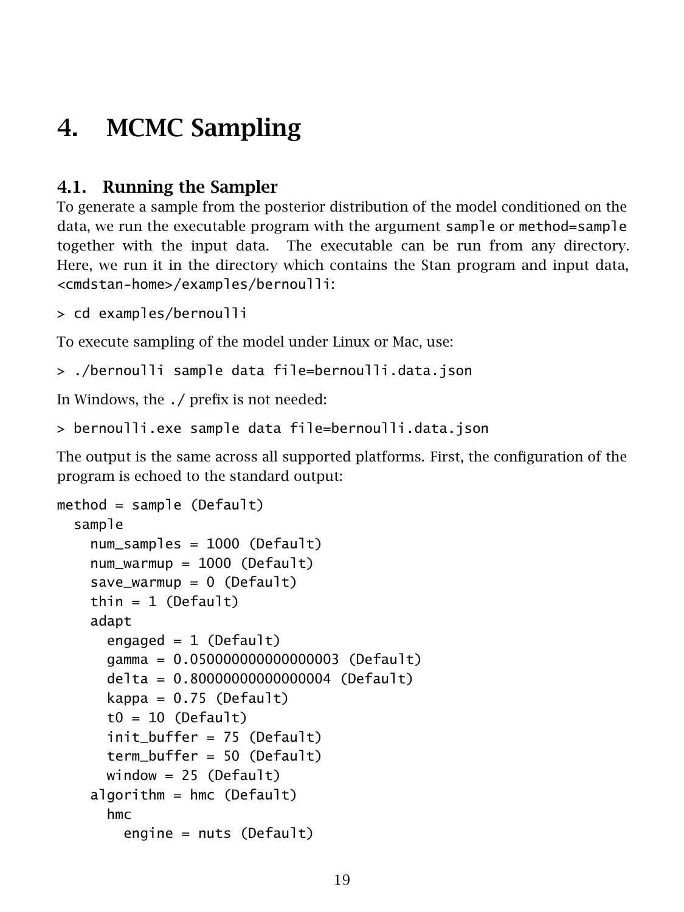# 4. MCMC Sampling

## 4.1. Running the Sampler

To generate a sample from the posterior distribution of the model conditioned on the data, we run the executable program with the argument `sample` or `method=sample` together with the input data. The executable can be run from any directory. Here, we run it in the directory which contains the Stan program and input data, `<cmdstan-home>/examples/bernoulli`:

```
> cd examples/bernoulli
```

To execute sampling of the model under Linux or Mac, use:

```
> ./bernoulli sample data file=bernoulli.data.json
```

In Windows, the `./` prefix is not needed:

```
> bernoulli.exe sample data file=bernoulli.data.json
```

The output is the same across all supported platforms. First, the configuration of the program is echoed to the standard output:

```
method = sample (Default)
  sample
    num_samples = 1000 (Default)
    num_warmup = 1000 (Default)
    save_warmup = 0 (Default)
    thin = 1 (Default)
    adapt
      engaged = 1 (Default)
      gamma = 0.050000000000000003 (Default)
      delta = 0.80000000000000004 (Default)
      kappa = 0.75 (Default)
      t0 = 10 (Default)
      init_buffer = 75 (Default)
      term_buffer = 50 (Default)
      window = 25 (Default)
    algorithm = hmc (Default)
      hmc
        engine = nuts (Default)
```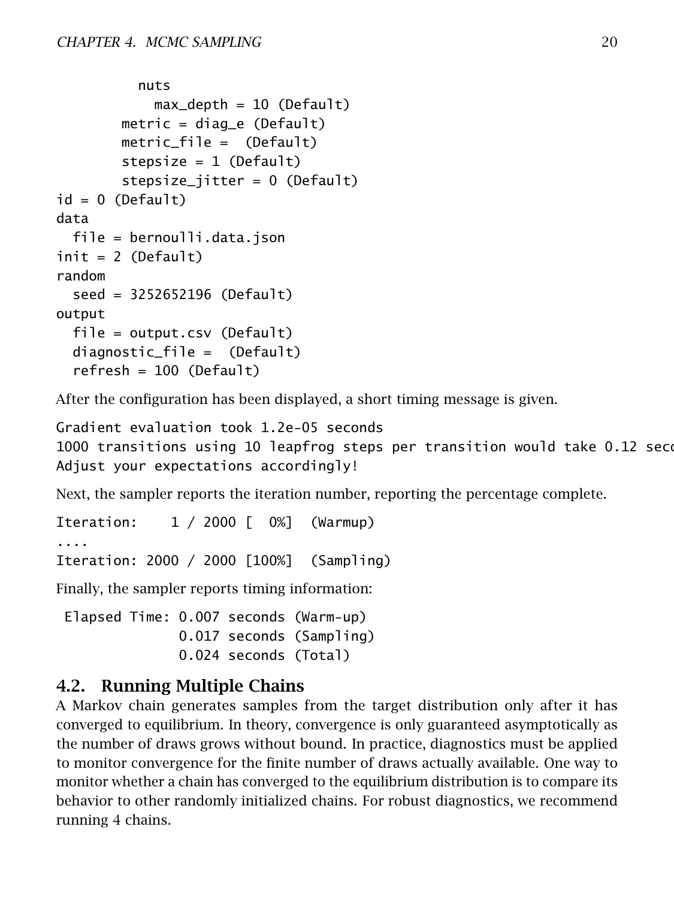```
          nuts
            max_depth = 10 (Default)
        metric = diag_e (Default)
        metric_file =  (Default)
        stepsize = 1 (Default)
        stepsize_jitter = 0 (Default)
id = 0 (Default)
data
  file = bernoulli.data.json
init = 2 (Default)
random
  seed = 3252652196 (Default)
output
  file = output.csv (Default)
  diagnostic_file =  (Default)
  refresh = 100 (Default)
```

After the configuration has been displayed, a short timing message is given.

```
Gradient evaluation took 1.2e-05 seconds
1000 transitions using 10 leapfrog steps per transition would take 0.12 seco
Adjust your expectations accordingly!
```

Next, the sampler reports the iteration number, reporting the percentage complete.

```
Iteration:    1 / 2000 [  0%]  (Warmup)
....
Iteration: 2000 / 2000 [100%]  (Sampling)
```

Finally, the sampler reports timing information:

```
 Elapsed Time: 0.007 seconds (Warm-up)
               0.017 seconds (Sampling)
               0.024 seconds (Total)
```

## 4.2. Running Multiple Chains

A Markov chain generates samples from the target distribution only after it has converged to equilibrium. In theory, convergence is only guaranteed asymptotically as the number of draws grows without bound. In practice, diagnostics must be applied to monitor convergence for the finite number of draws actually available. One way to monitor whether a chain has converged to the equilibrium distribution is to compare its behavior to other randomly initialized chains. For robust diagnostics, we recommend running 4 chains.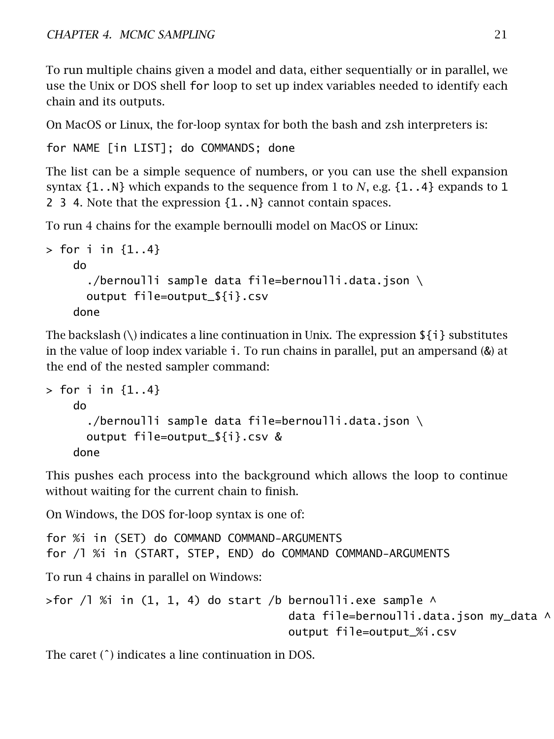To run multiple chains given a model and data, either sequentially or in parallel, we use the Unix or DOS shell `for` loop to set up index variables needed to identify each chain and its outputs.

On MacOS or Linux, the for-loop syntax for both the bash and zsh interpreters is:

```
for NAME [in LIST]; do COMMANDS; done
```

The list can be a simple sequence of numbers, or you can use the shell expansion syntax `{1..N}` which expands to the sequence from 1 to $N$, e.g. `{1..4}` expands to `1 2 3 4`. Note that the expression `{1..N}` cannot contain spaces.

To run 4 chains for the example bernoulli model on MacOS or Linux:

```
> for i in {1..4}
    do
      ./bernoulli sample data file=bernoulli.data.json \
      output file=output_${i}.csv
    done
```

The backslash (\) indicates a line continuation in Unix. The expression `${i}` substitutes in the value of loop index variable `i`. To run chains in parallel, put an ampersand (&) at the end of the nested sampler command:

```
> for i in {1..4}
    do
      ./bernoulli sample data file=bernoulli.data.json \
      output file=output_${i}.csv &
    done
```

This pushes each process into the background which allows the loop to continue without waiting for the current chain to finish.

On Windows, the DOS for-loop syntax is one of:

```
for %i in (SET) do COMMAND COMMAND-ARGUMENTS
for /l %i in (START, STEP, END) do COMMAND COMMAND-ARGUMENTS
```

To run 4 chains in parallel on Windows:

```
>for /l %i in (1, 1, 4) do start /b bernoulli.exe sample ^
                                    data file=bernoulli.data.json my_data ^
                                    output file=output_%i.csv
```

The caret (^) indicates a line continuation in DOS.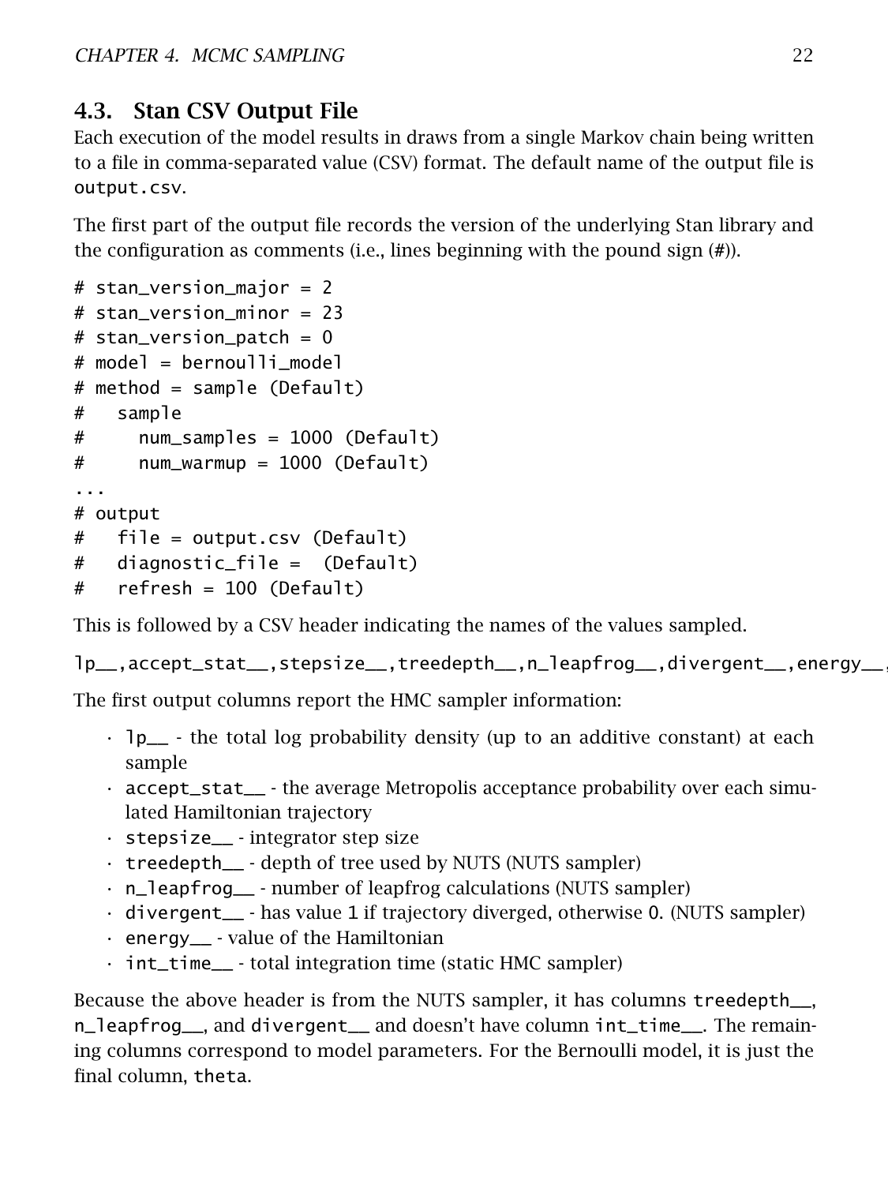## 4.3. Stan CSV Output File

Each execution of the model results in draws from a single Markov chain being written to a file in comma-separated value (CSV) format. The default name of the output file is `output.csv`.

The first part of the output file records the version of the underlying Stan library and the configuration as comments (i.e., lines beginning with the pound sign (#)).

```
# stan_version_major = 2
# stan_version_minor = 23
# stan_version_patch = 0
# model = bernoulli_model
# method = sample (Default)
#   sample
#     num_samples = 1000 (Default)
#     num_warmup = 1000 (Default)
...
# output
#   file = output.csv (Default)
#   diagnostic_file =  (Default)
#   refresh = 100 (Default)
```

This is followed by a CSV header indicating the names of the values sampled.

```
lp__,accept_stat__,stepsize__,treedepth__,n_leapfrog__,divergent__,energy__,
```

The first output columns report the HMC sampler information:

- `lp__` - the total log probability density (up to an additive constant) at each sample
- `accept_stat__` - the average Metropolis acceptance probability over each simulated Hamiltonian trajectory
- `stepsize__` - integrator step size
- `treedepth__` - depth of tree used by NUTS (NUTS sampler)
- `n_leapfrog__` - number of leapfrog calculations (NUTS sampler)
- `divergent__` - has value `1` if trajectory diverged, otherwise `0`. (NUTS sampler)
- `energy__` - value of the Hamiltonian
- `int_time__` - total integration time (static HMC sampler)

Because the above header is from the NUTS sampler, it has columns `treedepth__`, `n_leapfrog__`, and `divergent__` and doesn't have column `int_time__`. The remaining columns correspond to model parameters. For the Bernoulli model, it is just the final column, `theta`.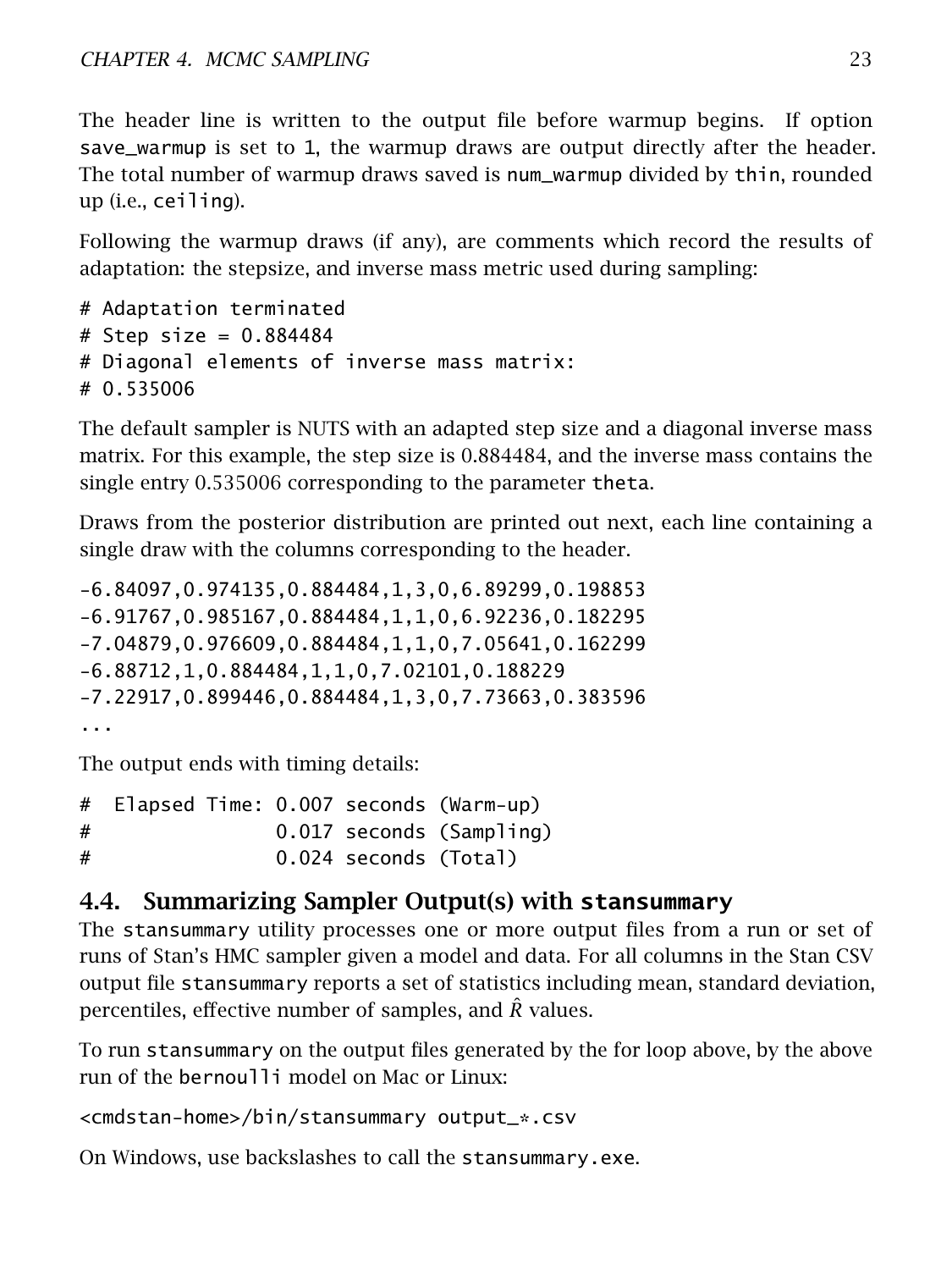The header line is written to the output file before warmup begins. If option `save_warmup` is set to 1, the warmup draws are output directly after the header. The total number of warmup draws saved is `num_warmup` divided by `thin`, rounded up (i.e., `ceiling`).

Following the warmup draws (if any), are comments which record the results of adaptation: the stepsize, and inverse mass metric used during sampling:

```
# Adaptation terminated
# Step size = 0.884484
# Diagonal elements of inverse mass matrix:
# 0.535006
```

The default sampler is NUTS with an adapted step size and a diagonal inverse mass matrix. For this example, the step size is 0.884484, and the inverse mass contains the single entry 0.535006 corresponding to the parameter `theta`.

Draws from the posterior distribution are printed out next, each line containing a single draw with the columns corresponding to the header.

```
-6.84097,0.974135,0.884484,1,3,0,6.89299,0.198853
-6.91767,0.985167,0.884484,1,1,0,6.92236,0.182295
-7.04879,0.976609,0.884484,1,1,0,7.05641,0.162299
-6.88712,1,0.884484,1,1,0,7.02101,0.188229
-7.22917,0.899446,0.884484,1,3,0,7.73663,0.383596
...
```

The output ends with timing details:

```
#  Elapsed Time: 0.007 seconds (Warm-up)
#                0.017 seconds (Sampling)
#                0.024 seconds (Total)
```

## 4.4. Summarizing Sampler Output(s) with `stansummary`

The `stansummary` utility processes one or more output files from a run or set of runs of Stan's HMC sampler given a model and data. For all columns in the Stan CSV output file `stansummary` reports a set of statistics including mean, standard deviation, percentiles, effective number of samples, and $\hat{R}$ values.

To run `stansummary` on the output files generated by the for loop above, by the above run of the `bernoulli` model on Mac or Linux:

```
<cmdstan-home>/bin/stansummary output_*.csv
```

On Windows, use backslashes to call the `stansummary.exe`.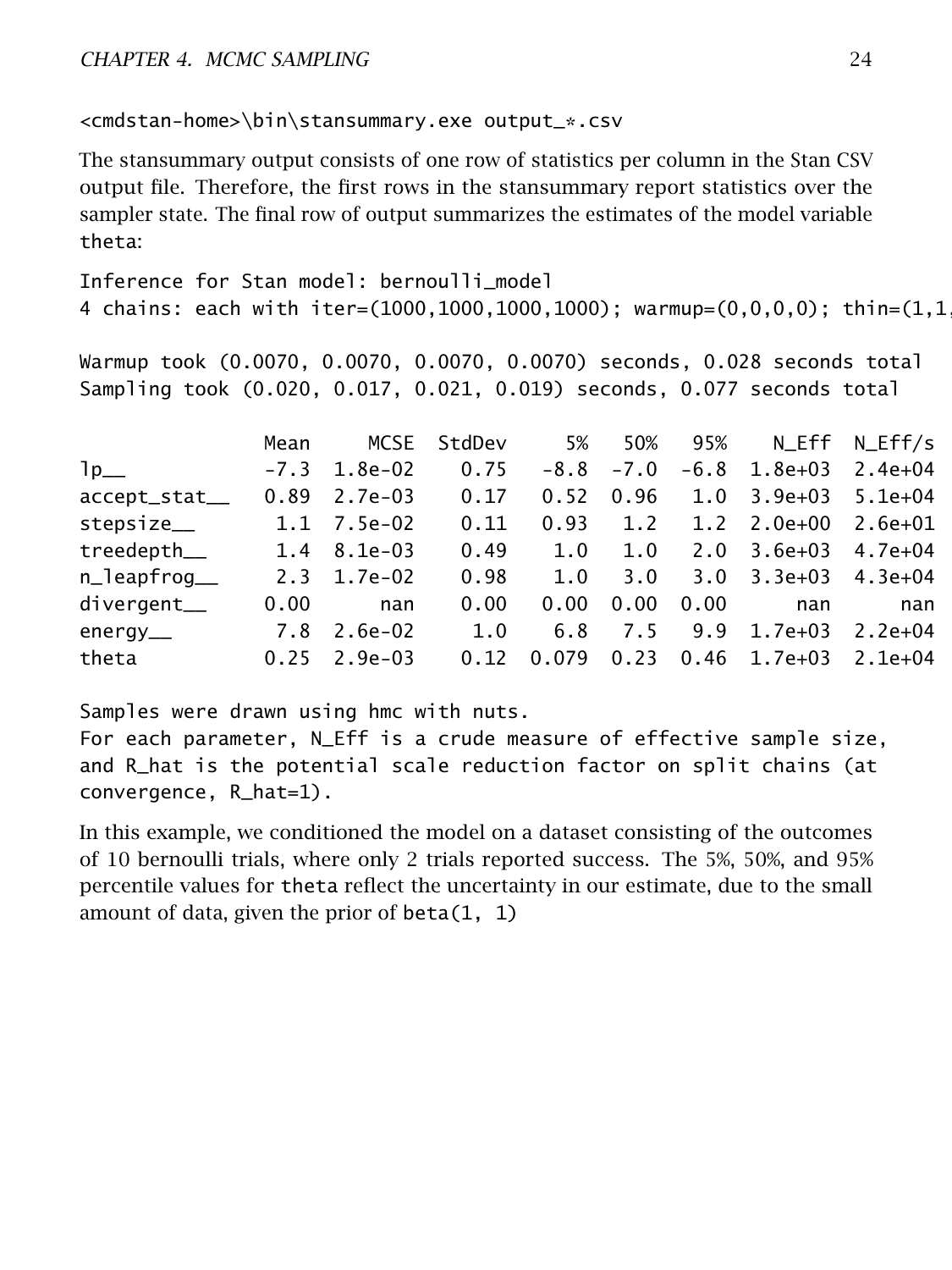```
<cmdstan-home>\bin\stansummary.exe output_*.csv
```

The stansummary output consists of one row of statistics per column in the Stan CSV output file. Therefore, the first rows in the stansummary report statistics over the sampler state. The final row of output summarizes the estimates of the model variable `theta`:

```
Inference for Stan model: bernoulli_model
4 chains: each with iter=(1000,1000,1000,1000); warmup=(0,0,0,0); thin=(1,1,

Warmup took (0.0070, 0.0070, 0.0070, 0.0070) seconds, 0.028 seconds total
Sampling took (0.020, 0.017, 0.021, 0.019) seconds, 0.077 seconds total

                Mean     MCSE  StdDev     5%    50%    95%    N_Eff  N_Eff/s
lp__            -7.3  1.8e-02    0.75   -8.8   -7.0   -6.8  1.8e+03  2.4e+04
accept_stat__   0.89  2.7e-03    0.17   0.52   0.96    1.0  3.9e+03  5.1e+04
stepsize__       1.1  7.5e-02    0.11   0.93    1.2    1.2  2.0e+00  2.6e+01
treedepth__      1.4  8.1e-03    0.49    1.0    1.0    2.0  3.6e+03  4.7e+04
n_leapfrog__     2.3  1.7e-02    0.98    1.0    3.0    3.0  3.3e+03  4.3e+04
divergent__     0.00      nan    0.00   0.00   0.00   0.00      nan      nan
energy__         7.8  2.6e-02     1.0    6.8    7.5    9.9  1.7e+03  2.2e+04
theta           0.25  2.9e-03    0.12  0.079   0.23   0.46  1.7e+03  2.1e+04

Samples were drawn using hmc with nuts.
For each parameter, N_Eff is a crude measure of effective sample size,
and R_hat is the potential scale reduction factor on split chains (at
convergence, R_hat=1).
```

In this example, we conditioned the model on a dataset consisting of the outcomes of 10 bernoulli trials, where only 2 trials reported success. The 5%, 50%, and 95% percentile values for `theta` reflect the uncertainty in our estimate, due to the small amount of data, given the prior of `beta(1, 1)`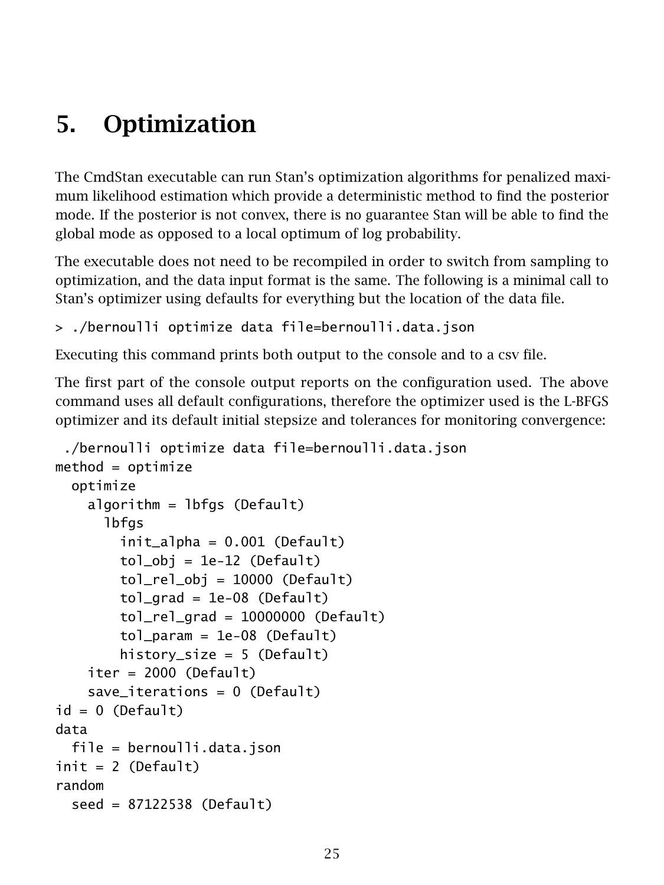# 5. Optimization

The CmdStan executable can run Stan's optimization algorithms for penalized maximum likelihood estimation which provide a deterministic method to find the posterior mode. If the posterior is not convex, there is no guarantee Stan will be able to find the global mode as opposed to a local optimum of log probability.

The executable does not need to be recompiled in order to switch from sampling to optimization, and the data input format is the same. The following is a minimal call to Stan's optimizer using defaults for everything but the location of the data file.

```
> ./bernoulli optimize data file=bernoulli.data.json
```

Executing this command prints both output to the console and to a csv file.

The first part of the console output reports on the configuration used. The above command uses all default configurations, therefore the optimizer used is the L-BFGS optimizer and its default initial stepsize and tolerances for monitoring convergence:

```
 ./bernoulli optimize data file=bernoulli.data.json
method = optimize
  optimize
    algorithm = lbfgs (Default)
      lbfgs
        init_alpha = 0.001 (Default)
        tol_obj = 1e-12 (Default)
        tol_rel_obj = 10000 (Default)
        tol_grad = 1e-08 (Default)
        tol_rel_grad = 10000000 (Default)
        tol_param = 1e-08 (Default)
        history_size = 5 (Default)
    iter = 2000 (Default)
    save_iterations = 0 (Default)
id = 0 (Default)
data
  file = bernoulli.data.json
init = 2 (Default)
random
  seed = 87122538 (Default)
```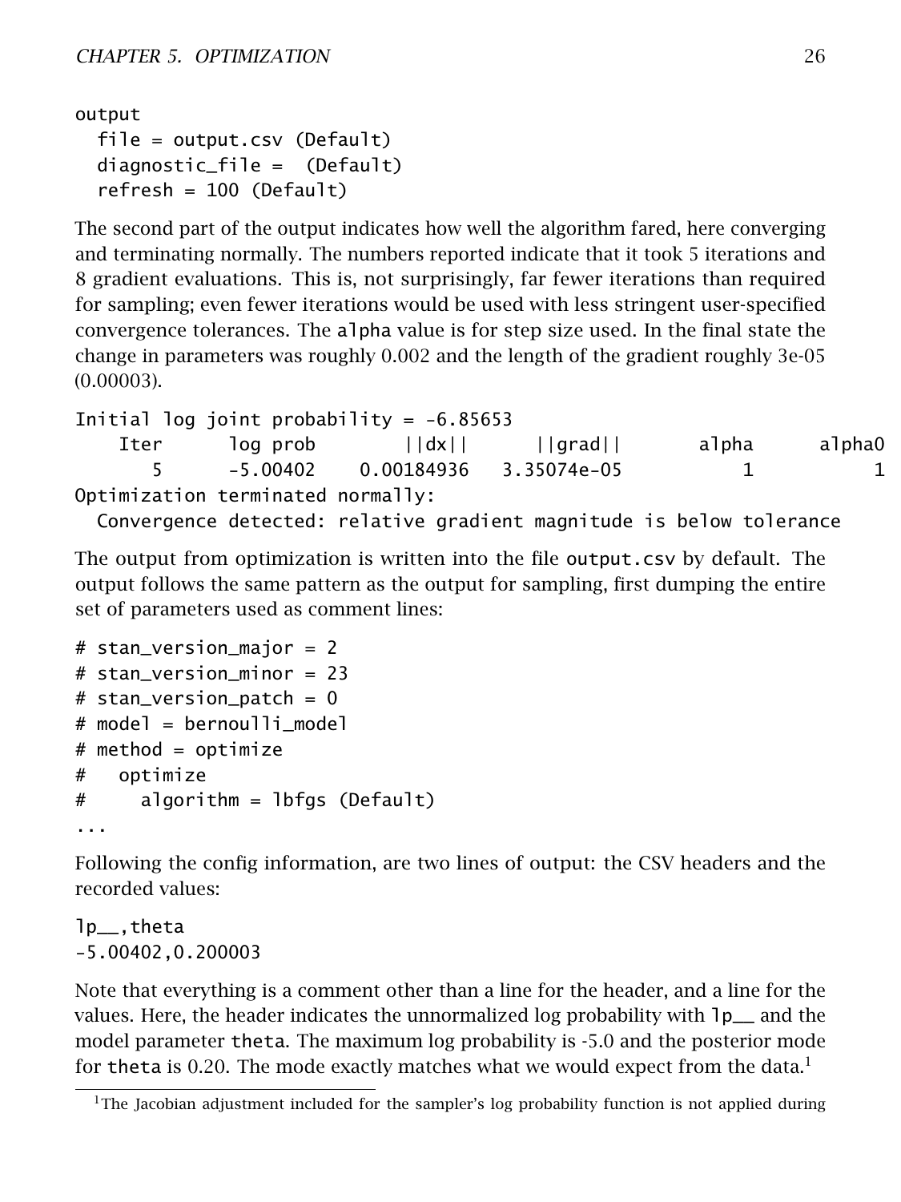```
output
  file = output.csv (Default)
  diagnostic_file =  (Default)
  refresh = 100 (Default)
```

The second part of the output indicates how well the algorithm fared, here converging and terminating normally. The numbers reported indicate that it took 5 iterations and 8 gradient evaluations. This is, not surprisingly, far fewer iterations than required for sampling; even fewer iterations would be used with less stringent user-specified convergence tolerances. The alpha value is for step size used. In the final state the change in parameters was roughly 0.002 and the length of the gradient roughly 3e-05 (0.00003).

```
Initial log joint probability = -6.85653
    Iter      log prob        ||dx||      ||grad||       alpha      alpha0
       5      -5.00402    0.00184936   3.35074e-05           1           1
Optimization terminated normally:
  Convergence detected: relative gradient magnitude is below tolerance
```

The output from optimization is written into the file output.csv by default. The output follows the same pattern as the output for sampling, first dumping the entire set of parameters used as comment lines:

```
# stan_version_major = 2
# stan_version_minor = 23
# stan_version_patch = 0
# model = bernoulli_model
# method = optimize
#   optimize
#     algorithm = lbfgs (Default)
...
```

Following the config information, are two lines of output: the CSV headers and the recorded values:

```
lp__,theta
-5.00402,0.200003
```

Note that everything is a comment other than a line for the header, and a line for the values. Here, the header indicates the unnormalized log probability with lp__ and the model parameter theta. The maximum log probability is -5.0 and the posterior mode for theta is 0.20. The mode exactly matches what we would expect from the data.[1]

[1]The Jacobian adjustment included for the sampler's log probability function is not applied during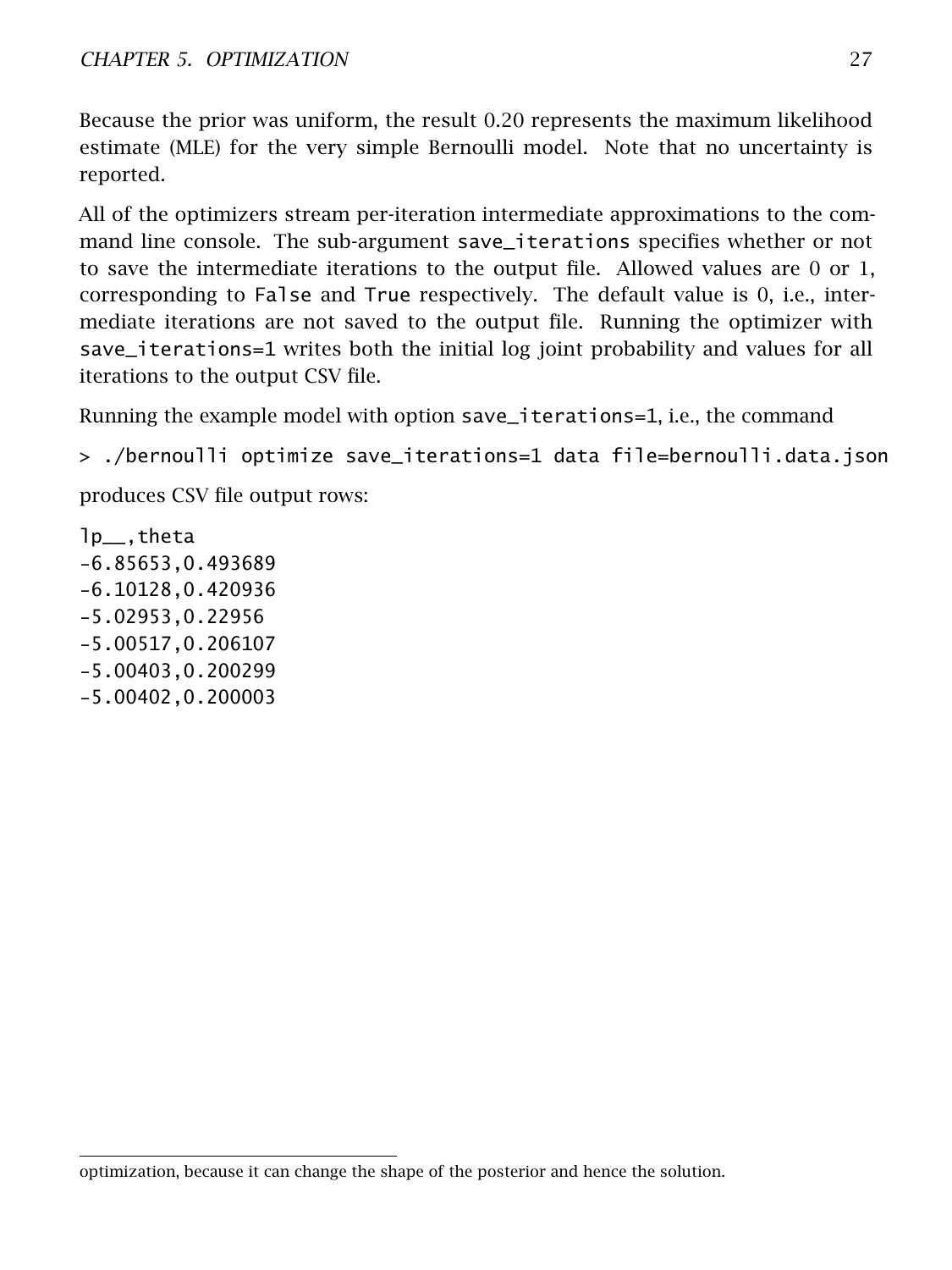Because the prior was uniform, the result 0.20 represents the maximum likelihood estimate (MLE) for the very simple Bernoulli model. Note that no uncertainty is reported.

All of the optimizers stream per-iteration intermediate approximations to the command line console. The sub-argument `save_iterations` specifies whether or not to save the intermediate iterations to the output file. Allowed values are 0 or 1, corresponding to `False` and `True` respectively. The default value is 0, i.e., intermediate iterations are not saved to the output file. Running the optimizer with `save_iterations=1` writes both the initial log joint probability and values for all iterations to the output CSV file.

Running the example model with option `save_iterations=1`, i.e., the command

```
> ./bernoulli optimize save_iterations=1 data file=bernoulli.data.json
```

produces CSV file output rows:

```
lp__,theta
-6.85653,0.493689
-6.10128,0.420936
-5.02953,0.22956
-5.00517,0.206107
-5.00403,0.200299
-5.00402,0.200003
```

optimization, because it can change the shape of the posterior and hence the solution.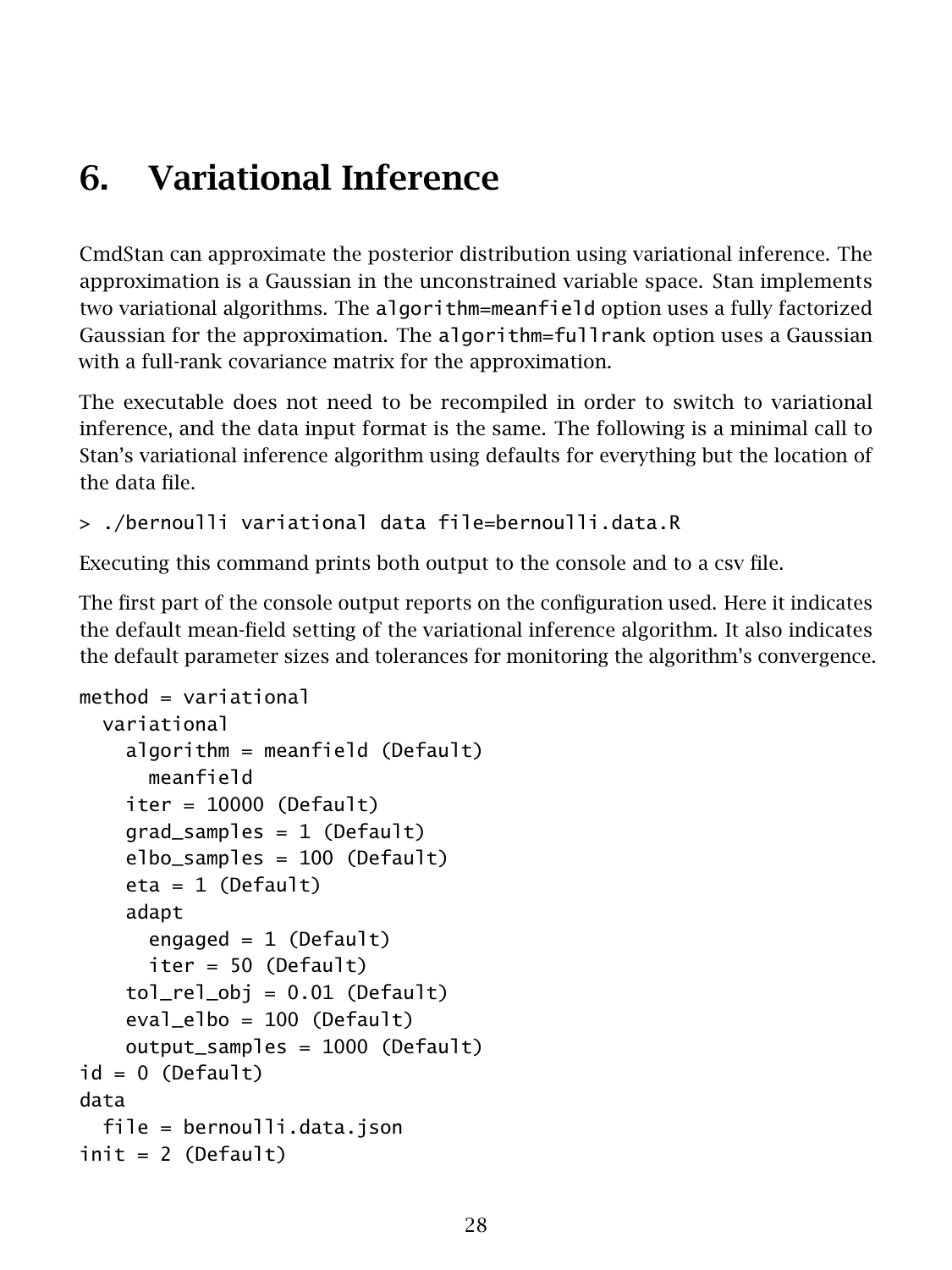# 6. Variational Inference

CmdStan can approximate the posterior distribution using variational inference. The approximation is a Gaussian in the unconstrained variable space. Stan implements two variational algorithms. The `algorithm=meanfield` option uses a fully factorized Gaussian for the approximation. The `algorithm=fullrank` option uses a Gaussian with a full-rank covariance matrix for the approximation.

The executable does not need to be recompiled in order to switch to variational inference, and the data input format is the same. The following is a minimal call to Stan's variational inference algorithm using defaults for everything but the location of the data file.

```
> ./bernoulli variational data file=bernoulli.data.R
```

Executing this command prints both output to the console and to a csv file.

The first part of the console output reports on the configuration used. Here it indicates the default mean-field setting of the variational inference algorithm. It also indicates the default parameter sizes and tolerances for monitoring the algorithm's convergence.

```
method = variational
  variational
    algorithm = meanfield (Default)
      meanfield
    iter = 10000 (Default)
    grad_samples = 1 (Default)
    elbo_samples = 100 (Default)
    eta = 1 (Default)
    adapt
      engaged = 1 (Default)
      iter = 50 (Default)
    tol_rel_obj = 0.01 (Default)
    eval_elbo = 100 (Default)
    output_samples = 1000 (Default)
id = 0 (Default)
data
  file = bernoulli.data.json
init = 2 (Default)
```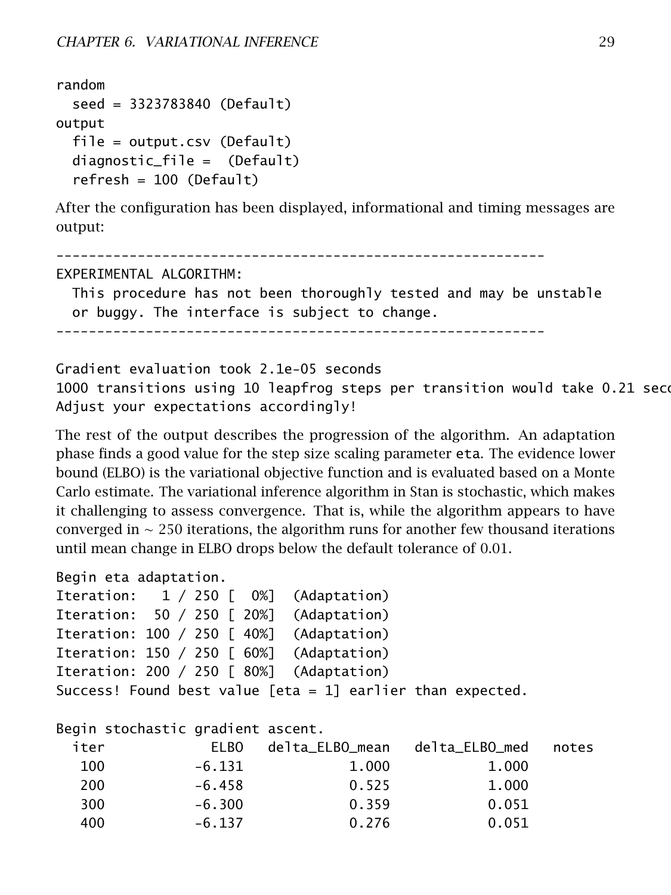```
random
  seed = 3323783840 (Default)
output
  file = output.csv (Default)
  diagnostic_file =  (Default)
  refresh = 100 (Default)
```

After the configuration has been displayed, informational and timing messages are output:

```
------------------------------------------------------------
EXPERIMENTAL ALGORITHM:
  This procedure has not been thoroughly tested and may be unstable
  or buggy. The interface is subject to change.
------------------------------------------------------------

Gradient evaluation took 2.1e-05 seconds
1000 transitions using 10 leapfrog steps per transition would take 0.21 seco
Adjust your expectations accordingly!
```

The rest of the output describes the progression of the algorithm. An adaptation phase finds a good value for the step size scaling parameter `eta`. The evidence lower bound (ELBO) is the variational objective function and is evaluated based on a Monte Carlo estimate. The variational inference algorithm in Stan is stochastic, which makes it challenging to assess convergence. That is, while the algorithm appears to have converged in $\sim 250$ iterations, the algorithm runs for another few thousand iterations until mean change in ELBO drops below the default tolerance of 0.01.

```
Begin eta adaptation.
Iteration:   1 / 250 [  0%]  (Adaptation)
Iteration:  50 / 250 [ 20%]  (Adaptation)
Iteration: 100 / 250 [ 40%]  (Adaptation)
Iteration: 150 / 250 [ 60%]  (Adaptation)
Iteration: 200 / 250 [ 80%]  (Adaptation)
Success! Found best value [eta = 1] earlier than expected.

Begin stochastic gradient ascent.
  iter             ELBO   delta_ELBO_mean   delta_ELBO_med   notes
   100           -6.131             1.000            1.000
   200           -6.458             0.525            1.000
   300           -6.300             0.359            0.051
   400           -6.137             0.276            0.051
```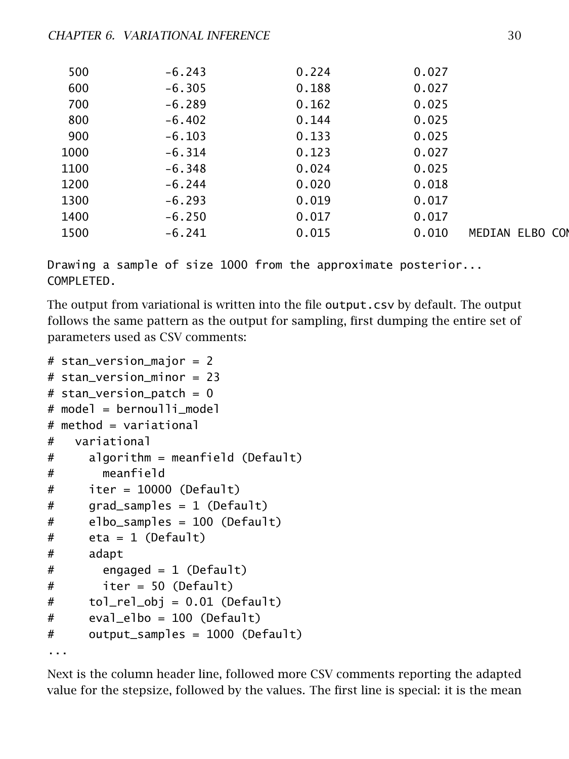```
   500          -6.243           0.224           0.027
   600          -6.305           0.188           0.027
   700          -6.289           0.162           0.025
   800          -6.402           0.144           0.025
   900          -6.103           0.133           0.025
  1000          -6.314           0.123           0.027
  1100          -6.348           0.024           0.025
  1200          -6.244           0.020           0.018
  1300          -6.293           0.019           0.017
  1400          -6.250           0.017           0.017
  1500          -6.241           0.015           0.010   MEDIAN ELBO CON

Drawing a sample of size 1000 from the approximate posterior...
COMPLETED.
```

The output from variational is written into the file `output.csv` by default. The output follows the same pattern as the output for sampling, first dumping the entire set of parameters used as CSV comments:

```
# stan_version_major = 2
# stan_version_minor = 23
# stan_version_patch = 0
# model = bernoulli_model
# method = variational
#   variational
#     algorithm = meanfield (Default)
#       meanfield
#     iter = 10000 (Default)
#     grad_samples = 1 (Default)
#     elbo_samples = 100 (Default)
#     eta = 1 (Default)
#     adapt
#       engaged = 1 (Default)
#       iter = 50 (Default)
#     tol_rel_obj = 0.01 (Default)
#     eval_elbo = 100 (Default)
#     output_samples = 1000 (Default)
...
```

Next is the column header line, followed more CSV comments reporting the adapted value for the stepsize, followed by the values. The first line is special: it is the mean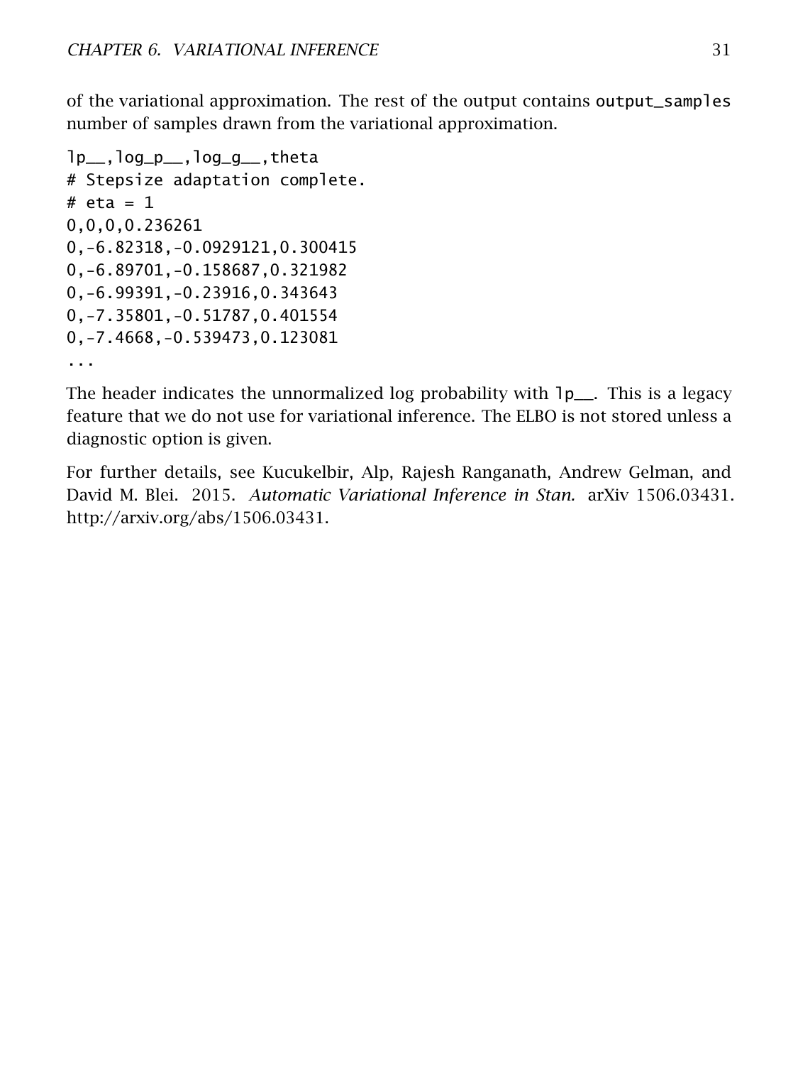of the variational approximation. The rest of the output contains `output_samples` number of samples drawn from the variational approximation.

```
lp__,log_p__,log_g__,theta
# Stepsize adaptation complete.
# eta = 1
0,0,0,0.236261
0,-6.82318,-0.0929121,0.300415
0,-6.89701,-0.158687,0.321982
0,-6.99391,-0.23916,0.343643
0,-7.35801,-0.51787,0.401554
0,-7.4668,-0.539473,0.123081
...
```

The header indicates the unnormalized log probability with `lp__`. This is a legacy feature that we do not use for variational inference. The ELBO is not stored unless a diagnostic option is given.

For further details, see Kucukelbir, Alp, Rajesh Ranganath, Andrew Gelman, and David M. Blei. 2015. *Automatic Variational Inference in Stan.* arXiv 1506.03431. http://arxiv.org/abs/1506.03431.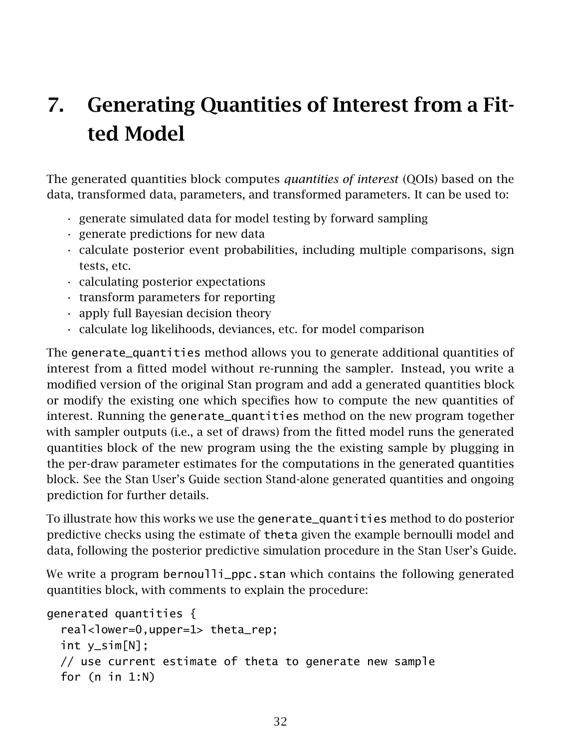# 7. Generating Quantities of Interest from a Fitted Model

The generated quantities block computes *quantities of interest* (QOIs) based on the data, transformed data, parameters, and transformed parameters. It can be used to:

- generate simulated data for model testing by forward sampling
- generate predictions for new data
- calculate posterior event probabilities, including multiple comparisons, sign tests, etc.
- calculating posterior expectations
- transform parameters for reporting
- apply full Bayesian decision theory
- calculate log likelihoods, deviances, etc. for model comparison

The `generate_quantities` method allows you to generate additional quantities of interest from a fitted model without re-running the sampler. Instead, you write a modified version of the original Stan program and add a generated quantities block or modify the existing one which specifies how to compute the new quantities of interest. Running the `generate_quantities` method on the new program together with sampler outputs (i.e., a set of draws) from the fitted model runs the generated quantities block of the new program using the the existing sample by plugging in the per-draw parameter estimates for the computations in the generated quantities block. See the Stan User's Guide section Stand-alone generated quantities and ongoing prediction for further details.

To illustrate how this works we use the `generate_quantities` method to do posterior predictive checks using the estimate of `theta` given the example bernoulli model and data, following the posterior predictive simulation procedure in the Stan User's Guide.

We write a program `bernoulli_ppc.stan` which contains the following generated quantities block, with comments to explain the procedure:

```
generated quantities {
  real<lower=0,upper=1> theta_rep;
  int y_sim[N];
  // use current estimate of theta to generate new sample
  for (n in 1:N)
```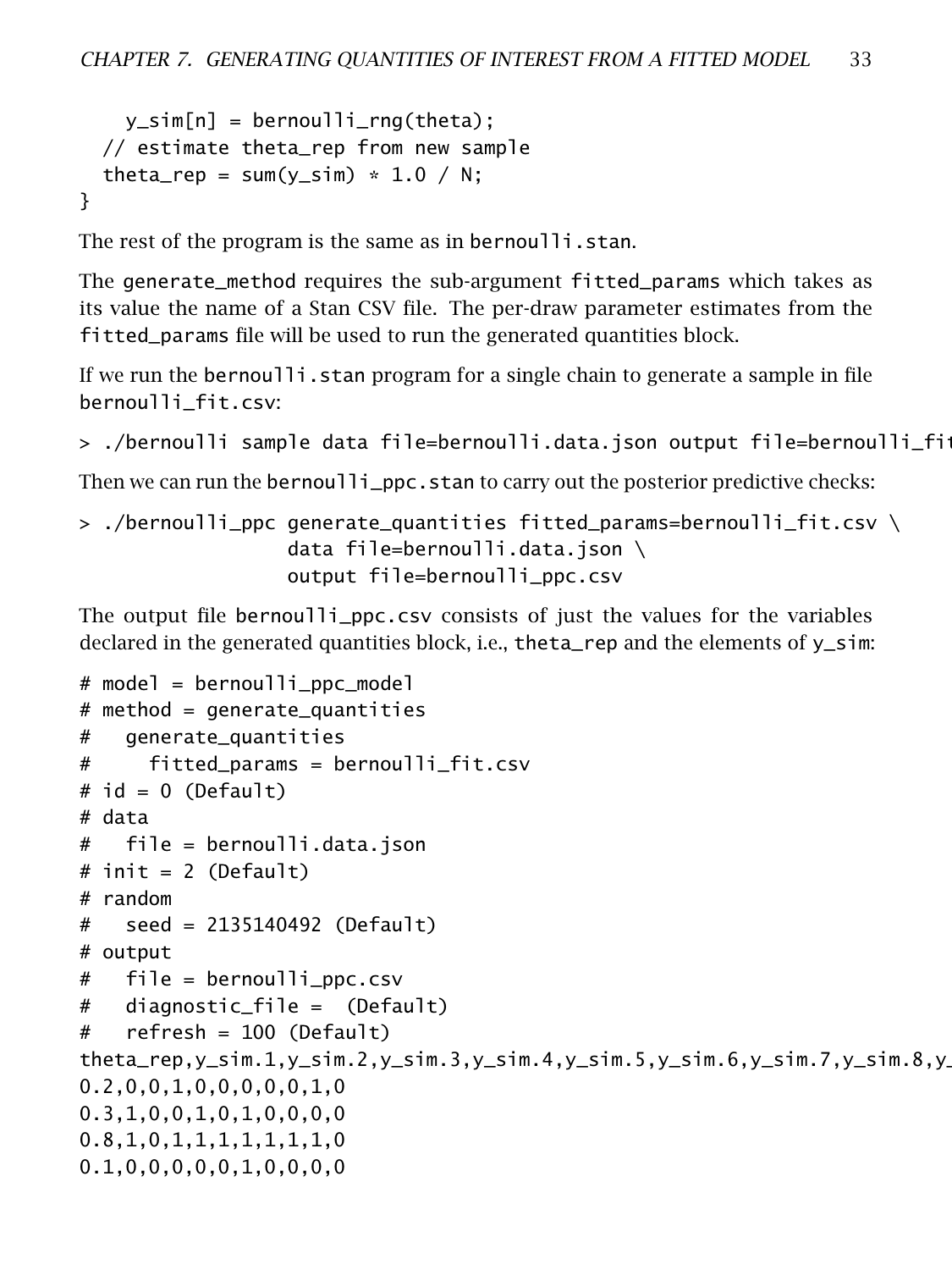```
    y_sim[n] = bernoulli_rng(theta);
  // estimate theta_rep from new sample
  theta_rep = sum(y_sim) * 1.0 / N;
}
```

The rest of the program is the same as in `bernoulli.stan`.

The `generate_method` requires the sub-argument `fitted_params` which takes as its value the name of a Stan CSV file. The per-draw parameter estimates from the `fitted_params` file will be used to run the generated quantities block.

If we run the `bernoulli.stan` program for a single chain to generate a sample in file `bernoulli_fit.csv`:

```
> ./bernoulli sample data file=bernoulli.data.json output file=bernoulli_fit
```

Then we can run the `bernoulli_ppc.stan` to carry out the posterior predictive checks:

```
> ./bernoulli_ppc generate_quantities fitted_params=bernoulli_fit.csv \
                  data file=bernoulli.data.json \
                  output file=bernoulli_ppc.csv
```

The output file `bernoulli_ppc.csv` consists of just the values for the variables declared in the generated quantities block, i.e., `theta_rep` and the elements of `y_sim`:

```
# model = bernoulli_ppc_model
# method = generate_quantities
#   generate_quantities
#     fitted_params = bernoulli_fit.csv
# id = 0 (Default)
# data
#   file = bernoulli.data.json
# init = 2 (Default)
# random
#   seed = 2135140492 (Default)
# output
#   file = bernoulli_ppc.csv
#   diagnostic_file =  (Default)
#   refresh = 100 (Default)
theta_rep,y_sim.1,y_sim.2,y_sim.3,y_sim.4,y_sim.5,y_sim.6,y_sim.7,y_sim.8,y_
0.2,0,0,1,0,0,0,0,0,1,0
0.3,1,0,0,1,0,1,0,0,0,0
0.8,1,0,1,1,1,1,1,1,1,0
0.1,0,0,0,0,0,1,0,0,0,0
```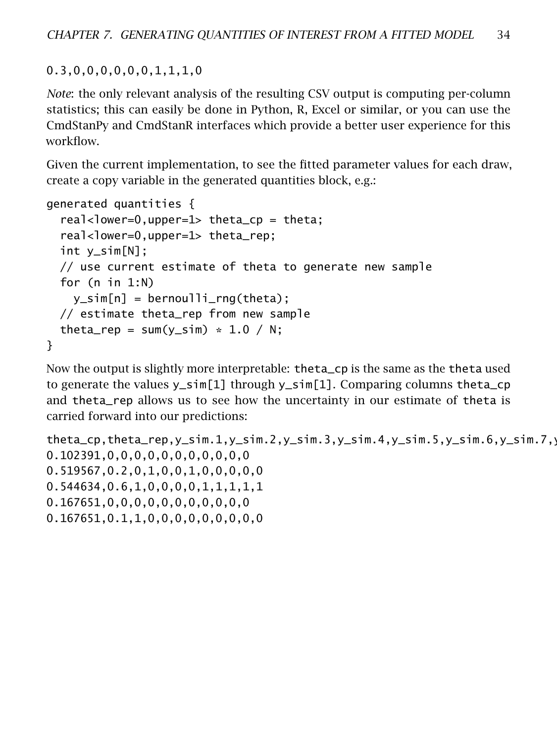```
0.3,0,0,0,0,0,0,1,1,1,0
```

*Note*: the only relevant analysis of the resulting CSV output is computing per-column statistics; this can easily be done in Python, R, Excel or similar, or you can use the CmdStanPy and CmdStanR interfaces which provide a better user experience for this workflow.

Given the current implementation, to see the fitted parameter values for each draw, create a copy variable in the generated quantities block, e.g.:

```
generated quantities {
  real<lower=0,upper=1> theta_cp = theta;
  real<lower=0,upper=1> theta_rep;
  int y_sim[N];
  // use current estimate of theta to generate new sample
  for (n in 1:N)
    y_sim[n] = bernoulli_rng(theta);
  // estimate theta_rep from new sample
  theta_rep = sum(y_sim) * 1.0 / N;
}
```

Now the output is slightly more interpretable: `theta_cp` is the same as the `theta` used to generate the values `y_sim[1]` through `y_sim[1]`. Comparing columns `theta_cp` and `theta_rep` allows us to see how the uncertainty in our estimate of `theta` is carried forward into our predictions:

```
theta_cp,theta_rep,y_sim.1,y_sim.2,y_sim.3,y_sim.4,y_sim.5,y_sim.6,y_sim.7,y
0.102391,0,0,0,0,0,0,0,0,0,0,0
0.519567,0.2,0,1,0,0,1,0,0,0,0,0
0.544634,0.6,1,0,0,0,0,1,1,1,1,1
0.167651,0,0,0,0,0,0,0,0,0,0,0
0.167651,0.1,1,0,0,0,0,0,0,0,0,0
```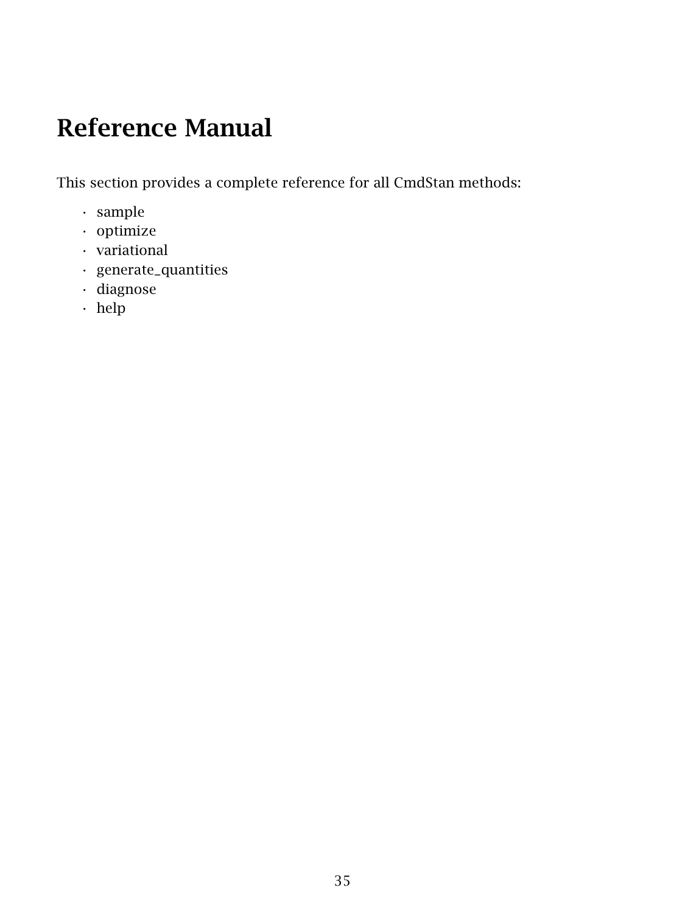# Reference Manual

This section provides a complete reference for all CmdStan methods:

- sample
- optimize
- variational
- generate_quantities
- diagnose
- help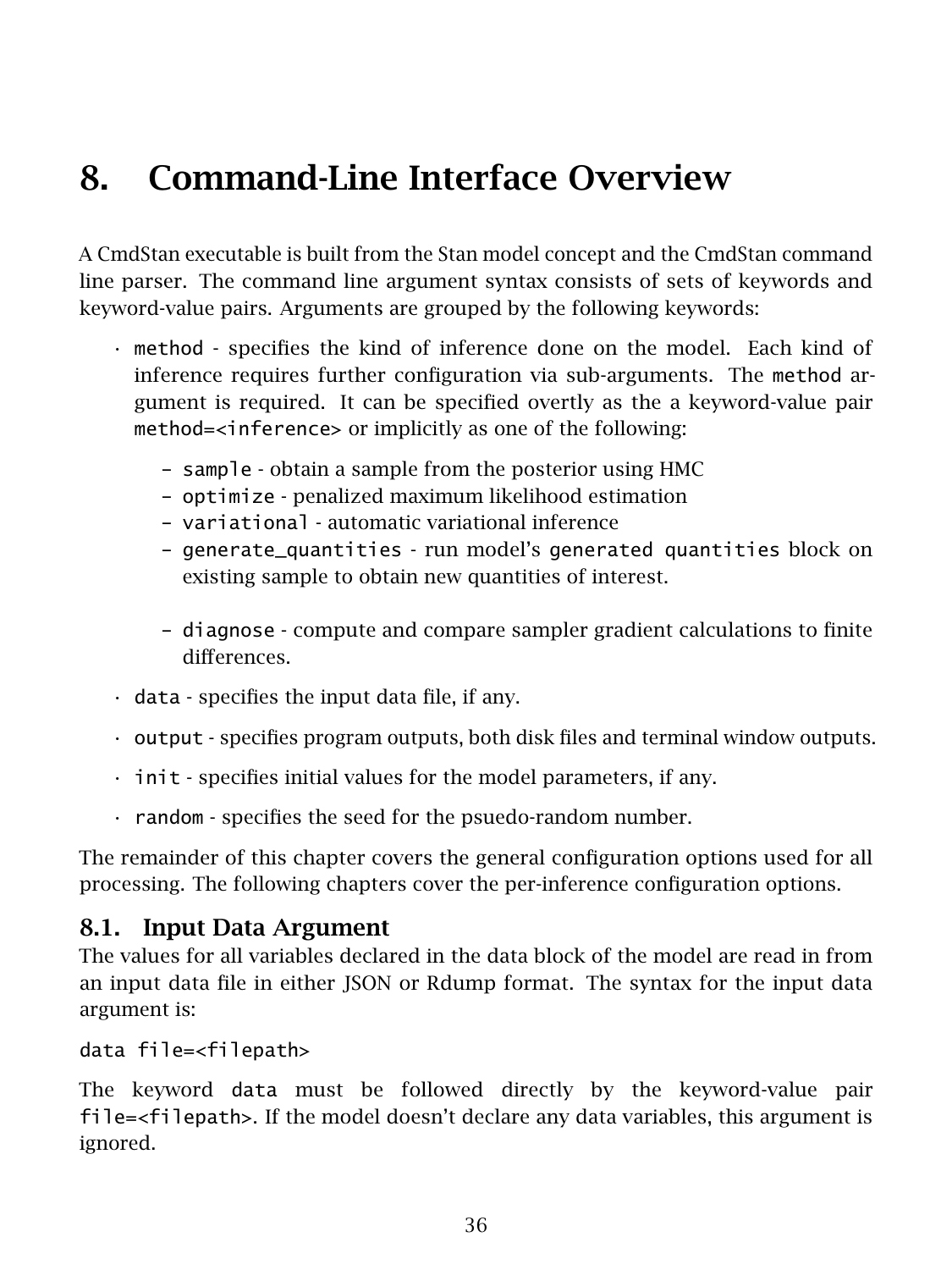# 8. Command-Line Interface Overview

A CmdStan executable is built from the Stan model concept and the CmdStan command line parser. The command line argument syntax consists of sets of keywords and keyword-value pairs. Arguments are grouped by the following keywords:

- `method` - specifies the kind of inference done on the model. Each kind of inference requires further configuration via sub-arguments. The `method` argument is required. It can be specified overtly as the a keyword-value pair `method=<inference>` or implicitly as one of the following:
  - `sample` - obtain a sample from the posterior using HMC
  - `optimize` - penalized maximum likelihood estimation
  - `variational` - automatic variational inference
  - `generate_quantities` - run model's `generated quantities` block on existing sample to obtain new quantities of interest.
  - `diagnose` - compute and compare sampler gradient calculations to finite differences.
- `data` - specifies the input data file, if any.
- `output` - specifies program outputs, both disk files and terminal window outputs.
- `init` - specifies initial values for the model parameters, if any.
- `random` - specifies the seed for the psuedo-random number.

The remainder of this chapter covers the general configuration options used for all processing. The following chapters cover the per-inference configuration options.

## 8.1. Input Data Argument

The values for all variables declared in the data block of the model are read in from an input data file in either JSON or Rdump format. The syntax for the input data argument is:

```
data file=<filepath>
```

The keyword `data` must be followed directly by the keyword-value pair `file=<filepath>`. If the model doesn't declare any data variables, this argument is ignored.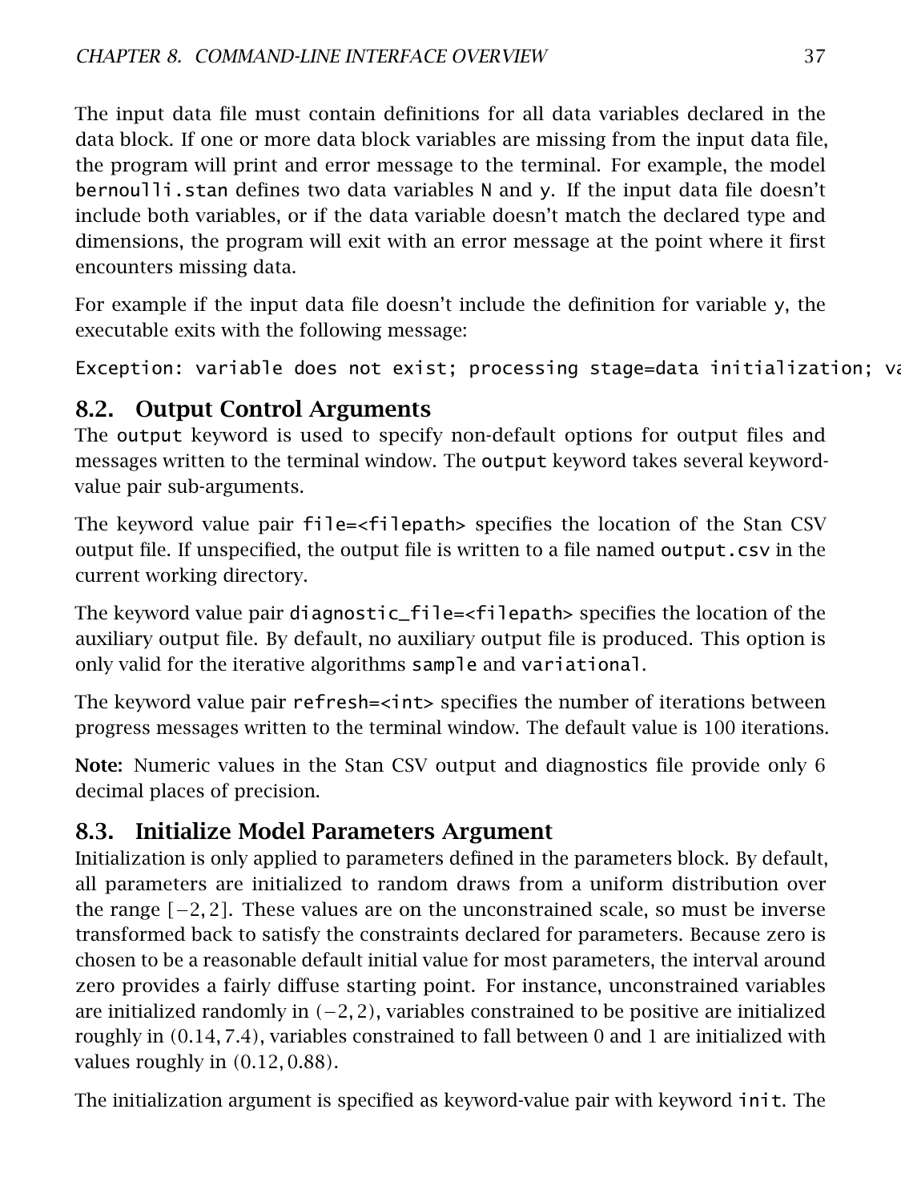The input data file must contain definitions for all data variables declared in the data block. If one or more data block variables are missing from the input data file, the program will print and error message to the terminal. For example, the model `bernoulli.stan` defines two data variables `N` and `y`. If the input data file doesn't include both variables, or if the data variable doesn't match the declared type and dimensions, the program will exit with an error message at the point where it first encounters missing data.

For example if the input data file doesn't include the definition for variable `y`, the executable exits with the following message:

```
Exception: variable does not exist; processing stage=data initialization; va
```

## 8.2. Output Control Arguments

The `output` keyword is used to specify non-default options for output files and messages written to the terminal window. The `output` keyword takes several keyword-value pair sub-arguments.

The keyword value pair `file=<filepath>` specifies the location of the Stan CSV output file. If unspecified, the output file is written to a file named `output.csv` in the current working directory.

The keyword value pair `diagnostic_file=<filepath>` specifies the location of the auxiliary output file. By default, no auxiliary output file is produced. This option is only valid for the iterative algorithms `sample` and `variational`.

The keyword value pair `refresh=<int>` specifies the number of iterations between progress messages written to the terminal window. The default value is 100 iterations.

**Note:** Numeric values in the Stan CSV output and diagnostics file provide only 6 decimal places of precision.

## 8.3. Initialize Model Parameters Argument

Initialization is only applied to parameters defined in the parameters block. By default, all parameters are initialized to random draws from a uniform distribution over the range $[-2, 2]$. These values are on the unconstrained scale, so must be inverse transformed back to satisfy the constraints declared for parameters. Because zero is chosen to be a reasonable default initial value for most parameters, the interval around zero provides a fairly diffuse starting point. For instance, unconstrained variables are initialized randomly in $(-2, 2)$, variables constrained to be positive are initialized roughly in $(0.14, 7.4)$, variables constrained to fall between 0 and 1 are initialized with values roughly in $(0.12, 0.88)$.

The initialization argument is specified as keyword-value pair with keyword `init`. The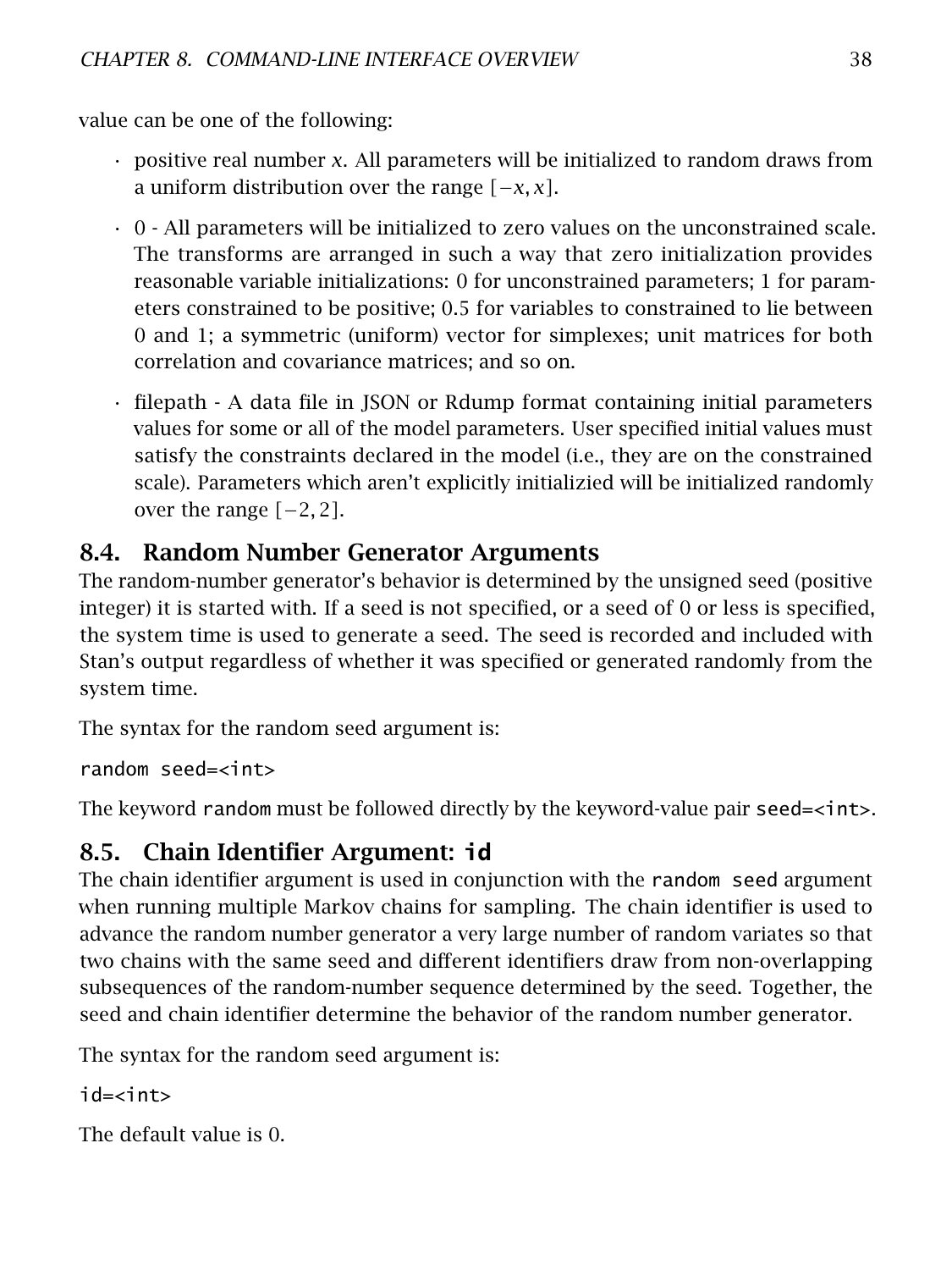value can be one of the following:

- positive real number $x$. All parameters will be initialized to random draws from a uniform distribution over the range $[-x, x]$.
- 0 - All parameters will be initialized to zero values on the unconstrained scale. The transforms are arranged in such a way that zero initialization provides reasonable variable initializations: 0 for unconstrained parameters; 1 for parameters constrained to be positive; 0.5 for variables to constrained to lie between 0 and 1; a symmetric (uniform) vector for simplexes; unit matrices for both correlation and covariance matrices; and so on.
- filepath - A data file in JSON or Rdump format containing initial parameters values for some or all of the model parameters. User specified initial values must satisfy the constraints declared in the model (i.e., they are on the constrained scale). Parameters which aren't explicitly initializied will be initialized randomly over the range $[-2, 2]$.

## 8.4. Random Number Generator Arguments

The random-number generator's behavior is determined by the unsigned seed (positive integer) it is started with. If a seed is not specified, or a seed of 0 or less is specified, the system time is used to generate a seed. The seed is recorded and included with Stan's output regardless of whether it was specified or generated randomly from the system time.

The syntax for the random seed argument is:

```
random seed=<int>
```

The keyword `random` must be followed directly by the keyword-value pair `seed=<int>`.

## 8.5. Chain Identifier Argument: `id`

The chain identifier argument is used in conjunction with the `random seed` argument when running multiple Markov chains for sampling. The chain identifier is used to advance the random number generator a very large number of random variates so that two chains with the same seed and different identifiers draw from non-overlapping subsequences of the random-number sequence determined by the seed. Together, the seed and chain identifier determine the behavior of the random number generator.

The syntax for the random seed argument is:

```
id=<int>
```

The default value is 0.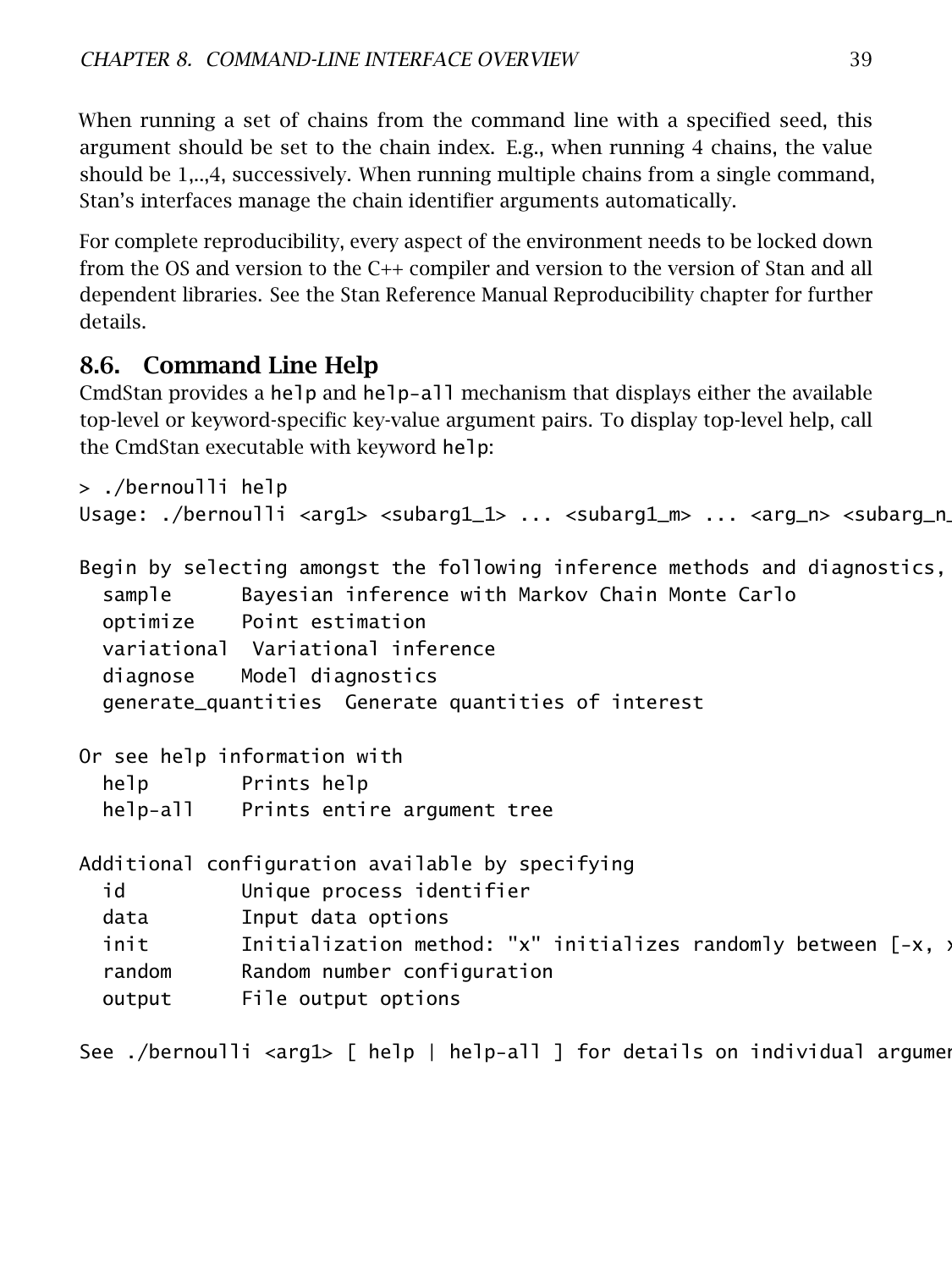When running a set of chains from the command line with a specified seed, this argument should be set to the chain index. E.g., when running 4 chains, the value should be 1,..,4, successively. When running multiple chains from a single command, Stan's interfaces manage the chain identifier arguments automatically.

For complete reproducibility, every aspect of the environment needs to be locked down from the OS and version to the C++ compiler and version to the version of Stan and all dependent libraries. See the Stan Reference Manual Reproducibility chapter for further details.

## 8.6. Command Line Help

CmdStan provides a `help` and `help-all` mechanism that displays either the available top-level or keyword-specific key-value argument pairs. To display top-level help, call the CmdStan executable with keyword `help`:

```
> ./bernoulli help
Usage: ./bernoulli <arg1> <subarg1_1> ... <subarg1_m> ... <arg_n> <subarg_n_

Begin by selecting amongst the following inference methods and diagnostics,
  sample      Bayesian inference with Markov Chain Monte Carlo
  optimize    Point estimation
  variational  Variational inference
  diagnose    Model diagnostics
  generate_quantities  Generate quantities of interest

Or see help information with
  help        Prints help
  help-all    Prints entire argument tree

Additional configuration available by specifying
  id          Unique process identifier
  data        Input data options
  init        Initialization method: "x" initializes randomly between [-x, x
  random      Random number configuration
  output      File output options

See ./bernoulli <arg1> [ help | help-all ] for details on individual argumen
```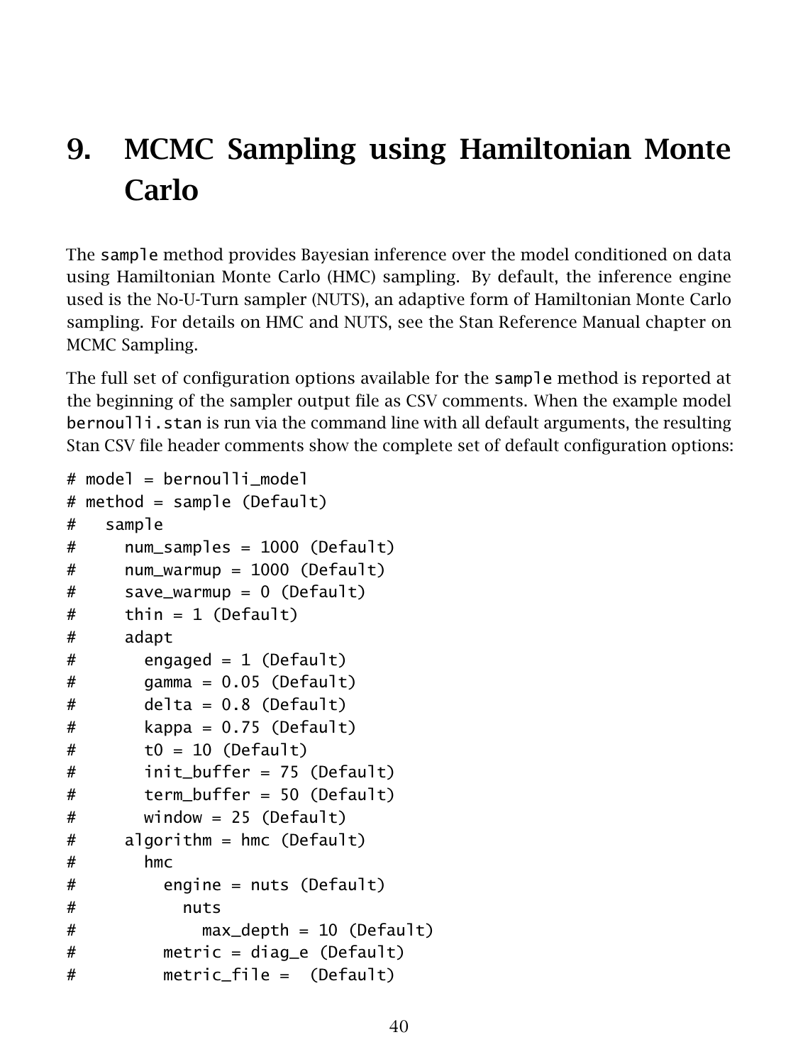# 9. MCMC Sampling using Hamiltonian Monte Carlo

The `sample` method provides Bayesian inference over the model conditioned on data using Hamiltonian Monte Carlo (HMC) sampling. By default, the inference engine used is the No-U-Turn sampler (NUTS), an adaptive form of Hamiltonian Monte Carlo sampling. For details on HMC and NUTS, see the Stan Reference Manual chapter on MCMC Sampling.

The full set of configuration options available for the `sample` method is reported at the beginning of the sampler output file as CSV comments. When the example model `bernoulli.stan` is run via the command line with all default arguments, the resulting Stan CSV file header comments show the complete set of default configuration options:

```
# model = bernoulli_model
# method = sample (Default)
#   sample
#     num_samples = 1000 (Default)
#     num_warmup = 1000 (Default)
#     save_warmup = 0 (Default)
#     thin = 1 (Default)
#     adapt
#       engaged = 1 (Default)
#       gamma = 0.05 (Default)
#       delta = 0.8 (Default)
#       kappa = 0.75 (Default)
#       t0 = 10 (Default)
#       init_buffer = 75 (Default)
#       term_buffer = 50 (Default)
#       window = 25 (Default)
#     algorithm = hmc (Default)
#       hmc
#         engine = nuts (Default)
#           nuts
#             max_depth = 10 (Default)
#         metric = diag_e (Default)
#         metric_file =  (Default)
```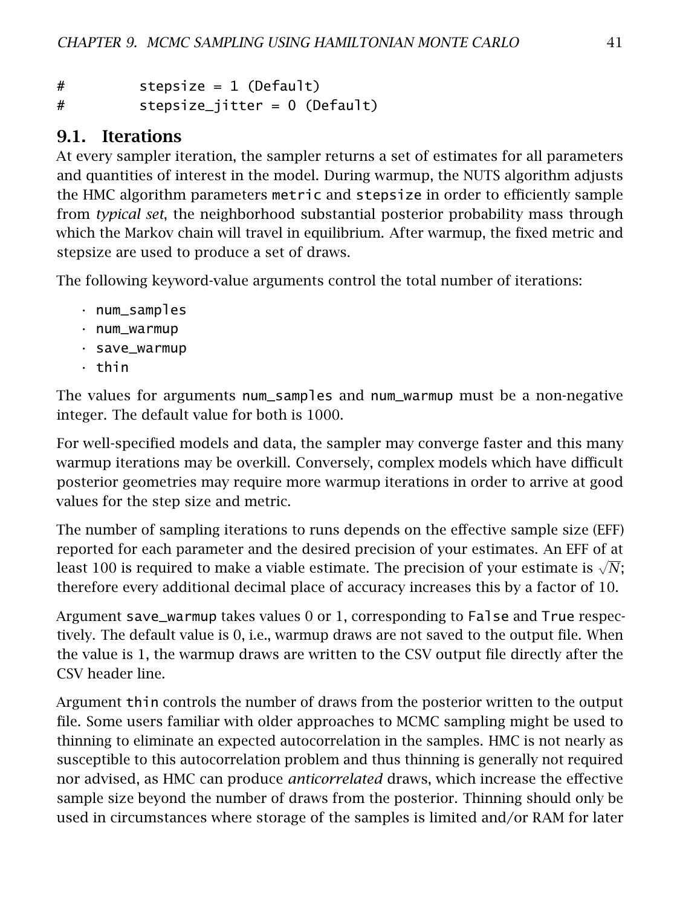```
#         stepsize = 1 (Default)
#         stepsize_jitter = 0 (Default)
```

## 9.1. Iterations

At every sampler iteration, the sampler returns a set of estimates for all parameters and quantities of interest in the model. During warmup, the NUTS algorithm adjusts the HMC algorithm parameters `metric` and `stepsize` in order to efficiently sample from *typical set*, the neighborhood substantial posterior probability mass through which the Markov chain will travel in equilibrium. After warmup, the fixed metric and stepsize are used to produce a set of draws.

The following keyword-value arguments control the total number of iterations:

- `num_samples`
- `num_warmup`
- `save_warmup`
- `thin`

The values for arguments `num_samples` and `num_warmup` must be a non-negative integer. The default value for both is 1000.

For well-specified models and data, the sampler may converge faster and this many warmup iterations may be overkill. Conversely, complex models which have difficult posterior geometries may require more warmup iterations in order to arrive at good values for the step size and metric.

The number of sampling iterations to runs depends on the effective sample size (EFF) reported for each parameter and the desired precision of your estimates. An EFF of at least 100 is required to make a viable estimate. The precision of your estimate is $\sqrt{N}$; therefore every additional decimal place of accuracy increases this by a factor of 10.

Argument `save_warmup` takes values 0 or 1, corresponding to `False` and `True` respectively. The default value is 0, i.e., warmup draws are not saved to the output file. When the value is 1, the warmup draws are written to the CSV output file directly after the CSV header line.

Argument `thin` controls the number of draws from the posterior written to the output file. Some users familiar with older approaches to MCMC sampling might be used to thinning to eliminate an expected autocorrelation in the samples. HMC is not nearly as susceptible to this autocorrelation problem and thus thinning is generally not required nor advised, as HMC can produce *anticorrelated* draws, which increase the effective sample size beyond the number of draws from the posterior. Thinning should only be used in circumstances where storage of the samples is limited and/or RAM for later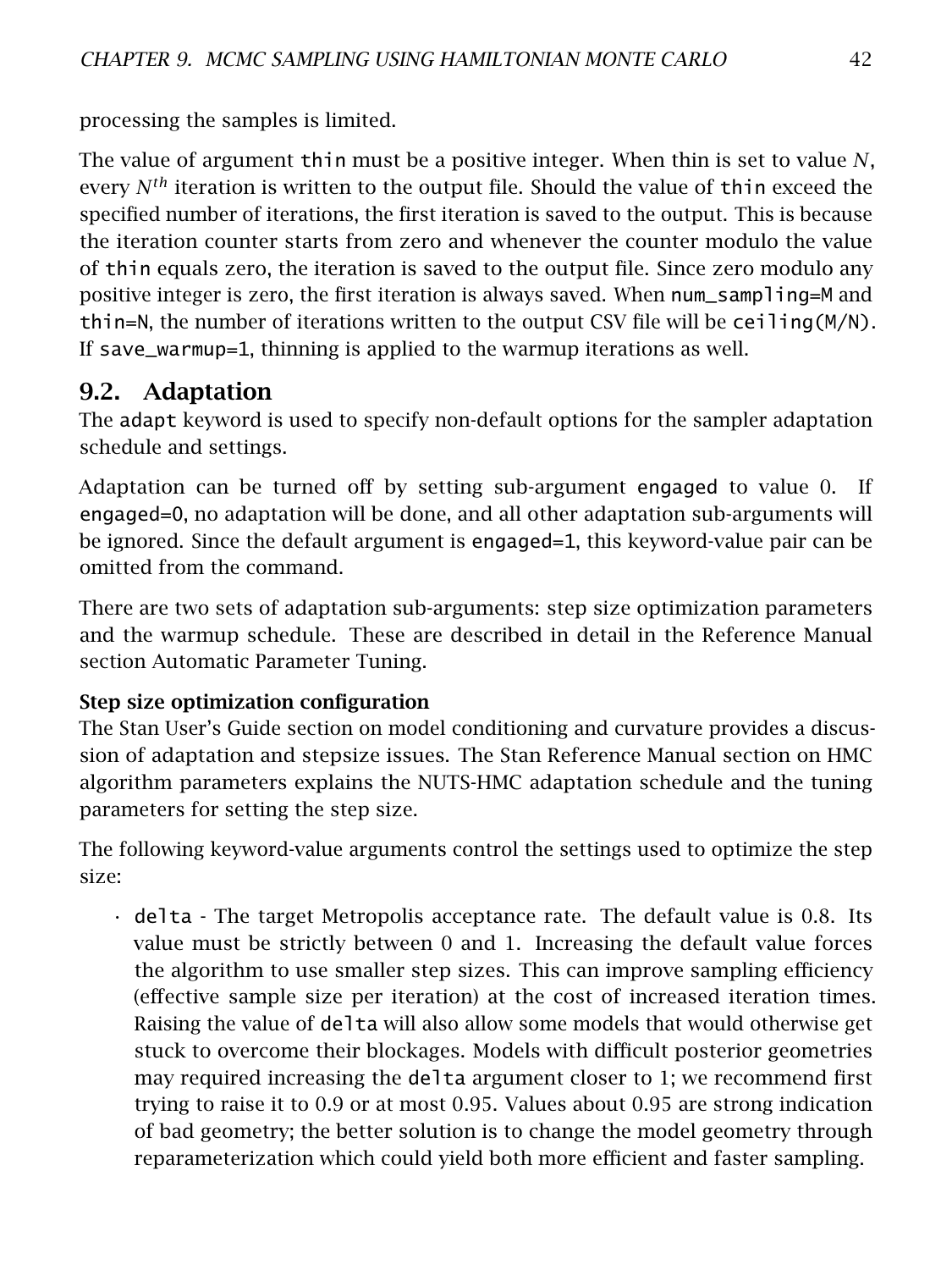processing the samples is limited.

The value of argument `thin` must be a positive integer. When thin is set to value $N$, every $N^{th}$ iteration is written to the output file. Should the value of `thin` exceed the specified number of iterations, the first iteration is saved to the output. This is because the iteration counter starts from zero and whenever the counter modulo the value of `thin` equals zero, the iteration is saved to the output file. Since zero modulo any positive integer is zero, the first iteration is always saved. When `num_sampling=M` and `thin=N`, the number of iterations written to the output CSV file will be `ceiling(M/N)`. If `save_warmup=1`, thinning is applied to the warmup iterations as well.

## 9.2. Adaptation

The `adapt` keyword is used to specify non-default options for the sampler adaptation schedule and settings.

Adaptation can be turned off by setting sub-argument `engaged` to value 0. If `engaged=0`, no adaptation will be done, and all other adaptation sub-arguments will be ignored. Since the default argument is `engaged=1`, this keyword-value pair can be omitted from the command.

There are two sets of adaptation sub-arguments: step size optimization parameters and the warmup schedule. These are described in detail in the Reference Manual section Automatic Parameter Tuning.

**Step size optimization configuration**

The Stan User's Guide section on model conditioning and curvature provides a discussion of adaptation and stepsize issues. The Stan Reference Manual section on HMC algorithm parameters explains the NUTS-HMC adaptation schedule and the tuning parameters for setting the step size.

The following keyword-value arguments control the settings used to optimize the step size:

- `delta` - The target Metropolis acceptance rate. The default value is 0.8. Its value must be strictly between 0 and 1. Increasing the default value forces the algorithm to use smaller step sizes. This can improve sampling efficiency (effective sample size per iteration) at the cost of increased iteration times. Raising the value of `delta` will also allow some models that would otherwise get stuck to overcome their blockages. Models with difficult posterior geometries may required increasing the `delta` argument closer to 1; we recommend first trying to raise it to 0.9 or at most 0.95. Values about 0.95 are strong indication of bad geometry; the better solution is to change the model geometry through reparameterization which could yield both more efficient and faster sampling.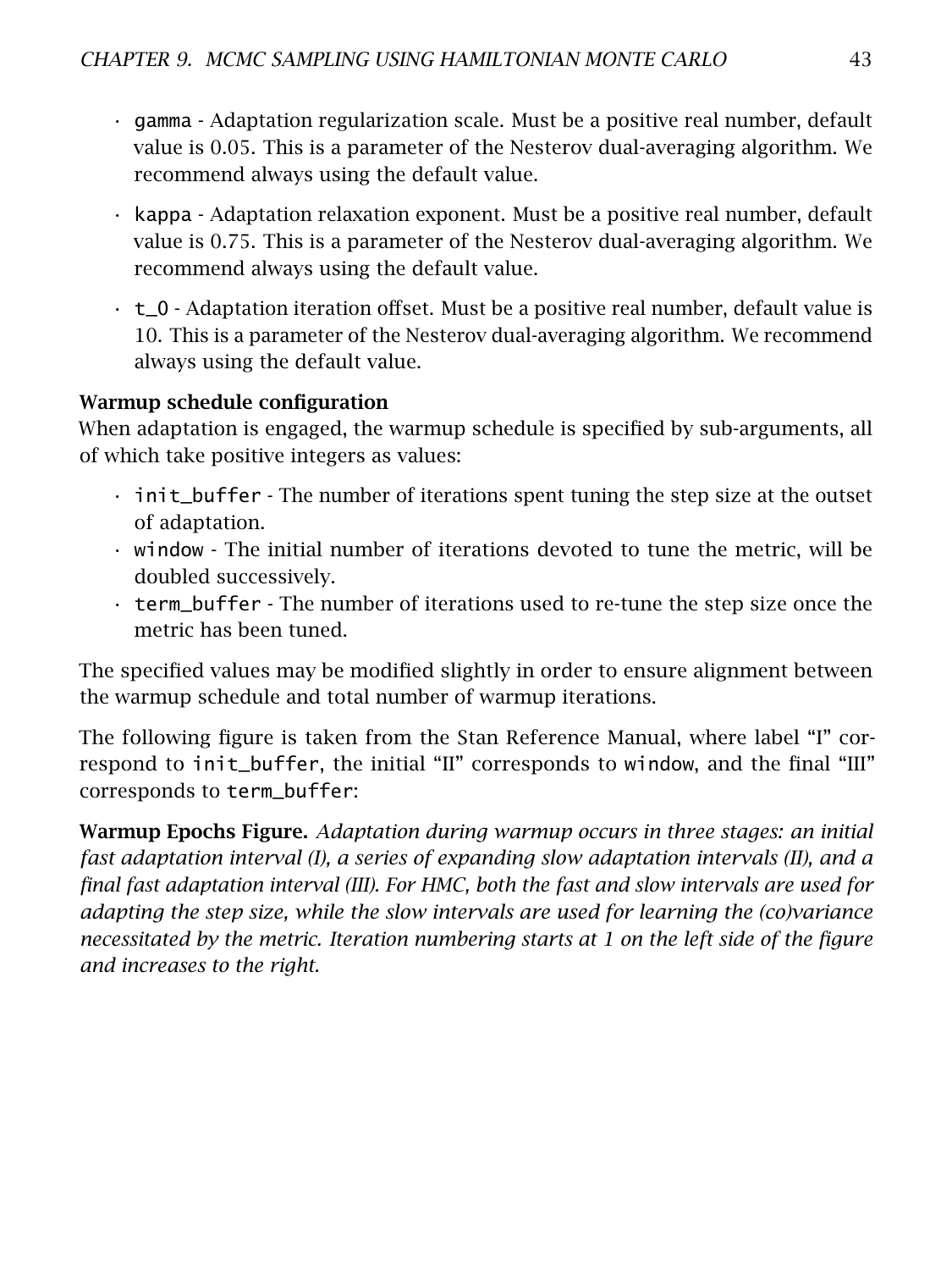- `gamma` - Adaptation regularization scale. Must be a positive real number, default value is 0.05. This is a parameter of the Nesterov dual-averaging algorithm. We recommend always using the default value.
- `kappa` - Adaptation relaxation exponent. Must be a positive real number, default value is 0.75. This is a parameter of the Nesterov dual-averaging algorithm. We recommend always using the default value.
- `t_0` - Adaptation iteration offset. Must be a positive real number, default value is 10. This is a parameter of the Nesterov dual-averaging algorithm. We recommend always using the default value.

**Warmup schedule configuration**
When adaptation is engaged, the warmup schedule is specified by sub-arguments, all of which take positive integers as values:

- `init_buffer` - The number of iterations spent tuning the step size at the outset of adaptation.
- `window` - The initial number of iterations devoted to tune the metric, will be doubled successively.
- `term_buffer` - The number of iterations used to re-tune the step size once the metric has been tuned.

The specified values may be modified slightly in order to ensure alignment between the warmup schedule and total number of warmup iterations.

The following figure is taken from the Stan Reference Manual, where label "I" correspond to `init_buffer`, the initial "II" corresponds to `window`, and the final "III" corresponds to `term_buffer`:

**Warmup Epochs Figure.** *Adaptation during warmup occurs in three stages: an initial fast adaptation interval (I), a series of expanding slow adaptation intervals (II), and a final fast adaptation interval (III). For HMC, both the fast and slow intervals are used for adapting the step size, while the slow intervals are used for learning the (co)variance necessitated by the metric. Iteration numbering starts at 1 on the left side of the figure and increases to the right.*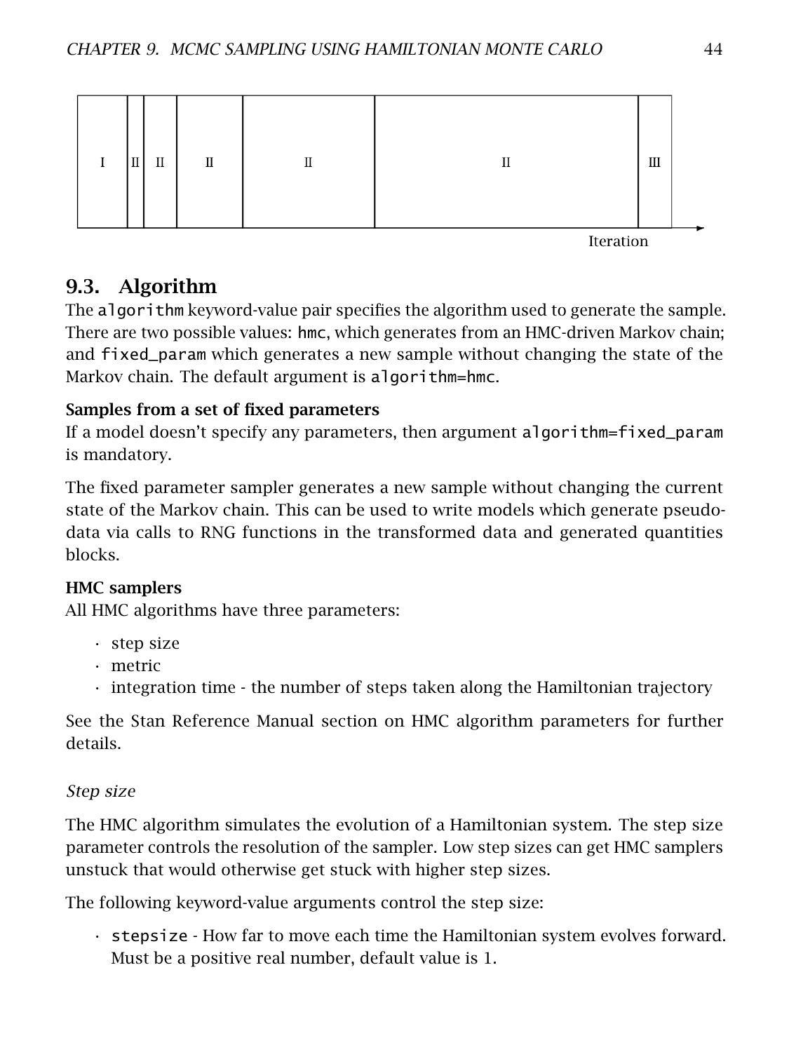| I | II | II | II | II | II | III |
|---|---|---|---|---|---|---|

Iteration

## 9.3. Algorithm

The `algorithm` keyword-value pair specifies the algorithm used to generate the sample. There are two possible values: `hmc`, which generates from an HMC-driven Markov chain; and `fixed_param` which generates a new sample without changing the state of the Markov chain. The default argument is `algorithm=hmc`.

### Samples from a set of fixed parameters

If a model doesn't specify any parameters, then argument `algorithm=fixed_param` is mandatory.

The fixed parameter sampler generates a new sample without changing the current state of the Markov chain. This can be used to write models which generate pseudo-data via calls to RNG functions in the transformed data and generated quantities blocks.

### HMC samplers

All HMC algorithms have three parameters:

- step size
- metric
- integration time - the number of steps taken along the Hamiltonian trajectory

See the Stan Reference Manual section on HMC algorithm parameters for further details.

#### *Step size*

The HMC algorithm simulates the evolution of a Hamiltonian system. The step size parameter controls the resolution of the sampler. Low step sizes can get HMC samplers unstuck that would otherwise get stuck with higher step sizes.

The following keyword-value arguments control the step size:

- `stepsize` - How far to move each time the Hamiltonian system evolves forward. Must be a positive real number, default value is 1.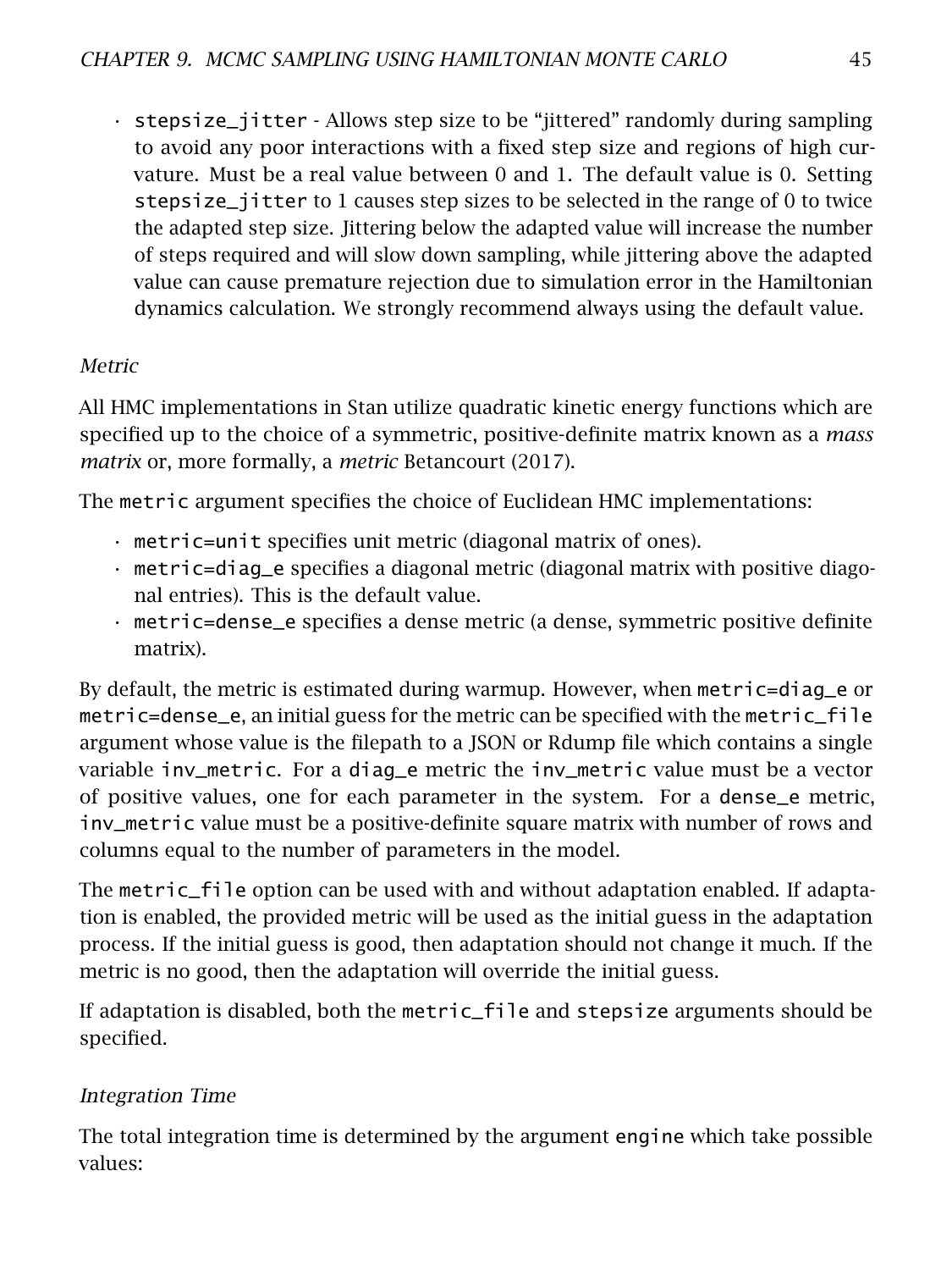- `stepsize_jitter` - Allows step size to be "jittered" randomly during sampling to avoid any poor interactions with a fixed step size and regions of high curvature. Must be a real value between 0 and 1. The default value is 0. Setting `stepsize_jitter` to 1 causes step sizes to be selected in the range of 0 to twice the adapted step size. Jittering below the adapted value will increase the number of steps required and will slow down sampling, while jittering above the adapted value can cause premature rejection due to simulation error in the Hamiltonian dynamics calculation. We strongly recommend always using the default value.

#### *Metric*

All HMC implementations in Stan utilize quadratic kinetic energy functions which are specified up to the choice of a symmetric, positive-definite matrix known as a *mass matrix* or, more formally, a *metric* Betancourt (2017).

The `metric` argument specifies the choice of Euclidean HMC implementations:

- `metric=unit` specifies unit metric (diagonal matrix of ones).
- `metric=diag_e` specifies a diagonal metric (diagonal matrix with positive diagonal entries). This is the default value.
- `metric=dense_e` specifies a dense metric (a dense, symmetric positive definite matrix).

By default, the metric is estimated during warmup. However, when `metric=diag_e` or `metric=dense_e`, an initial guess for the metric can be specified with the `metric_file` argument whose value is the filepath to a JSON or Rdump file which contains a single variable `inv_metric`. For a `diag_e` metric the `inv_metric` value must be a vector of positive values, one for each parameter in the system. For a `dense_e` metric, `inv_metric` value must be a positive-definite square matrix with number of rows and columns equal to the number of parameters in the model.

The `metric_file` option can be used with and without adaptation enabled. If adaptation is enabled, the provided metric will be used as the initial guess in the adaptation process. If the initial guess is good, then adaptation should not change it much. If the metric is no good, then the adaptation will override the initial guess.

If adaptation is disabled, both the `metric_file` and `stepsize` arguments should be specified.

#### *Integration Time*

The total integration time is determined by the argument `engine` which take possible values: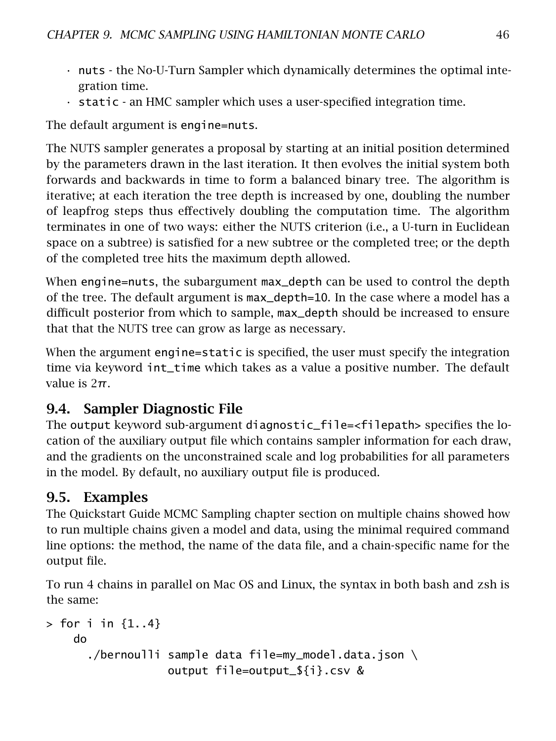- `nuts` - the No-U-Turn Sampler which dynamically determines the optimal integration time.
- `static` - an HMC sampler which uses a user-specified integration time.

The default argument is `engine=nuts`.

The NUTS sampler generates a proposal by starting at an initial position determined by the parameters drawn in the last iteration. It then evolves the initial system both forwards and backwards in time to form a balanced binary tree. The algorithm is iterative; at each iteration the tree depth is increased by one, doubling the number of leapfrog steps thus effectively doubling the computation time. The algorithm terminates in one of two ways: either the NUTS criterion (i.e., a U-turn in Euclidean space on a subtree) is satisfied for a new subtree or the completed tree; or the depth of the completed tree hits the maximum depth allowed.

When `engine=nuts`, the subargument `max_depth` can be used to control the depth of the tree. The default argument is `max_depth=10`. In the case where a model has a difficult posterior from which to sample, `max_depth` should be increased to ensure that that the NUTS tree can grow as large as necessary.

When the argument `engine=static` is specified, the user must specify the integration time via keyword `int_time` which takes as a value a positive number. The default value is $2\pi$.

## 9.4. Sampler Diagnostic File

The `output` keyword sub-argument `diagnostic_file=<filepath>` specifies the location of the auxiliary output file which contains sampler information for each draw, and the gradients on the unconstrained scale and log probabilities for all parameters in the model. By default, no auxiliary output file is produced.

## 9.5. Examples

The Quickstart Guide MCMC Sampling chapter section on multiple chains showed how to run multiple chains given a model and data, using the minimal required command line options: the method, the name of the data file, and a chain-specific name for the output file.

To run 4 chains in parallel on Mac OS and Linux, the syntax in both bash and zsh is the same:

```
> for i in {1..4}
    do
      ./bernoulli sample data file=my_model.data.json \
                  output file=output_${i}.csv &
```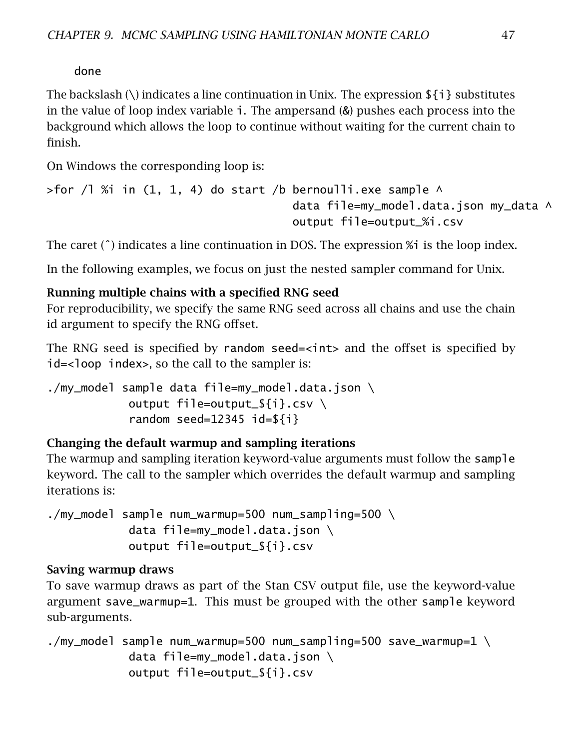```
done
```

The backslash (\) indicates a line continuation in Unix. The expression ${i} substitutes in the value of loop index variable i. The ampersand (&) pushes each process into the background which allows the loop to continue without waiting for the current chain to finish.

On Windows the corresponding loop is:

```
>for /l %i in (1, 1, 4) do start /b bernoulli.exe sample ^
                                    data file=my_model.data.json my_data ^
                                    output file=output_%i.csv
```

The caret (ˆ) indicates a line continuation in DOS. The expression %i is the loop index.

In the following examples, we focus on just the nested sampler command for Unix.

**Running multiple chains with a specified RNG seed**

For reproducibility, we specify the same RNG seed across all chains and use the chain id argument to specify the RNG offset.

The RNG seed is specified by `random seed=<int>` and the offset is specified by `id=<loop index>`, so the call to the sampler is:

```
./my_model sample data file=my_model.data.json \
            output file=output_${i}.csv \
            random seed=12345 id=${i}
```

**Changing the default warmup and sampling iterations**

The warmup and sampling iteration keyword-value arguments must follow the `sample` keyword. The call to the sampler which overrides the default warmup and sampling iterations is:

```
./my_model sample num_warmup=500 num_sampling=500 \
            data file=my_model.data.json \
            output file=output_${i}.csv
```

**Saving warmup draws**

To save warmup draws as part of the Stan CSV output file, use the keyword-value argument `save_warmup=1`. This must be grouped with the other `sample` keyword sub-arguments.

```
./my_model sample num_warmup=500 num_sampling=500 save_warmup=1 \
            data file=my_model.data.json \
            output file=output_${i}.csv
```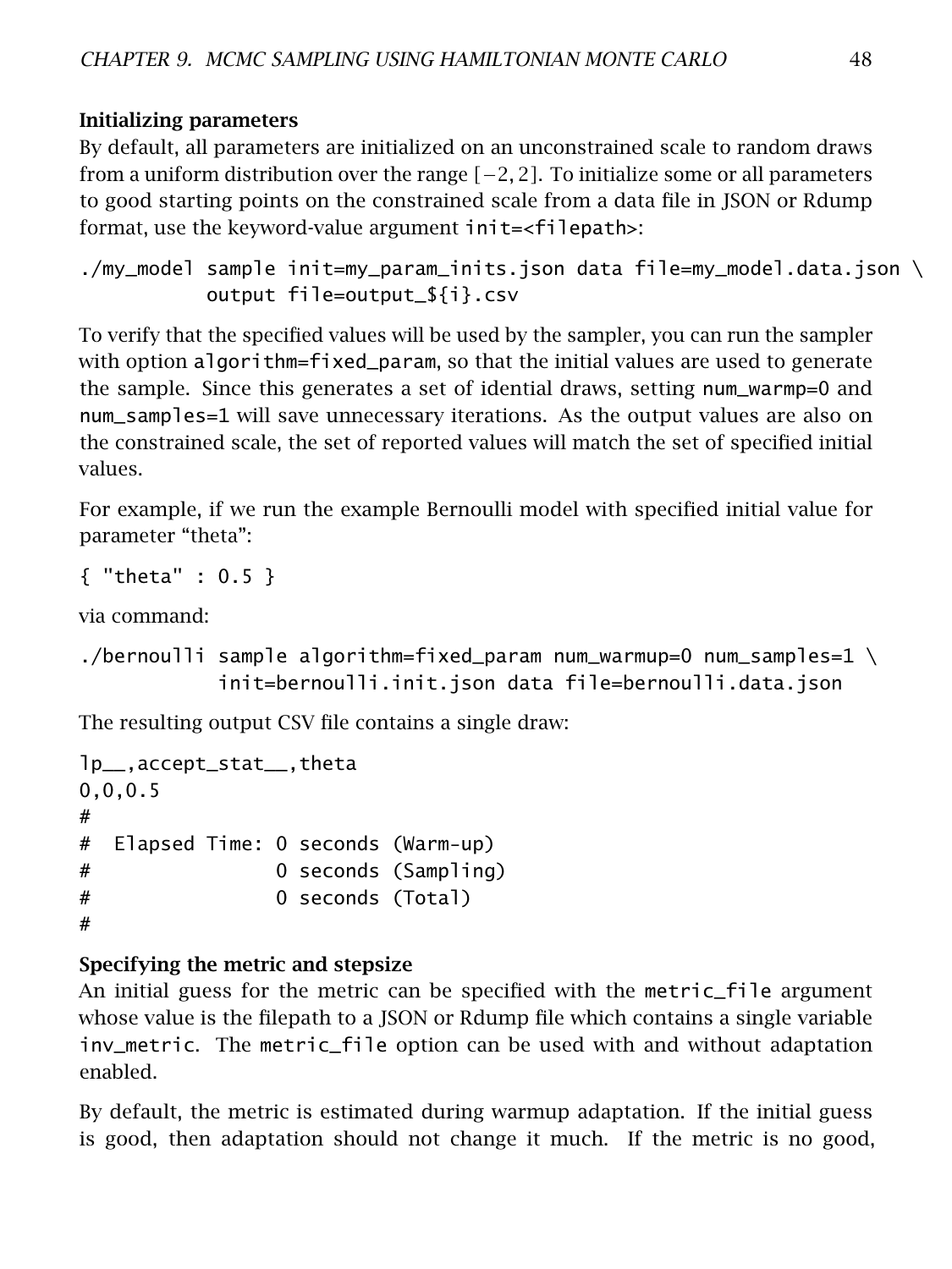#### Initializing parameters

By default, all parameters are initialized on an unconstrained scale to random draws from a uniform distribution over the range $[-2, 2]$. To initialize some or all parameters to good starting points on the constrained scale from a data file in JSON or Rdump format, use the keyword-value argument `init=<filepath>`:

```
./my_model sample init=my_param_inits.json data file=my_model.data.json \
          output file=output_${i}.csv
```

To verify that the specified values will be used by the sampler, you can run the sampler with option `algorithm=fixed_param`, so that the initial values are used to generate the sample. Since this generates a set of idential draws, setting `num_warmp=0` and `num_samples=1` will save unnecessary iterations. As the output values are also on the constrained scale, the set of reported values will match the set of specified initial values.

For example, if we run the example Bernoulli model with specified initial value for parameter "theta":

```
{ "theta" : 0.5 }
```

via command:

```
./bernoulli sample algorithm=fixed_param num_warmup=0 num_samples=1 \
            init=bernoulli.init.json data file=bernoulli.data.json
```

The resulting output CSV file contains a single draw:

```
lp__,accept_stat__,theta
0,0,0.5
#
#  Elapsed Time: 0 seconds (Warm-up)
#                0 seconds (Sampling)
#                0 seconds (Total)
#
```

#### Specifying the metric and stepsize

An initial guess for the metric can be specified with the `metric_file` argument whose value is the filepath to a JSON or Rdump file which contains a single variable `inv_metric`. The `metric_file` option can be used with and without adaptation enabled.

By default, the metric is estimated during warmup adaptation. If the initial guess is good, then adaptation should not change it much. If the metric is no good,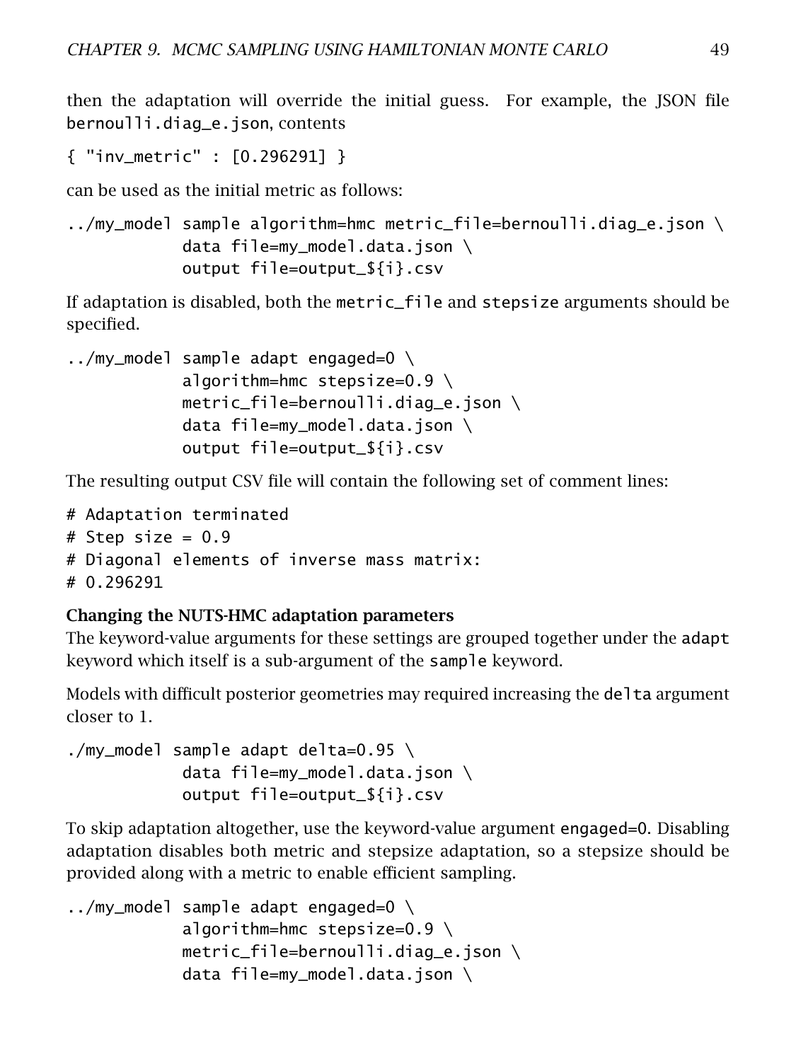then the adaptation will override the initial guess. For example, the JSON file `bernoulli.diag_e.json`, contents

```
{ "inv_metric" : [0.296291] }
```

can be used as the initial metric as follows:

```
../my_model sample algorithm=hmc metric_file=bernoulli.diag_e.json \
            data file=my_model.data.json \
            output file=output_${i}.csv
```

If adaptation is disabled, both the `metric_file` and `stepsize` arguments should be specified.

```
../my_model sample adapt engaged=0 \
            algorithm=hmc stepsize=0.9 \
            metric_file=bernoulli.diag_e.json \
            data file=my_model.data.json \
            output file=output_${i}.csv
```

The resulting output CSV file will contain the following set of comment lines:

```
# Adaptation terminated
# Step size = 0.9
# Diagonal elements of inverse mass matrix:
# 0.296291
```

**Changing the NUTS-HMC adaptation parameters**

The keyword-value arguments for these settings are grouped together under the `adapt` keyword which itself is a sub-argument of the `sample` keyword.

Models with difficult posterior geometries may required increasing the `delta` argument closer to 1.

```
./my_model sample adapt delta=0.95 \
            data file=my_model.data.json \
            output file=output_${i}.csv
```

To skip adaptation altogether, use the keyword-value argument `engaged=0`. Disabling adaptation disables both metric and stepsize adaptation, so a stepsize should be provided along with a metric to enable efficient sampling.

```
../my_model sample adapt engaged=0 \
            algorithm=hmc stepsize=0.9 \
            metric_file=bernoulli.diag_e.json \
            data file=my_model.data.json \
```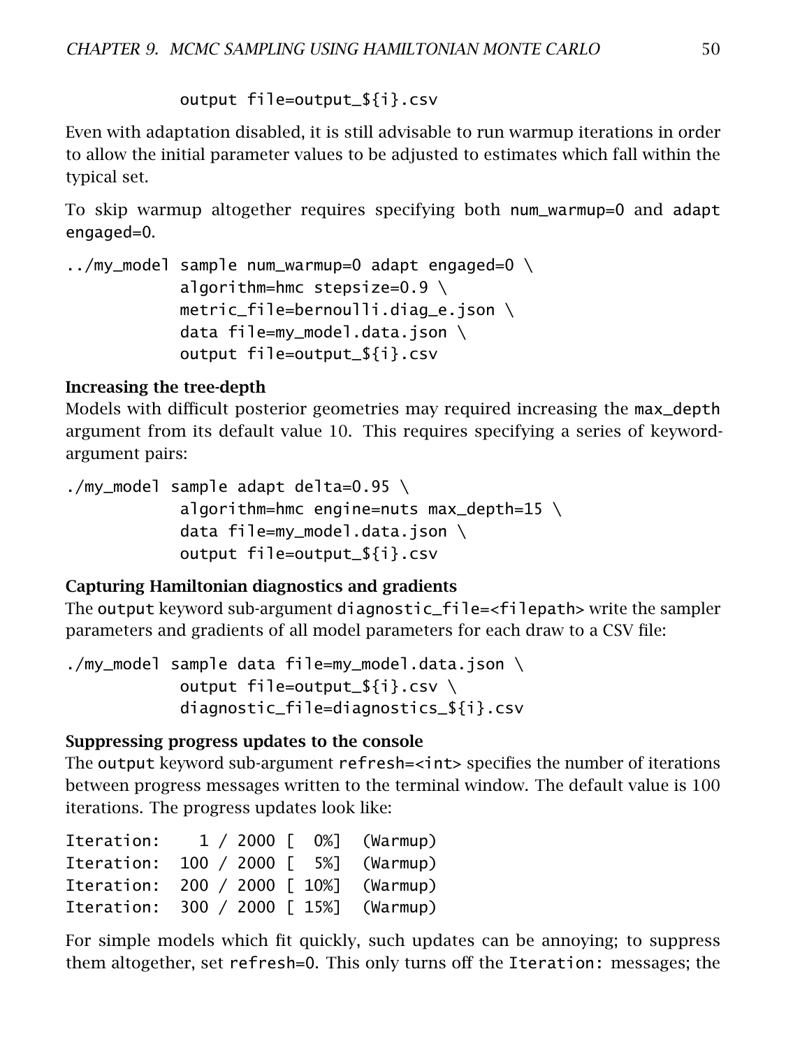```
            output file=output_${i}.csv
```

Even with adaptation disabled, it is still advisable to run warmup iterations in order to allow the initial parameter values to be adjusted to estimates which fall within the typical set.

To skip warmup altogether requires specifying both `num_warmup=0` and `adapt engaged=0`.

```
../my_model sample num_warmup=0 adapt engaged=0 \
            algorithm=hmc stepsize=0.9 \
            metric_file=bernoulli.diag_e.json \
            data file=my_model.data.json \
            output file=output_${i}.csv
```

**Increasing the tree-depth**

Models with difficult posterior geometries may required increasing the `max_depth` argument from its default value 10. This requires specifying a series of keyword-argument pairs:

```
./my_model sample adapt delta=0.95 \
            algorithm=hmc engine=nuts max_depth=15 \
            data file=my_model.data.json \
            output file=output_${i}.csv
```

**Capturing Hamiltonian diagnostics and gradients**

The `output` keyword sub-argument `diagnostic_file=<filepath>` write the sampler parameters and gradients of all model parameters for each draw to a CSV file:

```
./my_model sample data file=my_model.data.json \
            output file=output_${i}.csv \
            diagnostic_file=diagnostics_${i}.csv
```

**Suppressing progress updates to the console**

The `output` keyword sub-argument `refresh=<int>` specifies the number of iterations between progress messages written to the terminal window. The default value is 100 iterations. The progress updates look like:

```
Iteration:    1 / 2000 [  0%]  (Warmup)
Iteration:  100 / 2000 [  5%]  (Warmup)
Iteration:  200 / 2000 [ 10%]  (Warmup)
Iteration:  300 / 2000 [ 15%]  (Warmup)
```

For simple models which fit quickly, such updates can be annoying; to suppress them altogether, set `refresh=0`. This only turns off the `Iteration:` messages; the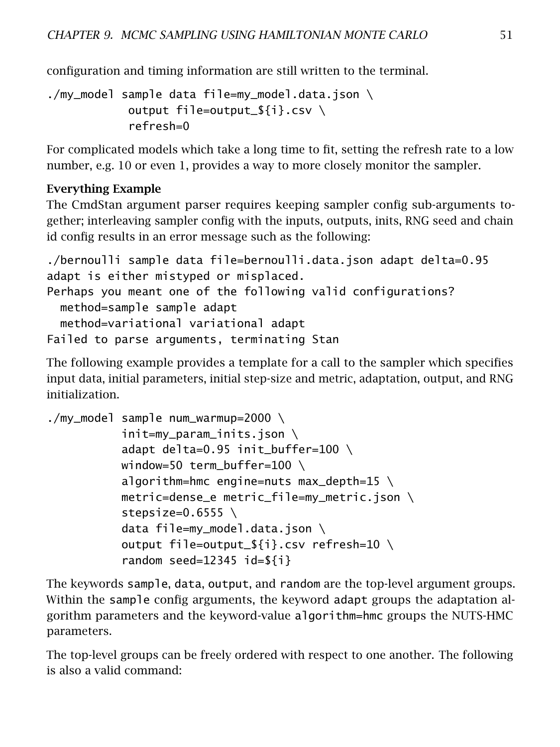configuration and timing information are still written to the terminal.

```
./my_model sample data file=my_model.data.json \
            output file=output_${i}.csv \
            refresh=0
```

For complicated models which take a long time to fit, setting the refresh rate to a low number, e.g. 10 or even 1, provides a way to more closely monitor the sampler.

**Everything Example**

The CmdStan argument parser requires keeping sampler config sub-arguments together; interleaving sampler config with the inputs, outputs, inits, RNG seed and chain id config results in an error message such as the following:

```
./bernoulli sample data file=bernoulli.data.json adapt delta=0.95
adapt is either mistyped or misplaced.
Perhaps you meant one of the following valid configurations?
  method=sample sample adapt
  method=variational variational adapt
Failed to parse arguments, terminating Stan
```

The following example provides a template for a call to the sampler which specifies input data, initial parameters, initial step-size and metric, adaptation, output, and RNG initialization.

```
./my_model sample num_warmup=2000 \
           init=my_param_inits.json \
           adapt delta=0.95 init_buffer=100 \
           window=50 term_buffer=100 \
           algorithm=hmc engine=nuts max_depth=15 \
           metric=dense_e metric_file=my_metric.json \
           stepsize=0.6555 \
           data file=my_model.data.json \
           output file=output_${i}.csv refresh=10 \
           random seed=12345 id=${i}
```

The keywords `sample`, `data`, `output`, and `random` are the top-level argument groups. Within the `sample` config arguments, the keyword `adapt` groups the adaptation algorithm parameters and the keyword-value `algorithm=hmc` groups the NUTS-HMC parameters.

The top-level groups can be freely ordered with respect to one another. The following is also a valid command: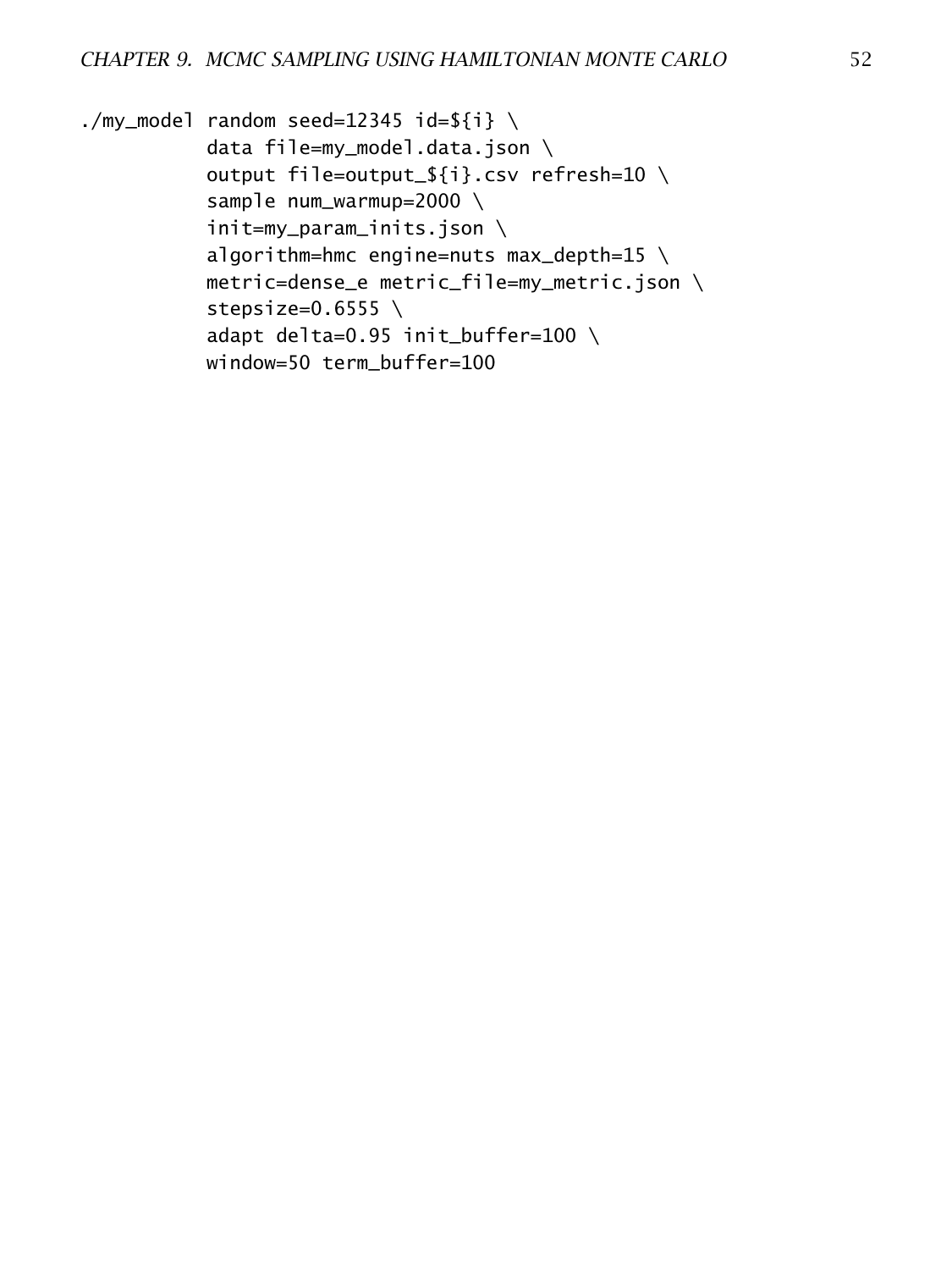```
./my_model random seed=12345 id=${i} \
           data file=my_model.data.json \
           output file=output_${i}.csv refresh=10 \
           sample num_warmup=2000 \
           init=my_param_inits.json \
           algorithm=hmc engine=nuts max_depth=15 \
           metric=dense_e metric_file=my_metric.json \
           stepsize=0.6555 \
           adapt delta=0.95 init_buffer=100 \
           window=50 term_buffer=100
```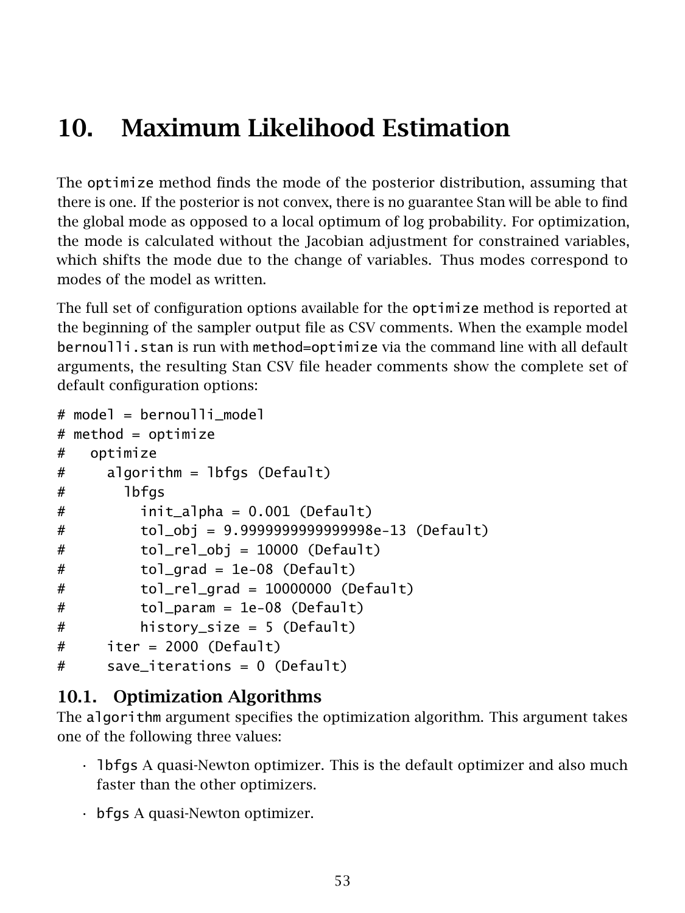# 10. Maximum Likelihood Estimation

The `optimize` method finds the mode of the posterior distribution, assuming that there is one. If the posterior is not convex, there is no guarantee Stan will be able to find the global mode as opposed to a local optimum of log probability. For optimization, the mode is calculated without the Jacobian adjustment for constrained variables, which shifts the mode due to the change of variables. Thus modes correspond to modes of the model as written.

The full set of configuration options available for the `optimize` method is reported at the beginning of the sampler output file as CSV comments. When the example model `bernoulli.stan` is run with `method=optimize` via the command line with all default arguments, the resulting Stan CSV file header comments show the complete set of default configuration options:

```
# model = bernoulli_model
# method = optimize
#   optimize
#     algorithm = lbfgs (Default)
#       lbfgs
#         init_alpha = 0.001 (Default)
#         tol_obj = 9.9999999999999998e-13 (Default)
#         tol_rel_obj = 10000 (Default)
#         tol_grad = 1e-08 (Default)
#         tol_rel_grad = 10000000 (Default)
#         tol_param = 1e-08 (Default)
#         history_size = 5 (Default)
#     iter = 2000 (Default)
#     save_iterations = 0 (Default)
```

## 10.1. Optimization Algorithms

The `algorithm` argument specifies the optimization algorithm. This argument takes one of the following three values:

- `lbfgs` A quasi-Newton optimizer. This is the default optimizer and also much faster than the other optimizers.
- `bfgs` A quasi-Newton optimizer.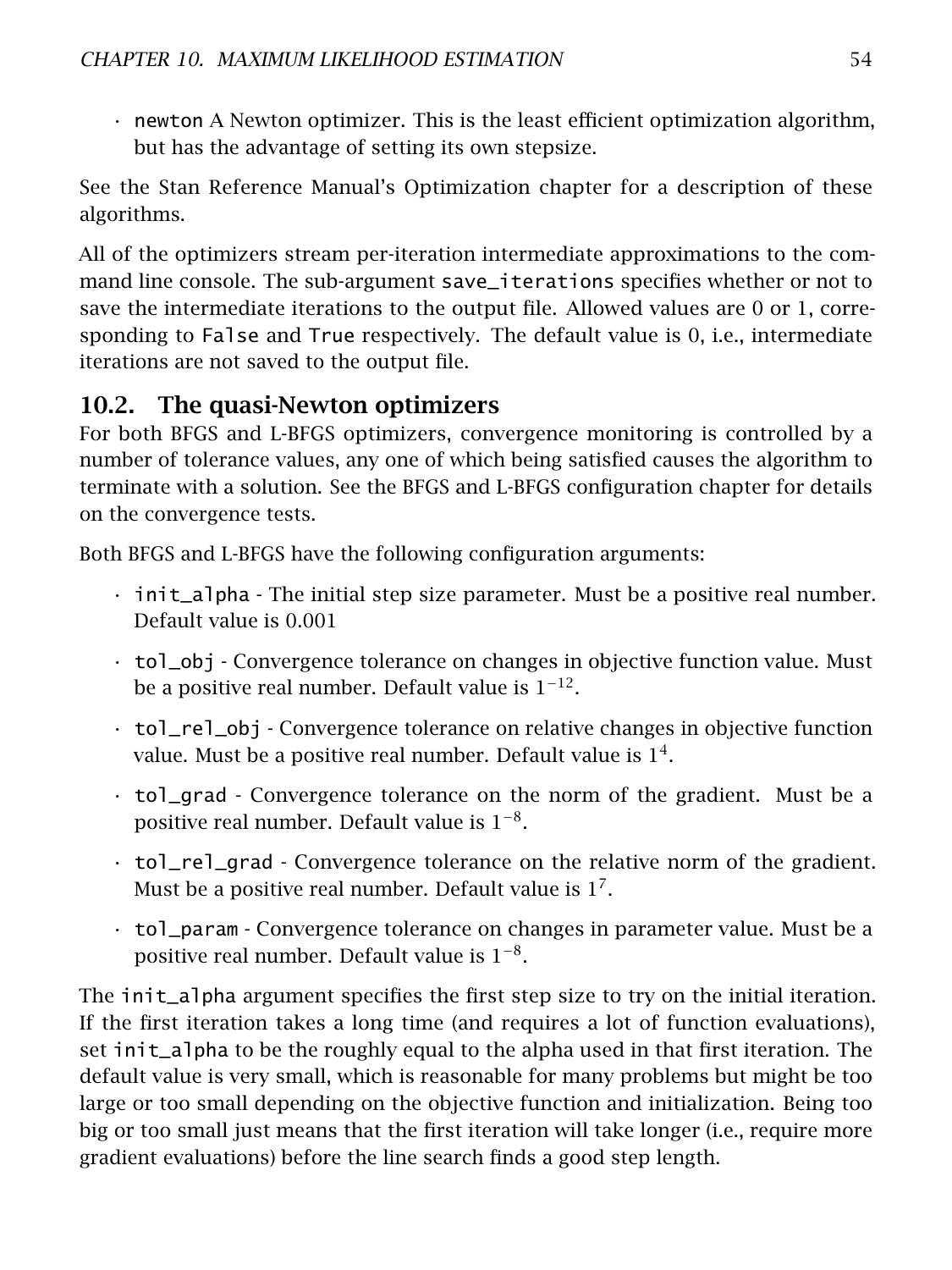- `newton` A Newton optimizer. This is the least efficient optimization algorithm, but has the advantage of setting its own stepsize.

See the Stan Reference Manual's Optimization chapter for a description of these algorithms.

All of the optimizers stream per-iteration intermediate approximations to the command line console. The sub-argument `save_iterations` specifies whether or not to save the intermediate iterations to the output file. Allowed values are 0 or 1, corresponding to `False` and `True` respectively. The default value is 0, i.e., intermediate iterations are not saved to the output file.

## 10.2. The quasi-Newton optimizers

For both BFGS and L-BFGS optimizers, convergence monitoring is controlled by a number of tolerance values, any one of which being satisfied causes the algorithm to terminate with a solution. See the BFGS and L-BFGS configuration chapter for details on the convergence tests.

Both BFGS and L-BFGS have the following configuration arguments:

- `init_alpha` - The initial step size parameter. Must be a positive real number. Default value is 0.001
- `tol_obj` - Convergence tolerance on changes in objective function value. Must be a positive real number. Default value is $1^{-12}$.
- `tol_rel_obj` - Convergence tolerance on relative changes in objective function value. Must be a positive real number. Default value is $1^{4}$.
- `tol_grad` - Convergence tolerance on the norm of the gradient. Must be a positive real number. Default value is $1^{-8}$.
- `tol_rel_grad` - Convergence tolerance on the relative norm of the gradient. Must be a positive real number. Default value is $1^{7}$.
- `tol_param` - Convergence tolerance on changes in parameter value. Must be a positive real number. Default value is $1^{-8}$.

The `init_alpha` argument specifies the first step size to try on the initial iteration. If the first iteration takes a long time (and requires a lot of function evaluations), set `init_alpha` to be the roughly equal to the alpha used in that first iteration. The default value is very small, which is reasonable for many problems but might be too large or too small depending on the objective function and initialization. Being too big or too small just means that the first iteration will take longer (i.e., require more gradient evaluations) before the line search finds a good step length.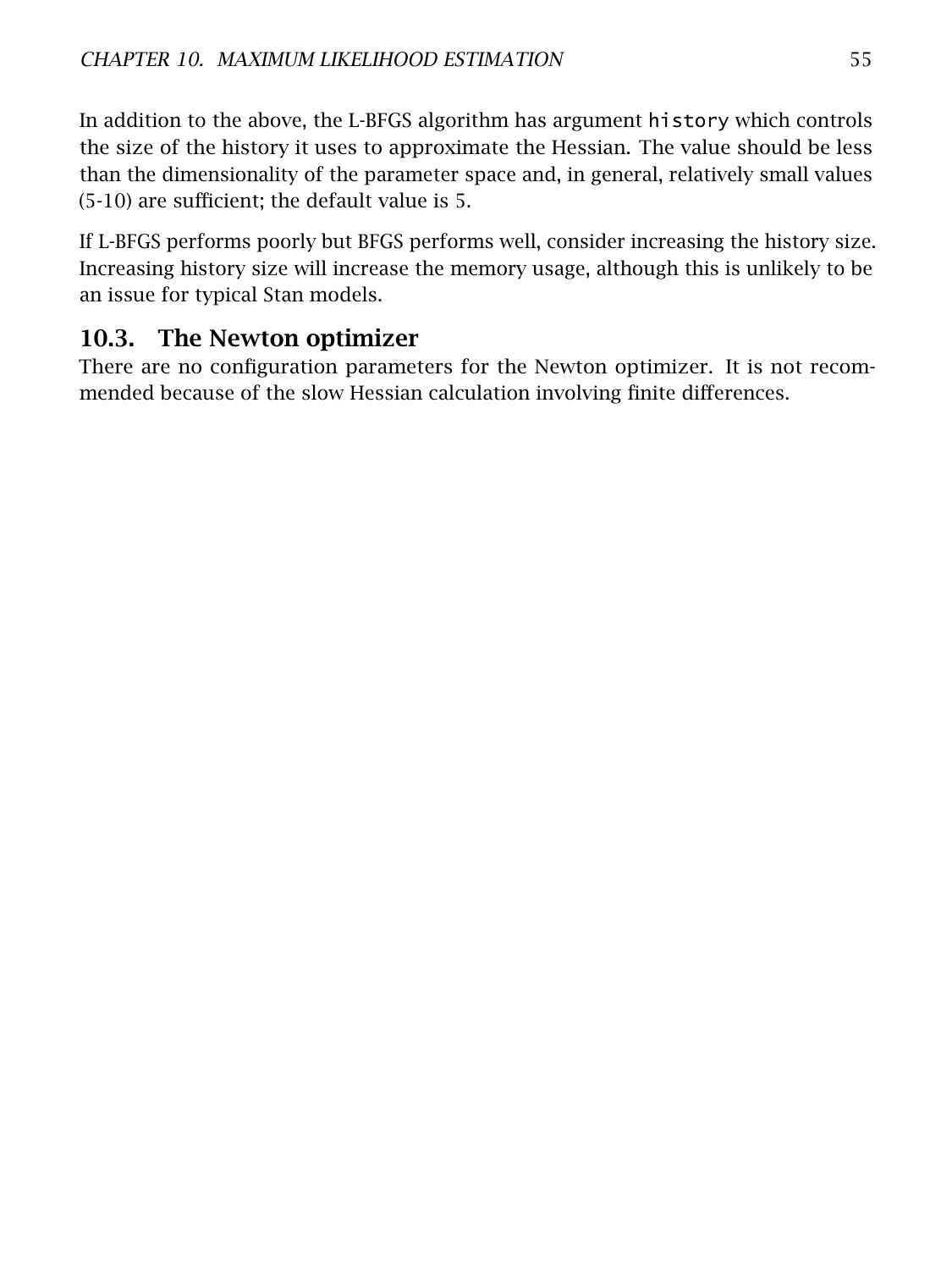In addition to the above, the L-BFGS algorithm has argument `history` which controls the size of the history it uses to approximate the Hessian. The value should be less than the dimensionality of the parameter space and, in general, relatively small values (5-10) are sufficient; the default value is 5.

If L-BFGS performs poorly but BFGS performs well, consider increasing the history size. Increasing history size will increase the memory usage, although this is unlikely to be an issue for typical Stan models.

## 10.3. The Newton optimizer

There are no configuration parameters for the Newton optimizer. It is not recommended because of the slow Hessian calculation involving finite differences.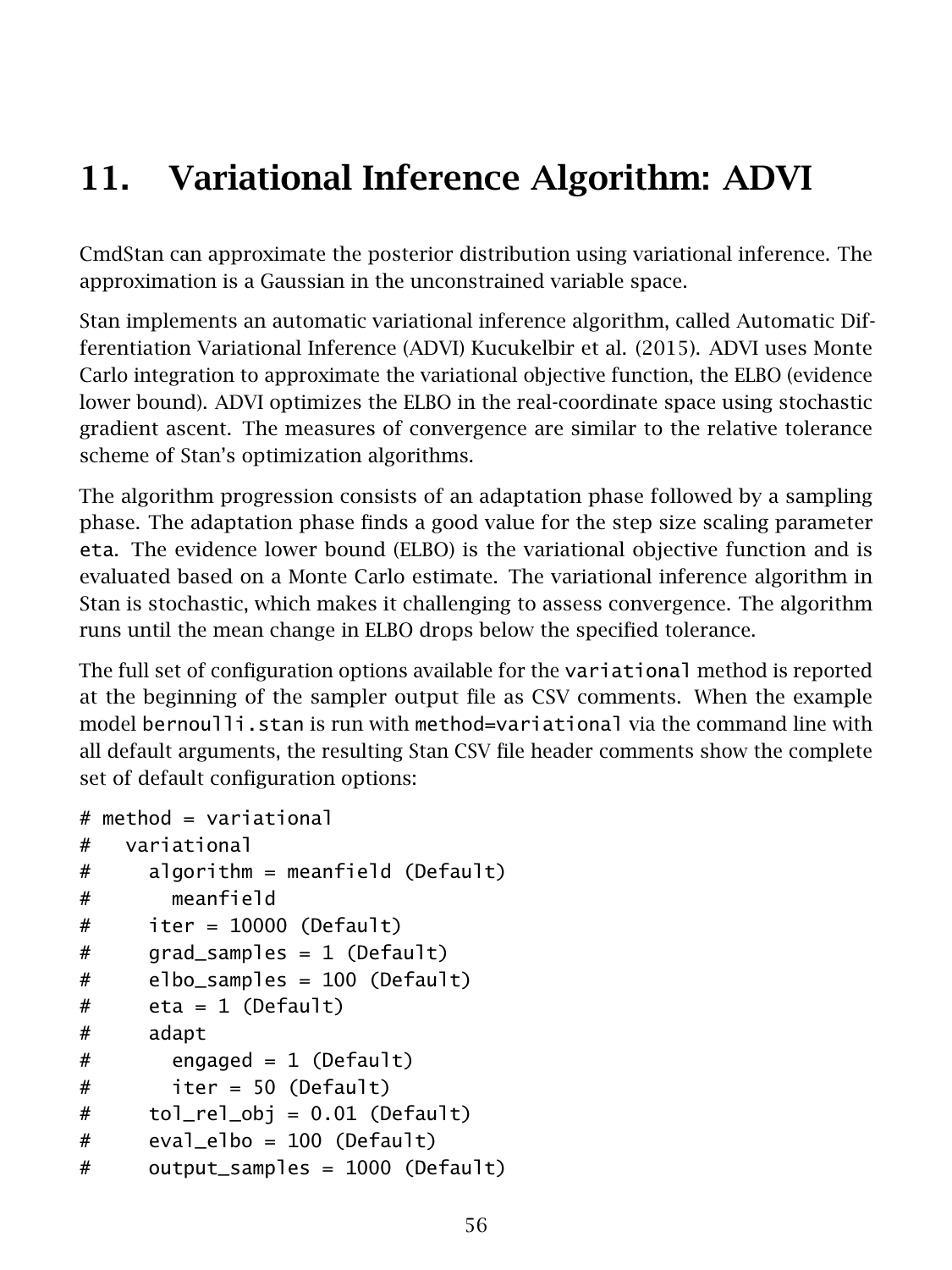# 11. Variational Inference Algorithm: ADVI

CmdStan can approximate the posterior distribution using variational inference. The approximation is a Gaussian in the unconstrained variable space.

Stan implements an automatic variational inference algorithm, called Automatic Differentiation Variational Inference (ADVI) Kucukelbir et al. (2015). ADVI uses Monte Carlo integration to approximate the variational objective function, the ELBO (evidence lower bound). ADVI optimizes the ELBO in the real-coordinate space using stochastic gradient ascent. The measures of convergence are similar to the relative tolerance scheme of Stan's optimization algorithms.

The algorithm progression consists of an adaptation phase followed by a sampling phase. The adaptation phase finds a good value for the step size scaling parameter `eta`. The evidence lower bound (ELBO) is the variational objective function and is evaluated based on a Monte Carlo estimate. The variational inference algorithm in Stan is stochastic, which makes it challenging to assess convergence. The algorithm runs until the mean change in ELBO drops below the specified tolerance.

The full set of configuration options available for the `variational` method is reported at the beginning of the sampler output file as CSV comments. When the example model `bernoulli.stan` is run with `method=variational` via the command line with all default arguments, the resulting Stan CSV file header comments show the complete set of default configuration options:

```
# method = variational
#   variational
#     algorithm = meanfield (Default)
#       meanfield
#     iter = 10000 (Default)
#     grad_samples = 1 (Default)
#     elbo_samples = 100 (Default)
#     eta = 1 (Default)
#     adapt
#       engaged = 1 (Default)
#       iter = 50 (Default)
#     tol_rel_obj = 0.01 (Default)
#     eval_elbo = 100 (Default)
#     output_samples = 1000 (Default)
```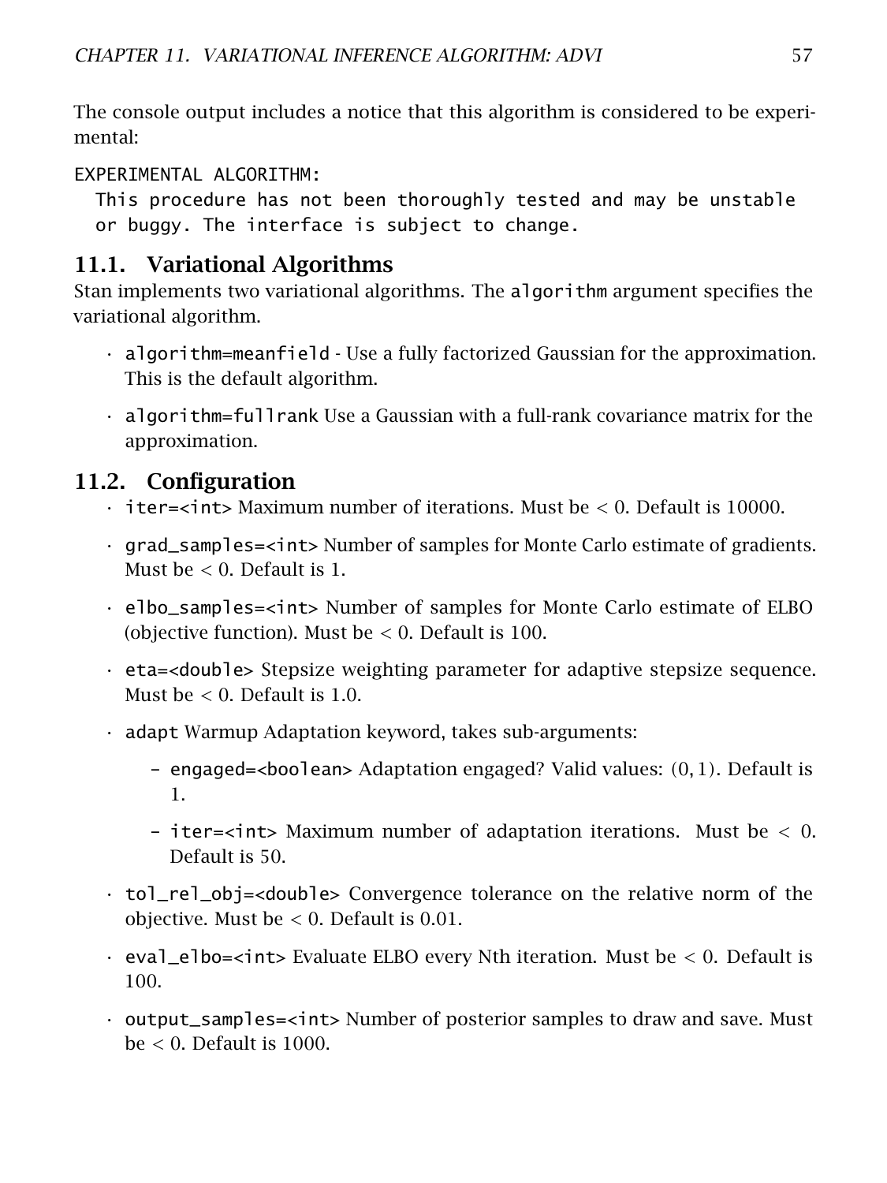The console output includes a notice that this algorithm is considered to be experimental:

```
EXPERIMENTAL ALGORITHM:
  This procedure has not been thoroughly tested and may be unstable
  or buggy. The interface is subject to change.
```

## 11.1. Variational Algorithms

Stan implements two variational algorithms. The `algorithm` argument specifies the variational algorithm.

- `algorithm=meanfield` - Use a fully factorized Gaussian for the approximation. This is the default algorithm.
- `algorithm=fullrank` Use a Gaussian with a full-rank covariance matrix for the approximation.

## 11.2. Configuration

- `iter=<int>` Maximum number of iterations. Must be $< 0$. Default is 10000.
- `grad_samples=<int>` Number of samples for Monte Carlo estimate of gradients. Must be $< 0$. Default is 1.
- `elbo_samples=<int>` Number of samples for Monte Carlo estimate of ELBO (objective function). Must be $< 0$. Default is 100.
- `eta=<double>` Stepsize weighting parameter for adaptive stepsize sequence. Must be $< 0$. Default is 1.0.
- `adapt` Warmup Adaptation keyword, takes sub-arguments:
  - `engaged=<boolean>` Adaptation engaged? Valid values: $(0, 1)$. Default is 1.
  - `iter=<int>` Maximum number of adaptation iterations. Must be $< 0$. Default is 50.
- `tol_rel_obj=<double>` Convergence tolerance on the relative norm of the objective. Must be $< 0$. Default is 0.01.
- `eval_elbo=<int>` Evaluate ELBO every Nth iteration. Must be $< 0$. Default is 100.
- `output_samples=<int>` Number of posterior samples to draw and save. Must be $< 0$. Default is 1000.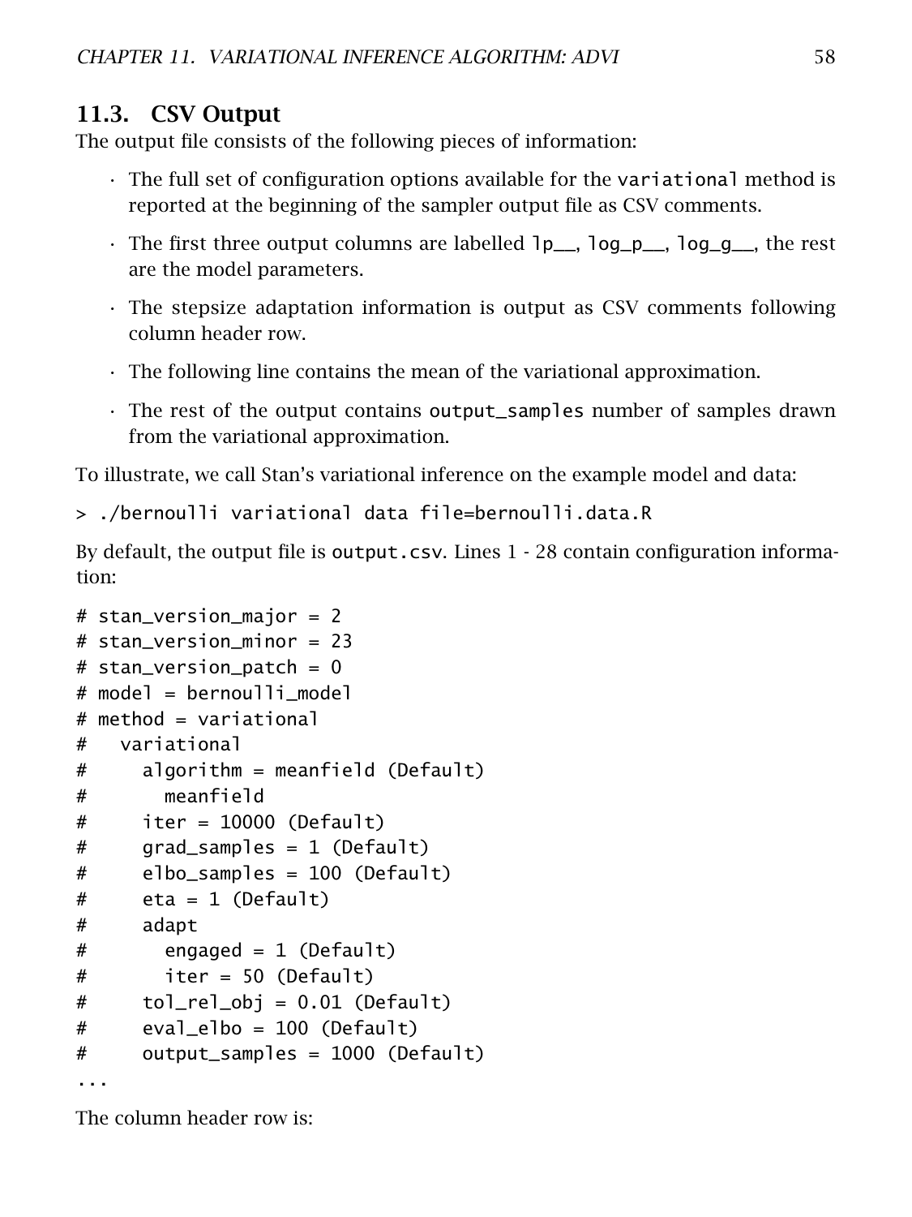## 11.3. CSV Output

The output file consists of the following pieces of information:

- The full set of configuration options available for the `variational` method is reported at the beginning of the sampler output file as CSV comments.
- The first three output columns are labelled `lp__`, `log_p__`, `log_g__`, the rest are the model parameters.
- The stepsize adaptation information is output as CSV comments following column header row.
- The following line contains the mean of the variational approximation.
- The rest of the output contains `output_samples` number of samples drawn from the variational approximation.

To illustrate, we call Stan's variational inference on the example model and data:

```
> ./bernoulli variational data file=bernoulli.data.R
```

By default, the output file is `output.csv`. Lines 1 - 28 contain configuration information:

```
# stan_version_major = 2
# stan_version_minor = 23
# stan_version_patch = 0
# model = bernoulli_model
# method = variational
#   variational
#     algorithm = meanfield (Default)
#       meanfield
#     iter = 10000 (Default)
#     grad_samples = 1 (Default)
#     elbo_samples = 100 (Default)
#     eta = 1 (Default)
#     adapt
#       engaged = 1 (Default)
#       iter = 50 (Default)
#     tol_rel_obj = 0.01 (Default)
#     eval_elbo = 100 (Default)
#     output_samples = 1000 (Default)
...
```

The column header row is: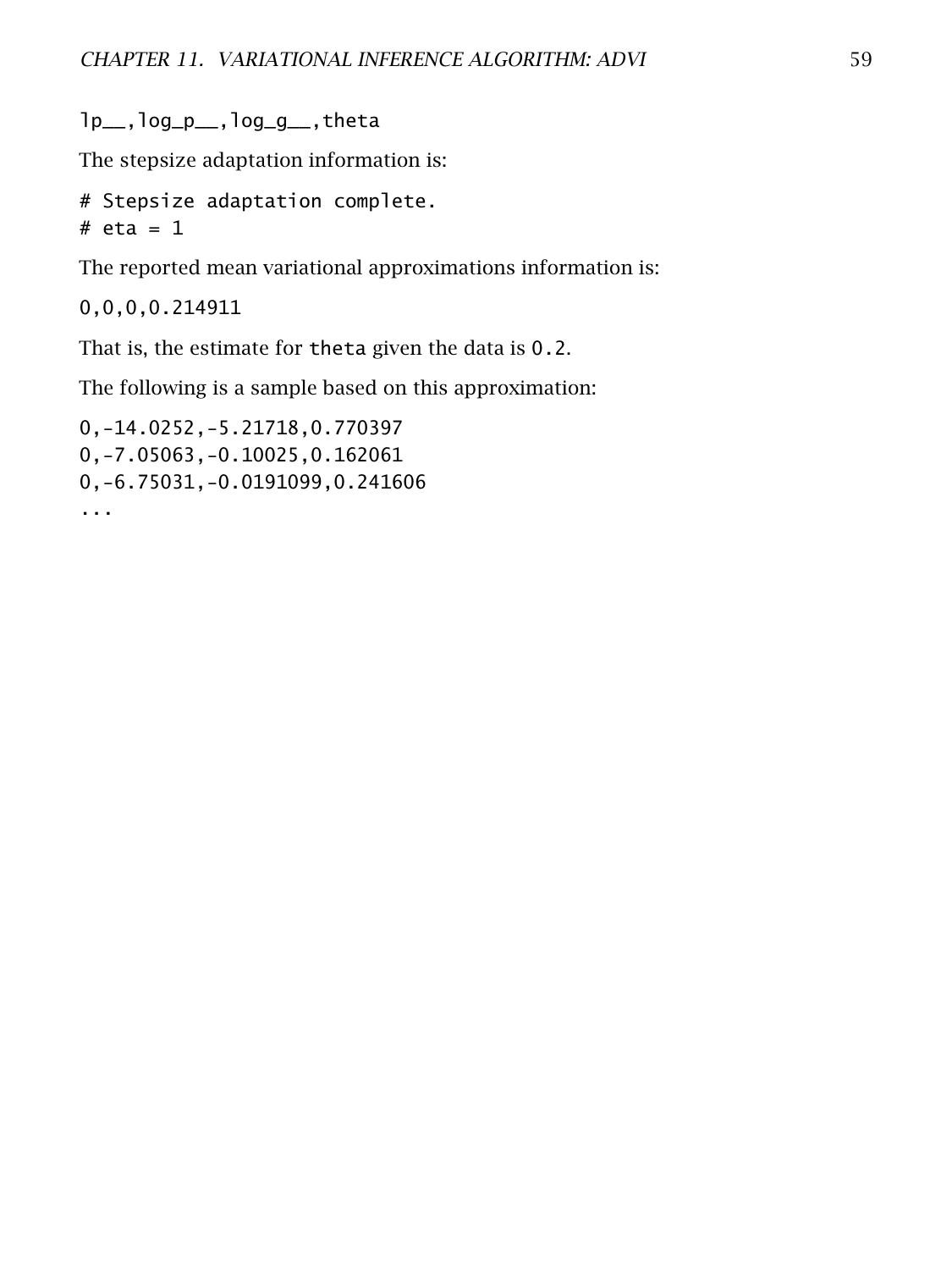```
lp__,log_p__,log_g__,theta
```

The stepsize adaptation information is:

```
# Stepsize adaptation complete.
# eta = 1
```

The reported mean variational approximations information is:

```
0,0,0,0.214911
```

That is, the estimate for `theta` given the data is `0.2`.

The following is a sample based on this approximation:

```
0,-14.0252,-5.21718,0.770397
0,-7.05063,-0.10025,0.162061
0,-6.75031,-0.0191099,0.241606
...
```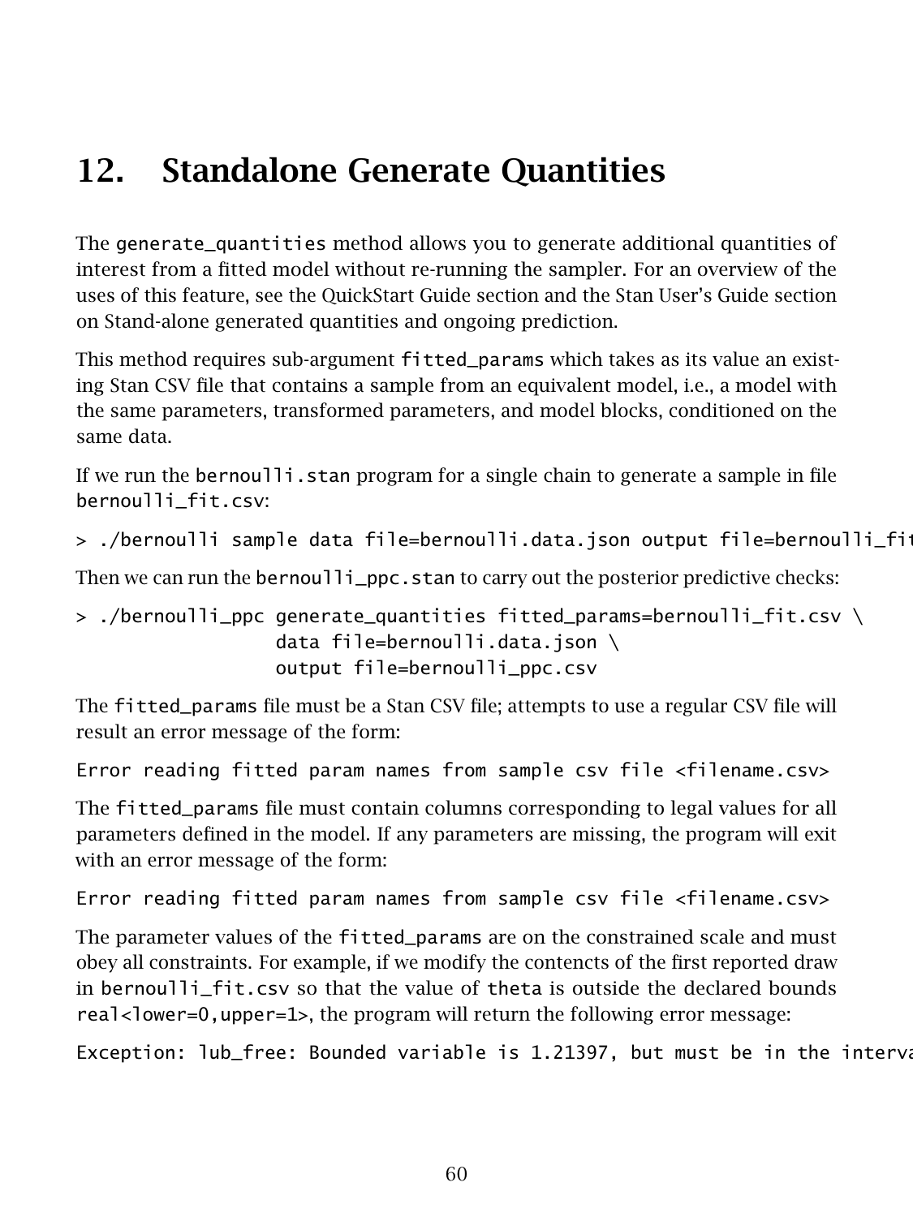# 12. Standalone Generate Quantities

The `generate_quantities` method allows you to generate additional quantities of interest from a fitted model without re-running the sampler. For an overview of the uses of this feature, see the QuickStart Guide section and the Stan User's Guide section on Stand-alone generated quantities and ongoing prediction.

This method requires sub-argument `fitted_params` which takes as its value an existing Stan CSV file that contains a sample from an equivalent model, i.e., a model with the same parameters, transformed parameters, and model blocks, conditioned on the same data.

If we run the `bernoulli.stan` program for a single chain to generate a sample in file `bernoulli_fit.csv`:

```
> ./bernoulli sample data file=bernoulli.data.json output file=bernoulli_fit
```

Then we can run the `bernoulli_ppc.stan` to carry out the posterior predictive checks:

```
> ./bernoulli_ppc generate_quantities fitted_params=bernoulli_fit.csv \
                  data file=bernoulli.data.json \
                  output file=bernoulli_ppc.csv
```

The `fitted_params` file must be a Stan CSV file; attempts to use a regular CSV file will result an error message of the form:

```
Error reading fitted param names from sample csv file <filename.csv>
```

The `fitted_params` file must contain columns corresponding to legal values for all parameters defined in the model. If any parameters are missing, the program will exit with an error message of the form:

```
Error reading fitted param names from sample csv file <filename.csv>
```

The parameter values of the `fitted_params` are on the constrained scale and must obey all constraints. For example, if we modify the contencts of the first reported draw in `bernoulli_fit.csv` so that the value of `theta` is outside the declared bounds `real<lower=0,upper=1>`, the program will return the following error message:

```
Exception: lub_free: Bounded variable is 1.21397, but must be in the interva
```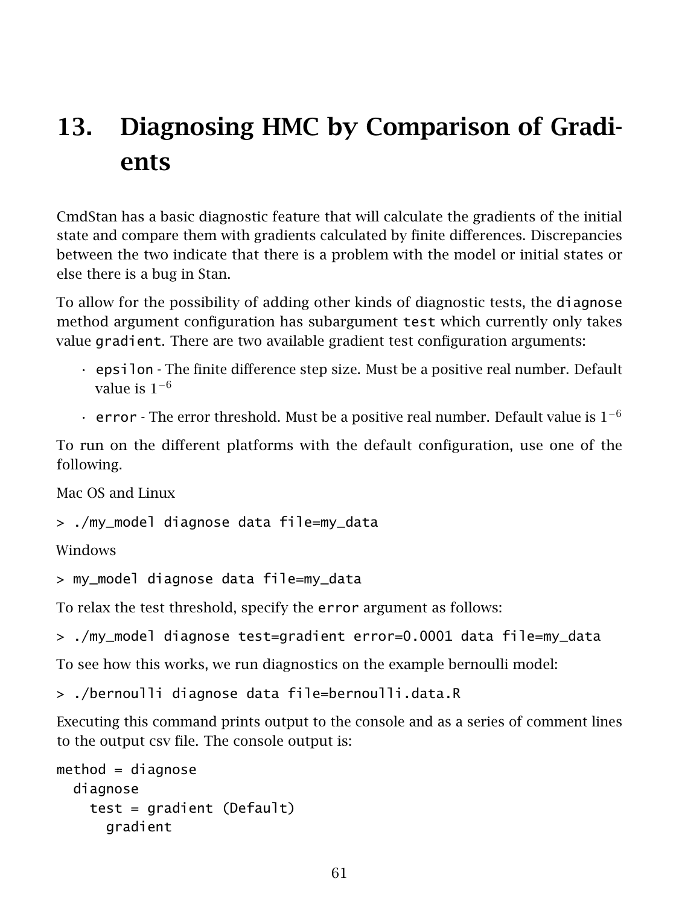# 13. Diagnosing HMC by Comparison of Gradients

CmdStan has a basic diagnostic feature that will calculate the gradients of the initial state and compare them with gradients calculated by finite differences. Discrepancies between the two indicate that there is a problem with the model or initial states or else there is a bug in Stan.

To allow for the possibility of adding other kinds of diagnostic tests, the `diagnose` method argument configuration has subargument `test` which currently only takes value `gradient`. There are two available gradient test configuration arguments:

- `epsilon` - The finite difference step size. Must be a positive real number. Default value is $1^{-6}$
- `error` - The error threshold. Must be a positive real number. Default value is $1^{-6}$

To run on the different platforms with the default configuration, use one of the following.

Mac OS and Linux

```
> ./my_model diagnose data file=my_data
```

Windows

```
> my_model diagnose data file=my_data
```

To relax the test threshold, specify the `error` argument as follows:

```
> ./my_model diagnose test=gradient error=0.0001 data file=my_data
```

To see how this works, we run diagnostics on the example bernoulli model:

```
> ./bernoulli diagnose data file=bernoulli.data.R
```

Executing this command prints output to the console and as a series of comment lines to the output csv file. The console output is:

```
method = diagnose
  diagnose
    test = gradient (Default)
      gradient
```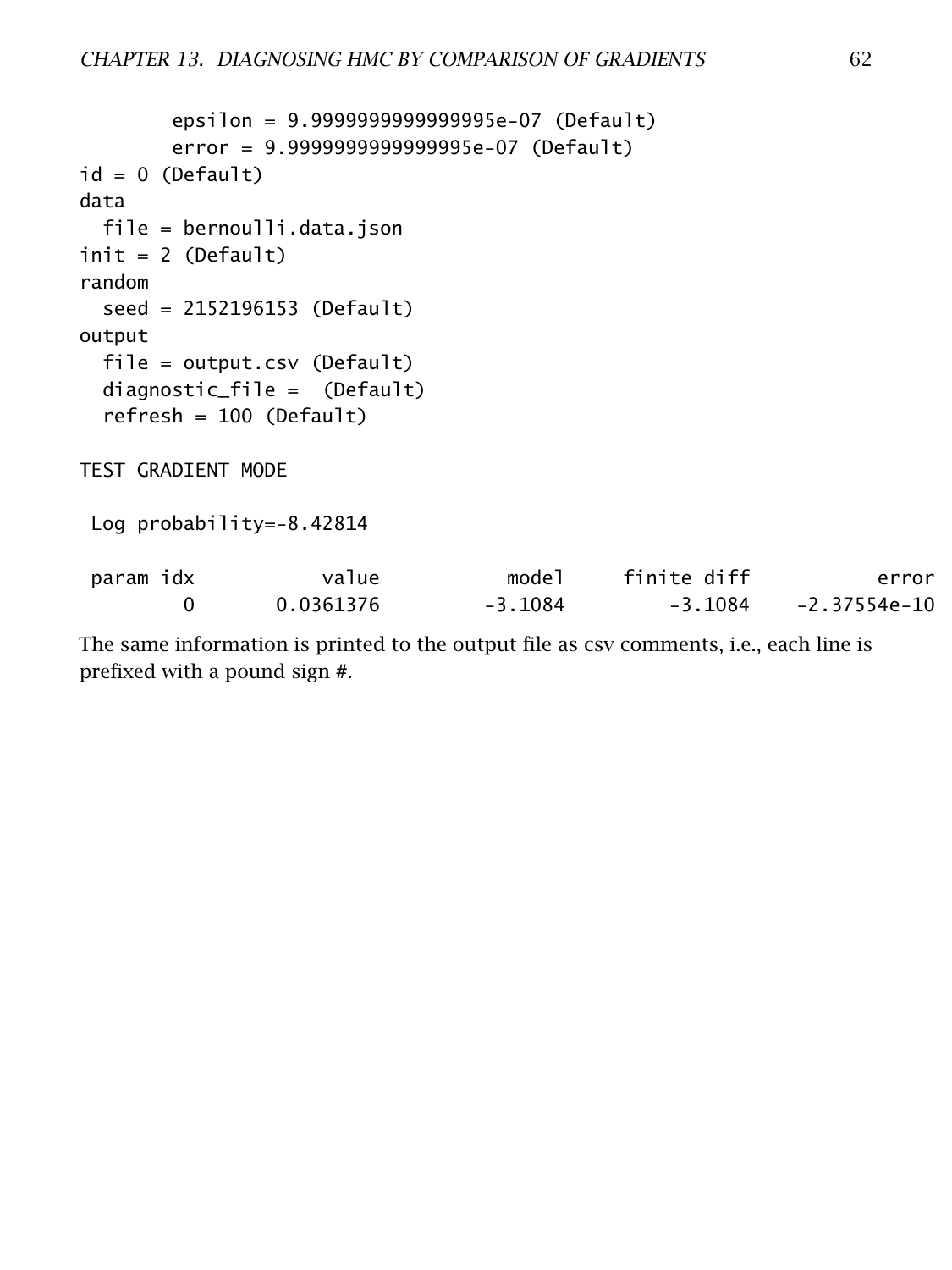```
        epsilon = 9.9999999999999995e-07 (Default)
        error = 9.9999999999999995e-07 (Default)
id = 0 (Default)
data
  file = bernoulli.data.json
init = 2 (Default)
random
  seed = 2152196153 (Default)
output
  file = output.csv (Default)
  diagnostic_file =  (Default)
  refresh = 100 (Default)

TEST GRADIENT MODE

 Log probability=-8.42814

 param idx           value           model     finite diff           error
         0       0.0361376         -3.1084         -3.1084    -2.37554e-10
```

The same information is printed to the output file as csv comments, i.e., each line is prefixed with a pound sign #.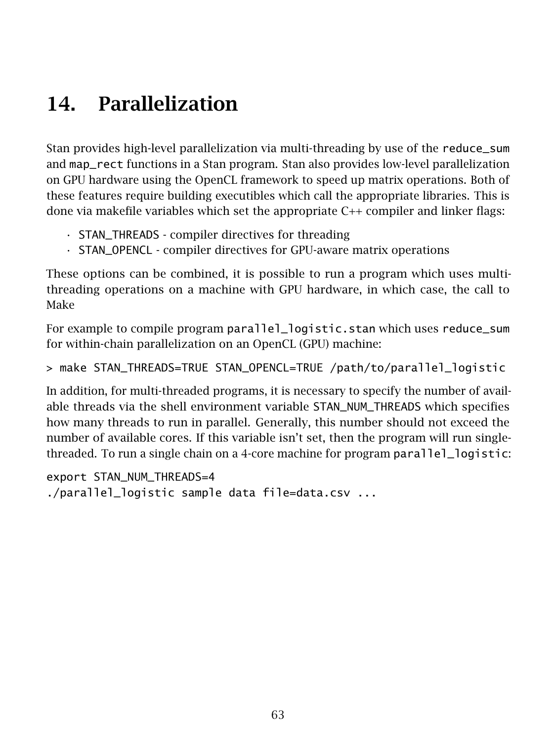# 14. Parallelization

Stan provides high-level parallelization via multi-threading by use of the `reduce_sum` and `map_rect` functions in a Stan program. Stan also provides low-level parallelization on GPU hardware using the OpenCL framework to speed up matrix operations. Both of these features require building executibles which call the appropriate libraries. This is done via makefile variables which set the appropriate C++ compiler and linker flags:

- `STAN_THREADS` - compiler directives for threading
- `STAN_OPENCL` - compiler directives for GPU-aware matrix operations

These options can be combined, it is possible to run a program which uses multi-threading operations on a machine with GPU hardware, in which case, the call to Make

For example to compile program `parallel_logistic.stan` which uses `reduce_sum` for within-chain parallelization on an OpenCL (GPU) machine:

```
> make STAN_THREADS=TRUE STAN_OPENCL=TRUE /path/to/parallel_logistic
```

In addition, for multi-threaded programs, it is necessary to specify the number of available threads via the shell environment variable `STAN_NUM_THREADS` which specifies how many threads to run in parallel. Generally, this number should not exceed the number of available cores. If this variable isn't set, then the program will run single-threaded. To run a single chain on a 4-core machine for program `parallel_logistic`:

```
export STAN_NUM_THREADS=4
./parallel_logistic sample data file=data.csv ...
```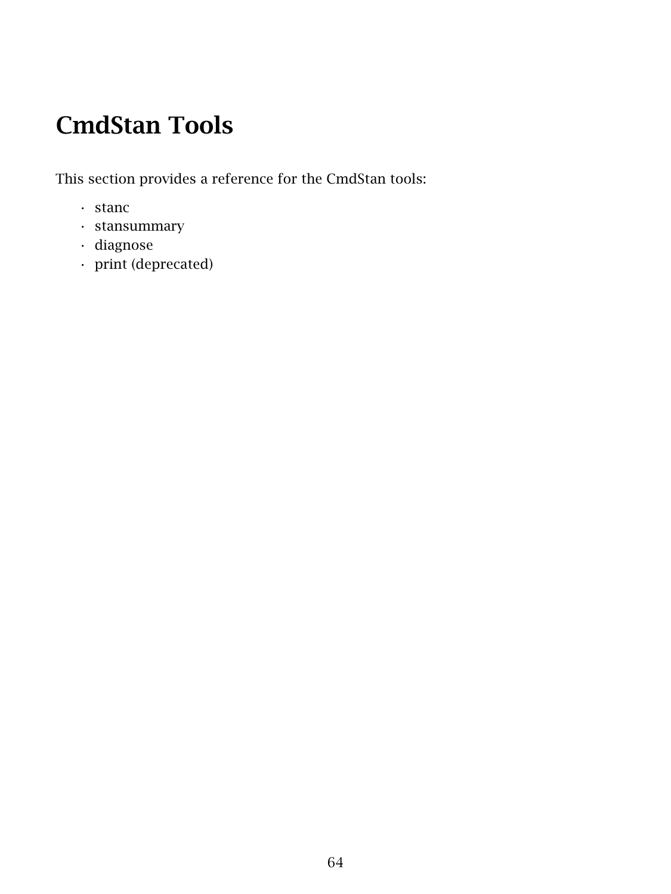# CmdStan Tools

This section provides a reference for the CmdStan tools:

- stanc
- stansummary
- diagnose
- print (deprecated)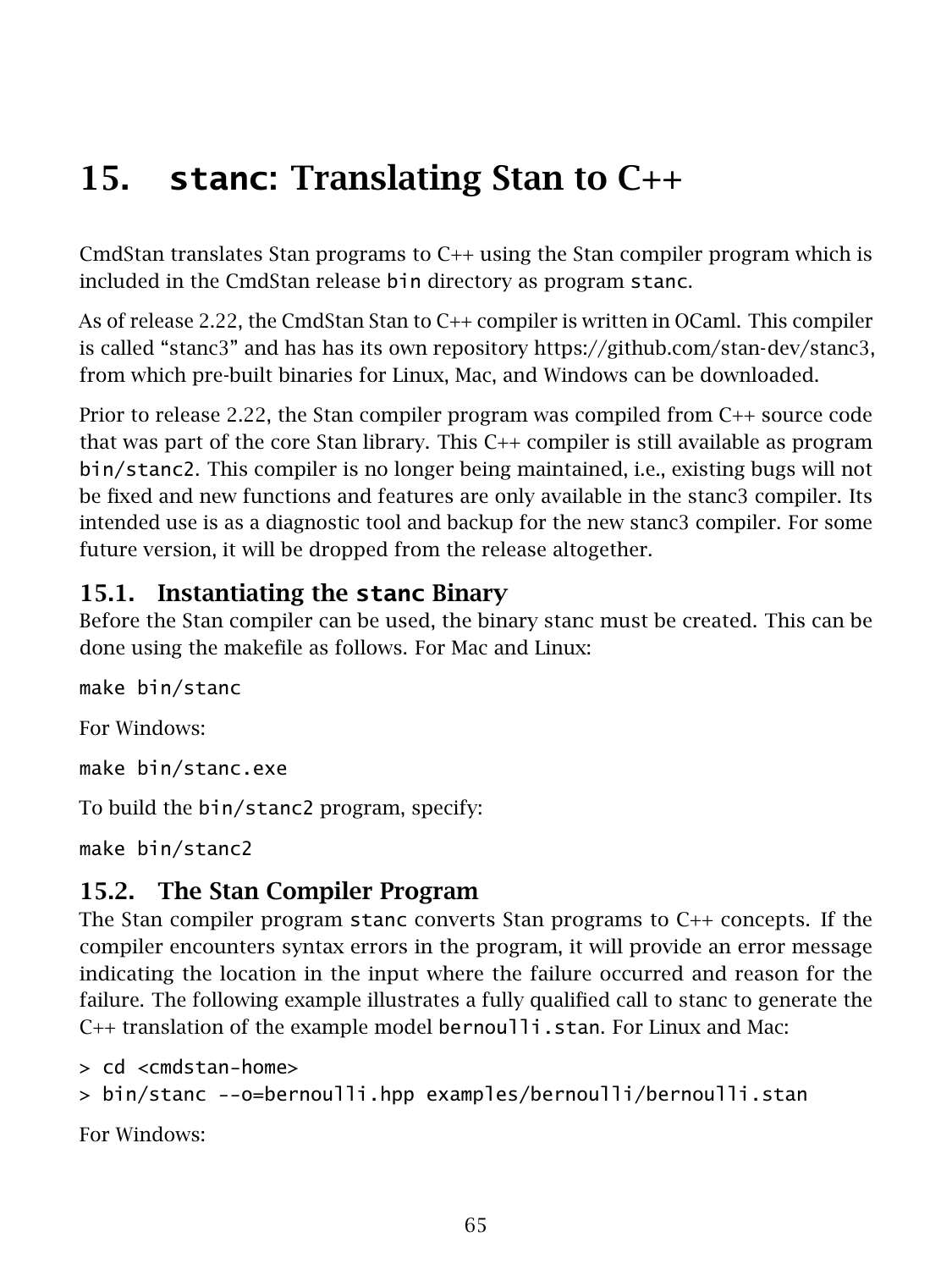# 15. `stanc`: Translating Stan to C++

CmdStan translates Stan programs to C++ using the Stan compiler program which is included in the CmdStan release `bin` directory as program `stanc`.

As of release 2.22, the CmdStan Stan to C++ compiler is written in OCaml. This compiler is called "stanc3" and has has its own repository https://github.com/stan-dev/stanc3, from which pre-built binaries for Linux, Mac, and Windows can be downloaded.

Prior to release 2.22, the Stan compiler program was compiled from C++ source code that was part of the core Stan library. This C++ compiler is still available as program `bin/stanc2`. This compiler is no longer being maintained, i.e., existing bugs will not be fixed and new functions and features are only available in the stanc3 compiler. Its intended use is as a diagnostic tool and backup for the new stanc3 compiler. For some future version, it will be dropped from the release altogether.

## 15.1. Instantiating the `stanc` Binary

Before the Stan compiler can be used, the binary stanc must be created. This can be done using the makefile as follows. For Mac and Linux:

```
make bin/stanc
```

For Windows:

```
make bin/stanc.exe
```

To build the `bin/stanc2` program, specify:

```
make bin/stanc2
```

## 15.2. The Stan Compiler Program

The Stan compiler program `stanc` converts Stan programs to C++ concepts. If the compiler encounters syntax errors in the program, it will provide an error message indicating the location in the input where the failure occurred and reason for the failure. The following example illustrates a fully qualified call to stanc to generate the C++ translation of the example model `bernoulli.stan`. For Linux and Mac:

```
> cd <cmdstan-home>
> bin/stanc --o=bernoulli.hpp examples/bernoulli/bernoulli.stan
```

For Windows: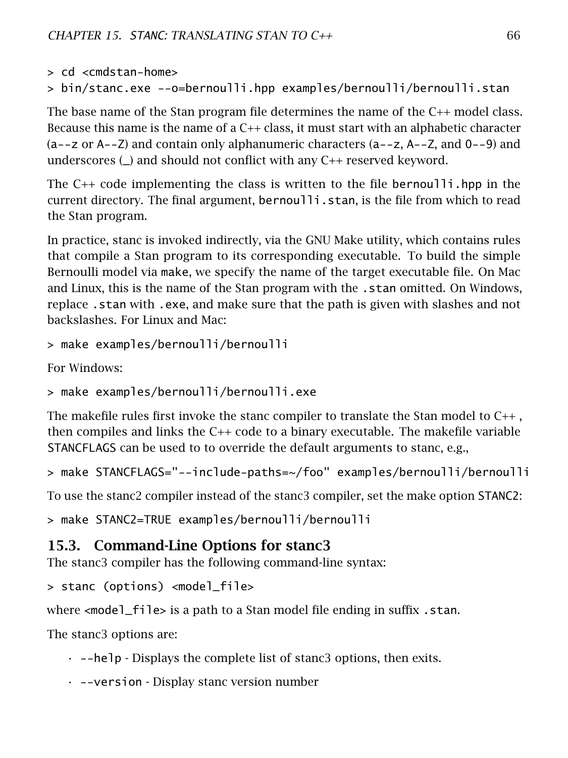```
> cd <cmdstan-home>
> bin/stanc.exe --o=bernoulli.hpp examples/bernoulli/bernoulli.stan
```

The base name of the Stan program file determines the name of the C++ model class. Because this name is the name of a C++ class, it must start with an alphabetic character (`a--z` or `A--Z`) and contain only alphanumeric characters (`a--z`, `A--Z`, and `0--9`) and underscores (`_`) and should not conflict with any C++ reserved keyword.

The C++ code implementing the class is written to the file `bernoulli.hpp` in the current directory. The final argument, `bernoulli.stan`, is the file from which to read the Stan program.

In practice, stanc is invoked indirectly, via the GNU Make utility, which contains rules that compile a Stan program to its corresponding executable. To build the simple Bernoulli model via `make`, we specify the name of the target executable file. On Mac and Linux, this is the name of the Stan program with the `.stan` omitted. On Windows, replace `.stan` with `.exe`, and make sure that the path is given with slashes and not backslashes. For Linux and Mac:

```
> make examples/bernoulli/bernoulli
```

For Windows:

```
> make examples/bernoulli/bernoulli.exe
```

The makefile rules first invoke the stanc compiler to translate the Stan model to C++ , then compiles and links the C++ code to a binary executable. The makefile variable `STANCFLAGS` can be used to to override the default arguments to stanc, e.g.,

```
> make STANCFLAGS="--include-paths=~/foo" examples/bernoulli/bernoulli
```

To use the stanc2 compiler instead of the stanc3 compiler, set the make option `STANC2`:

```
> make STANC2=TRUE examples/bernoulli/bernoulli
```

## 15.3. Command-Line Options for stanc3

The stanc3 compiler has the following command-line syntax:

```
> stanc (options) <model_file>
```

where `<model_file>` is a path to a Stan model file ending in suffix `.stan`.

The stanc3 options are:

- `--help` - Displays the complete list of stanc3 options, then exits.
- `--version` - Display stanc version number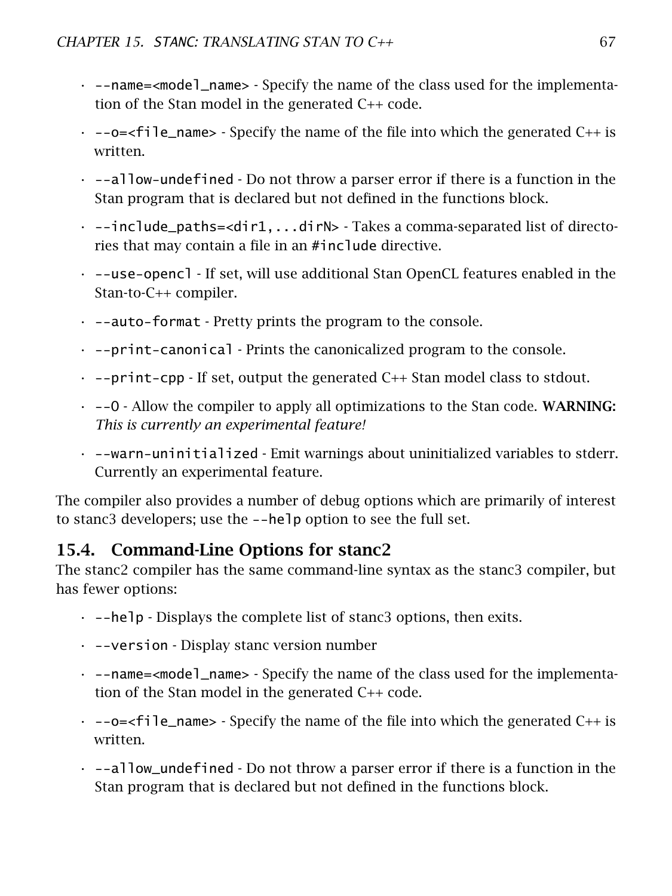- `--name=<model_name>` - Specify the name of the class used for the implementation of the Stan model in the generated C++ code.
- `--o=<file_name>` - Specify the name of the file into which the generated C++ is written.
- `--allow-undefined` - Do not throw a parser error if there is a function in the Stan program that is declared but not defined in the functions block.
- `--include_paths=<dir1,...dirN>` - Takes a comma-separated list of directories that may contain a file in an `#include` directive.
- `--use-opencl` - If set, will use additional Stan OpenCL features enabled in the Stan-to-C++ compiler.
- `--auto-format` - Pretty prints the program to the console.
- `--print-canonical` - Prints the canonicalized program to the console.
- `--print-cpp` - If set, output the generated C++ Stan model class to stdout.
- `--O` - Allow the compiler to apply all optimizations to the Stan code. **WARNING:** *This is currently an experimental feature!*
- `--warn-uninitialized` - Emit warnings about uninitialized variables to stderr. Currently an experimental feature.

The compiler also provides a number of debug options which are primarily of interest to stanc3 developers; use the `--help` option to see the full set.

## 15.4. Command-Line Options for stanc2

The stanc2 compiler has the same command-line syntax as the stanc3 compiler, but has fewer options:

- `--help` - Displays the complete list of stanc3 options, then exits.
- `--version` - Display stanc version number
- `--name=<model_name>` - Specify the name of the class used for the implementation of the Stan model in the generated C++ code.
- `--o=<file_name>` - Specify the name of the file into which the generated C++ is written.
- `--allow_undefined` - Do not throw a parser error if there is a function in the Stan program that is declared but not defined in the functions block.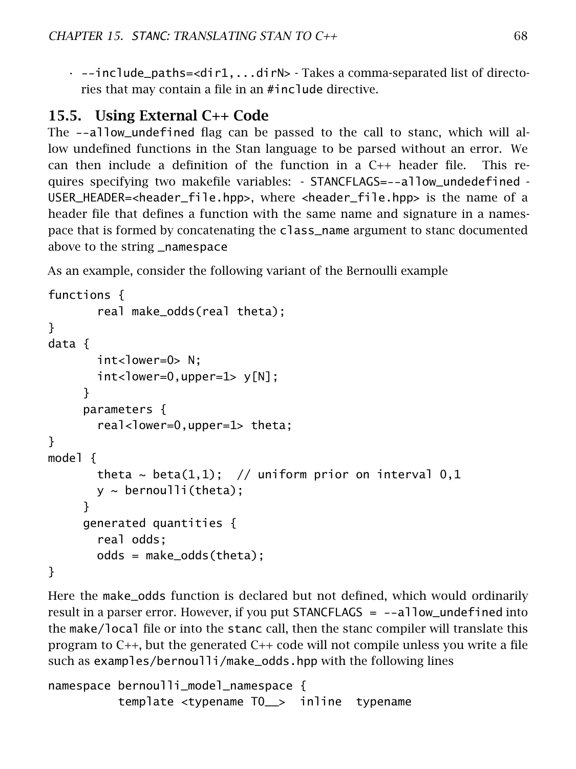- `--include_paths=<dir1,...dirN>` - Takes a comma-separated list of directories that may contain a file in an `#include` directive.

## 15.5. Using External C++ Code

The `--allow_undefined` flag can be passed to the call to stanc, which will allow undefined functions in the Stan language to be parsed without an error. We can then include a definition of the function in a C++ header file. This requires specifying two makefile variables: - `STANCFLAGS=--allow_undedefined` - `USER_HEADER=<header_file.hpp>`, where `<header_file.hpp>` is the name of a header file that defines a function with the same name and signature in a namespace that is formed by concatenating the `class_name` argument to stanc documented above to the string `_namespace`

As an example, consider the following variant of the Bernoulli example

```
functions {
       real make_odds(real theta);
}
data {
       int<lower=0> N;
       int<lower=0,upper=1> y[N];
     }
     parameters {
       real<lower=0,upper=1> theta;
}
model {
       theta ~ beta(1,1);  // uniform prior on interval 0,1
       y ~ bernoulli(theta);
     }
     generated quantities {
       real odds;
       odds = make_odds(theta);
}
```

Here the `make_odds` function is declared but not defined, which would ordinarily result in a parser error. However, if you put `STANCFLAGS = --allow_undefined` into the `make/local` file or into the `stanc` call, then the stanc compiler will translate this program to C++, but the generated C++ code will not compile unless you write a file such as `examples/bernoulli/make_odds.hpp` with the following lines

```
namespace bernoulli_model_namespace {
          template <typename T0__>  inline  typename
```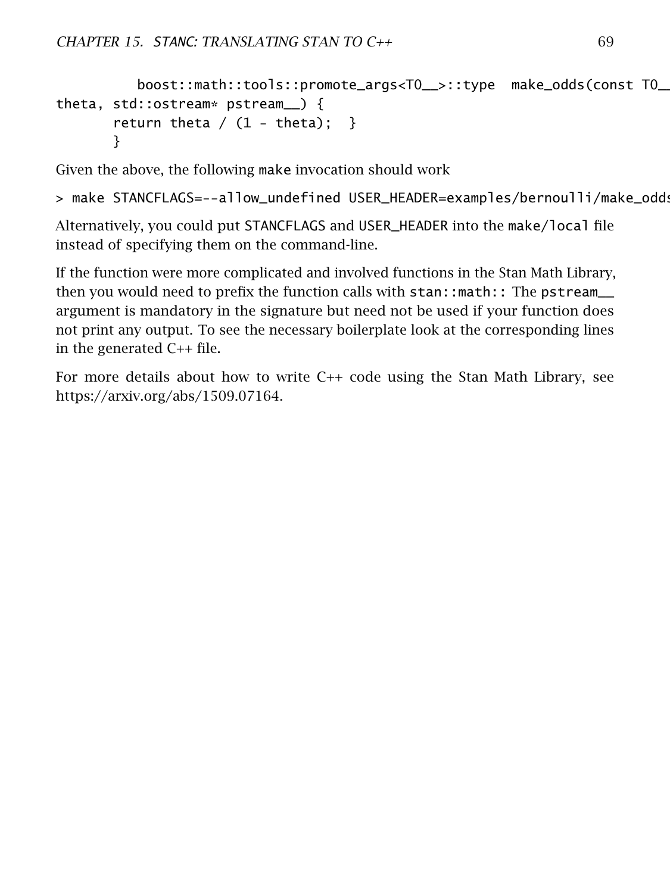```
          boost::math::tools::promote_args<T0__>::type  make_odds(const T0__&
theta, std::ostream* pstream__) {
       return theta / (1 - theta);  }
       }
```

Given the above, the following make invocation should work

```
> make STANCFLAGS=--allow_undefined USER_HEADER=examples/bernoulli/make_odds
```

Alternatively, you could put STANCFLAGS and USER_HEADER into the make/local file instead of specifying them on the command-line.

If the function were more complicated and involved functions in the Stan Math Library, then you would need to prefix the function calls with stan::math:: The pstream__ argument is mandatory in the signature but need not be used if your function does not print any output. To see the necessary boilerplate look at the corresponding lines in the generated C++ file.

For more details about how to write C++ code using the Stan Math Library, see https://arxiv.org/abs/1509.07164.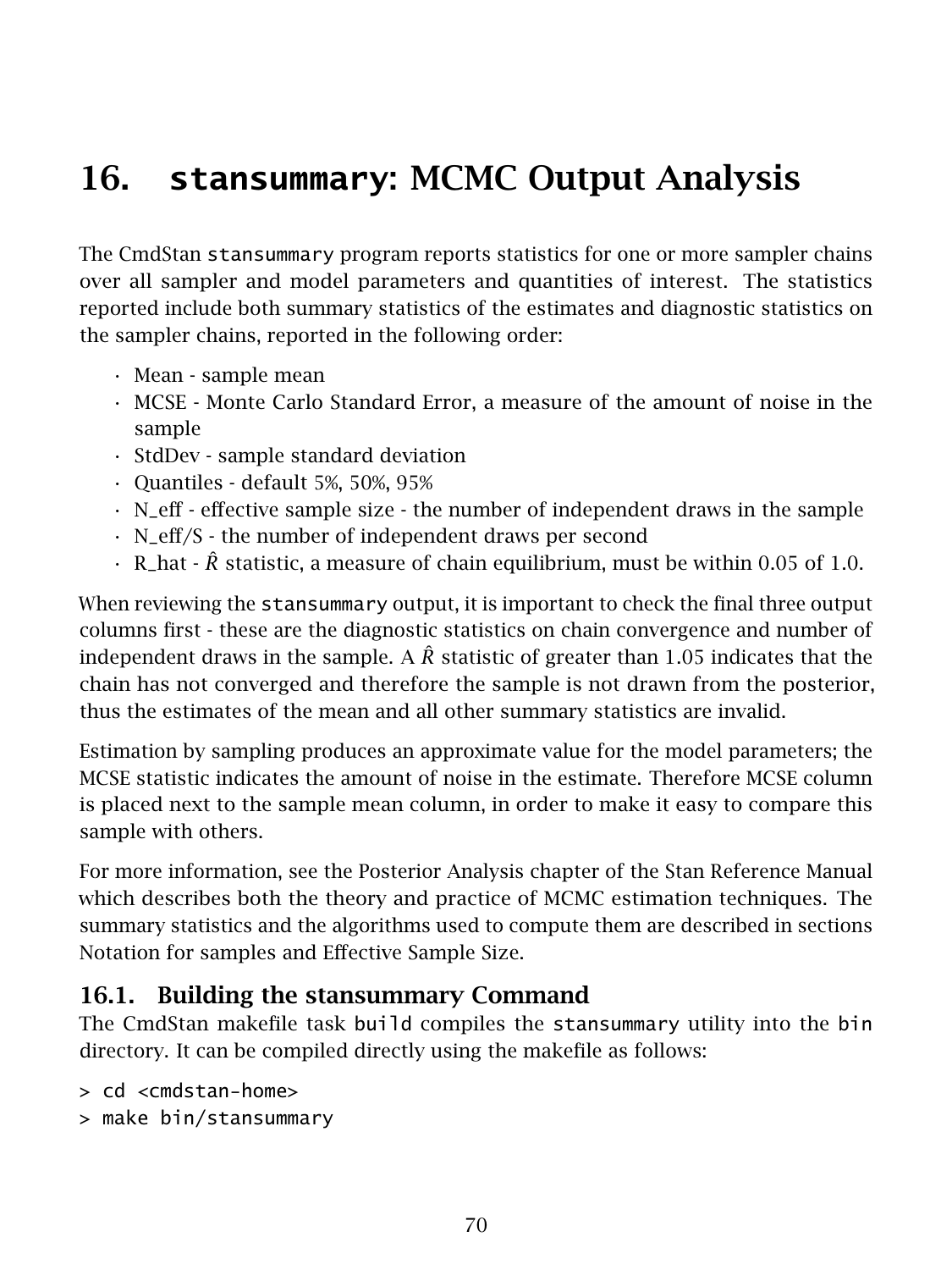# 16. `stansummary`: MCMC Output Analysis

The CmdStan `stansummary` program reports statistics for one or more sampler chains over all sampler and model parameters and quantities of interest. The statistics reported include both summary statistics of the estimates and diagnostic statistics on the sampler chains, reported in the following order:

- Mean - sample mean
- MCSE - Monte Carlo Standard Error, a measure of the amount of noise in the sample
- StdDev - sample standard deviation
- Quantiles - default 5%, 50%, 95%
- N_eff - effective sample size - the number of independent draws in the sample
- N_eff/S - the number of independent draws per second
- R_hat - $\hat{R}$ statistic, a measure of chain equilibrium, must be within 0.05 of 1.0.

When reviewing the `stansummary` output, it is important to check the final three output columns first - these are the diagnostic statistics on chain convergence and number of independent draws in the sample. A $\hat{R}$ statistic of greater than 1.05 indicates that the chain has not converged and therefore the sample is not drawn from the posterior, thus the estimates of the mean and all other summary statistics are invalid.

Estimation by sampling produces an approximate value for the model parameters; the MCSE statistic indicates the amount of noise in the estimate. Therefore MCSE column is placed next to the sample mean column, in order to make it easy to compare this sample with others.

For more information, see the Posterior Analysis chapter of the Stan Reference Manual which describes both the theory and practice of MCMC estimation techniques. The summary statistics and the algorithms used to compute them are described in sections Notation for samples and Effective Sample Size.

## 16.1. Building the stansummary Command

The CmdStan makefile task `build` compiles the `stansummary` utility into the `bin` directory. It can be compiled directly using the makefile as follows:

```
> cd <cmdstan-home>
> make bin/stansummary
```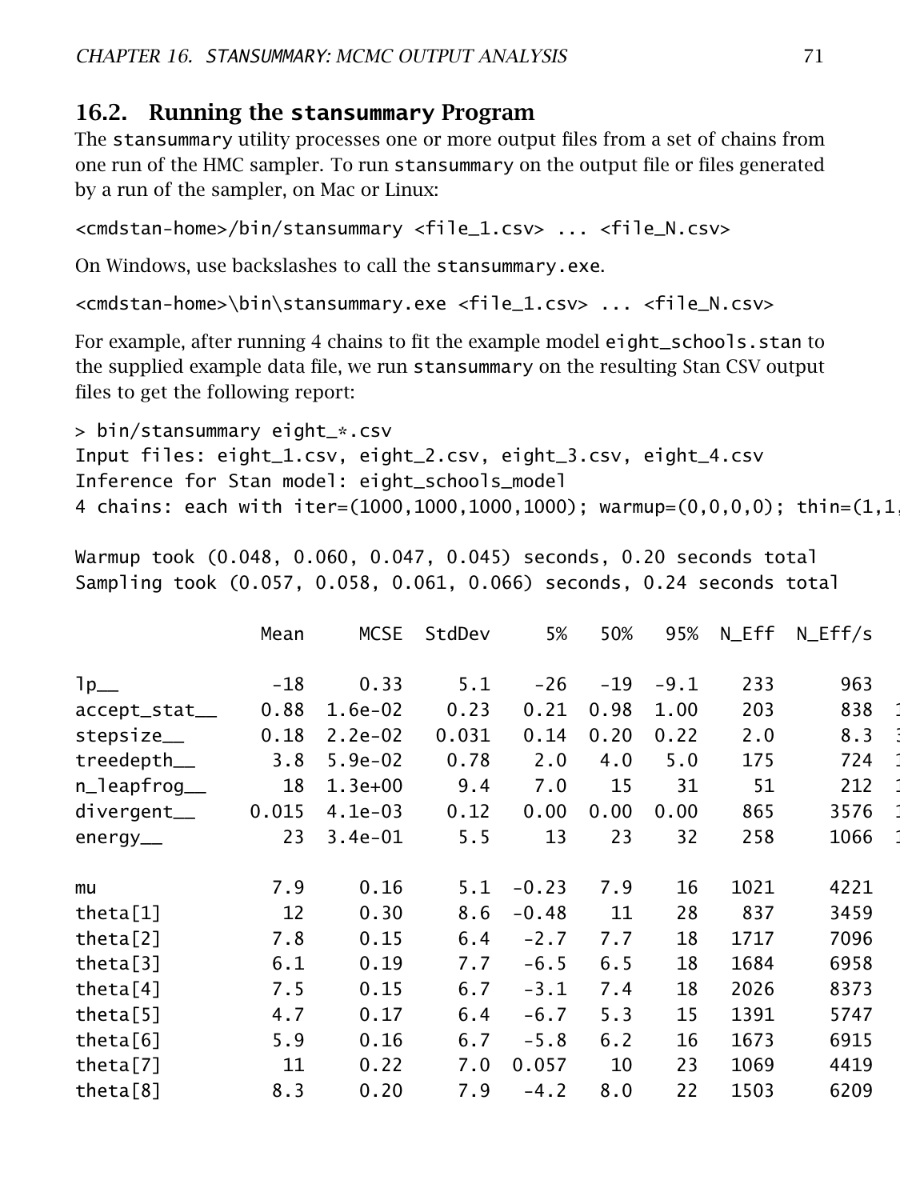## 16.2. Running the `stansummary` Program

The `stansummary` utility processes one or more output files from a set of chains from one run of the HMC sampler. To run `stansummary` on the output file or files generated by a run of the sampler, on Mac or Linux:

```
<cmdstan-home>/bin/stansummary <file_1.csv> ... <file_N.csv>
```

On Windows, use backslashes to call the `stansummary.exe`.

```
<cmdstan-home>\bin\stansummary.exe <file_1.csv> ... <file_N.csv>
```

For example, after running 4 chains to fit the example model `eight_schools.stan` to the supplied example data file, we run `stansummary` on the resulting Stan CSV output files to get the following report:

```
> bin/stansummary eight_*.csv
Input files: eight_1.csv, eight_2.csv, eight_3.csv, eight_4.csv
Inference for Stan model: eight_schools_model
4 chains: each with iter=(1000,1000,1000,1000); warmup=(0,0,0,0); thin=(1,1,

Warmup took (0.048, 0.060, 0.047, 0.045) seconds, 0.20 seconds total
Sampling took (0.057, 0.058, 0.061, 0.066) seconds, 0.24 seconds total

                 Mean     MCSE  StdDev     5%    50%    95%  N_Eff  N_Eff/s

lp__              -18     0.33     5.1    -26    -19   -9.1    233      963
accept_stat__    0.88  1.6e-02    0.23   0.21   0.98   1.00    203      838  1
stepsize__       0.18  2.2e-02   0.031   0.14   0.20   0.22    2.0      8.3  3
treedepth__       3.8  5.9e-02    0.78    2.0    4.0    5.0    175      724  1
n_leapfrog__       18  1.3e+00     9.4    7.0     15     31     51      212  1
divergent__     0.015  4.1e-03    0.12   0.00   0.00   0.00    865     3576  1
energy__           23  3.4e-01     5.5     13     23     32    258     1066  1

mu                7.9     0.16     5.1  -0.23    7.9     16   1021     4221
theta[1]           12     0.30     8.6  -0.48     11     28    837     3459
theta[2]          7.8     0.15     6.4   -2.7    7.7     18   1717     7096
theta[3]          6.1     0.19     7.7   -6.5    6.5     18   1684     6958
theta[4]          7.5     0.15     6.7   -3.1    7.4     18   2026     8373
theta[5]          4.7     0.17     6.4   -6.7    5.3     15   1391     5747
theta[6]          5.9     0.16     6.7   -5.8    6.2     16   1673     6915
theta[7]           11     0.22     7.0  0.057     10     23   1069     4419
theta[8]          8.3     0.20     7.9   -4.2    8.0     22   1503     6209
```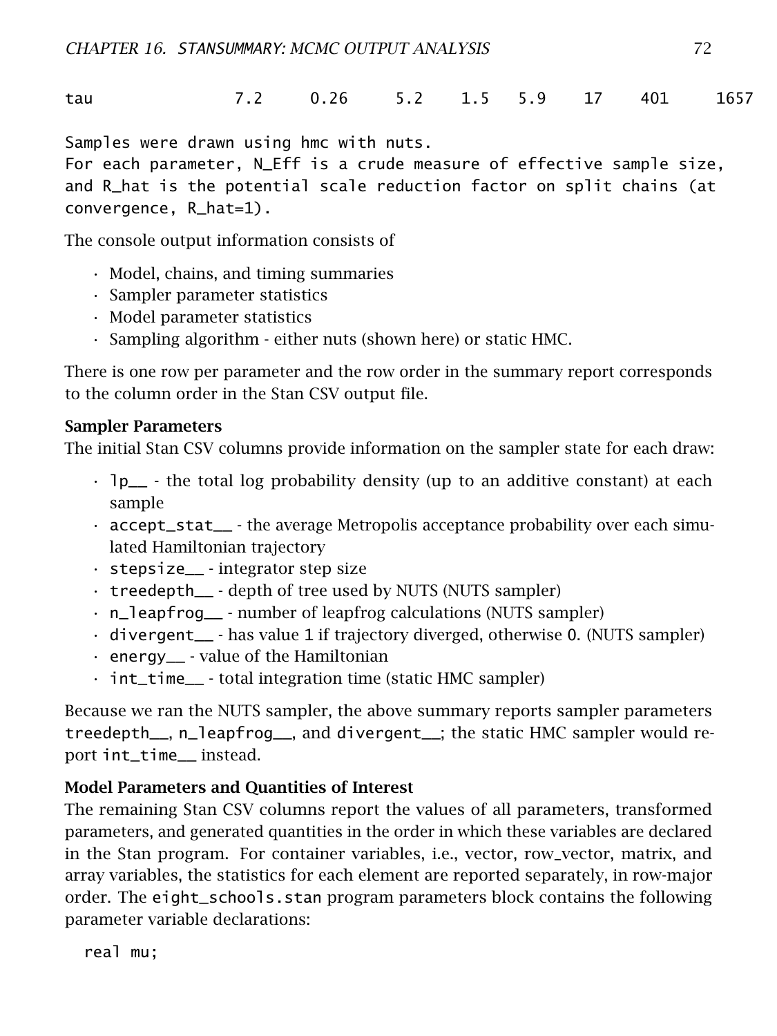```
tau                7.2     0.26     5.2    1.5   5.9    17    401     1657

Samples were drawn using hmc with nuts.
For each parameter, N_Eff is a crude measure of effective sample size,
and R_hat is the potential scale reduction factor on split chains (at
convergence, R_hat=1).
```

The console output information consists of

- Model, chains, and timing summaries
- Sampler parameter statistics
- Model parameter statistics
- Sampling algorithm - either nuts (shown here) or static HMC.

There is one row per parameter and the row order in the summary report corresponds to the column order in the Stan CSV output file.

**Sampler Parameters**

The initial Stan CSV columns provide information on the sampler state for each draw:

- `lp__` - the total log probability density (up to an additive constant) at each sample
- `accept_stat__` - the average Metropolis acceptance probability over each simulated Hamiltonian trajectory
- `stepsize__` - integrator step size
- `treedepth__` - depth of tree used by NUTS (NUTS sampler)
- `n_leapfrog__` - number of leapfrog calculations (NUTS sampler)
- `divergent__` - has value `1` if trajectory diverged, otherwise `0`. (NUTS sampler)
- `energy__` - value of the Hamiltonian
- `int_time__` - total integration time (static HMC sampler)

Because we ran the NUTS sampler, the above summary reports sampler parameters `treedepth__`, `n_leapfrog__`, and `divergent__`; the static HMC sampler would report `int_time__` instead.

**Model Parameters and Quantities of Interest**

The remaining Stan CSV columns report the values of all parameters, transformed parameters, and generated quantities in the order in which these variables are declared in the Stan program. For container variables, i.e., vector, row_vector, matrix, and array variables, the statistics for each element are reported separately, in row-major order. The `eight_schools.stan` program parameters block contains the following parameter variable declarations:

```
real mu;
```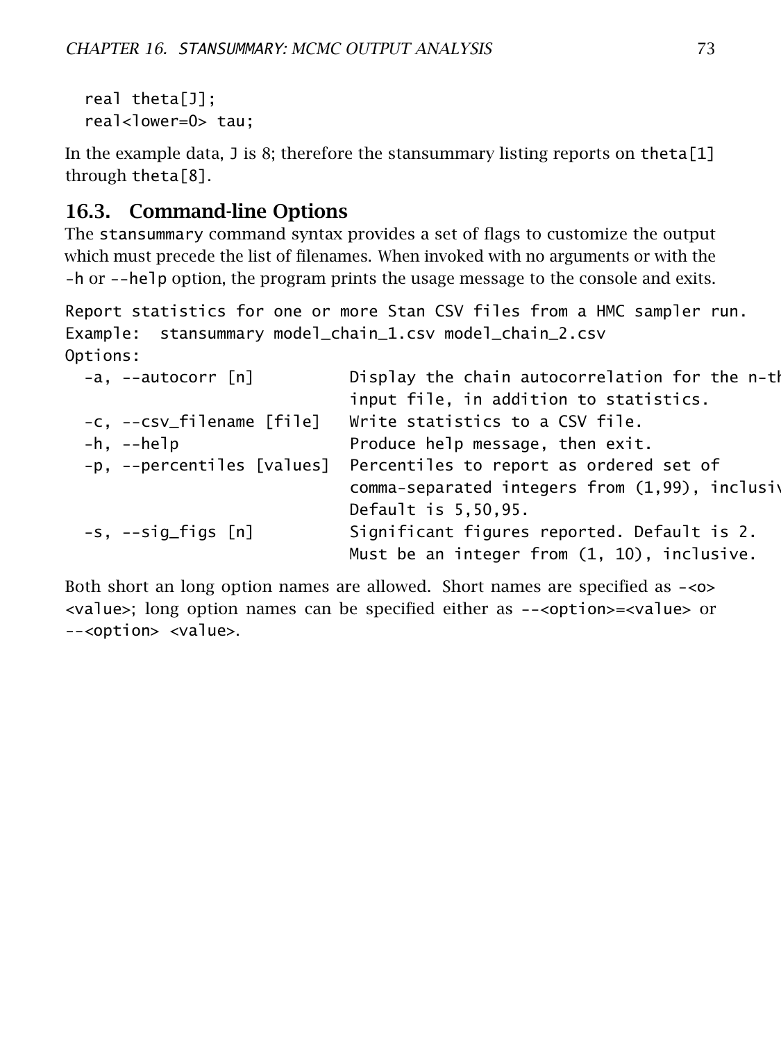```
  real theta[J];
  real<lower=0> tau;
```

In the example data, J is 8; therefore the stansummary listing reports on theta[1] through theta[8].

## 16.3. Command-line Options

The stansummary command syntax provides a set of flags to customize the output which must precede the list of filenames. When invoked with no arguments or with the -h or --help option, the program prints the usage message to the console and exits.

```
Report statistics for one or more Stan CSV files from a HMC sampler run.
Example:  stansummary model_chain_1.csv model_chain_2.csv
Options:
  -a, --autocorr [n]         Display the chain autocorrelation for the n-th
                             input file, in addition to statistics.
  -c, --csv_filename [file]  Write statistics to a CSV file.
  -h, --help                 Produce help message, then exit.
  -p, --percentiles [values] Percentiles to report as ordered set of
                             comma-separated integers from (1,99), inclusiv
                             Default is 5,50,95.
  -s, --sig_figs [n]         Significant figures reported. Default is 2.
                             Must be an integer from (1, 10), inclusive.
```

Both short an long option names are allowed. Short names are specified as -<o> <value>; long option names can be specified either as --<option>=<value> or --<option> <value>.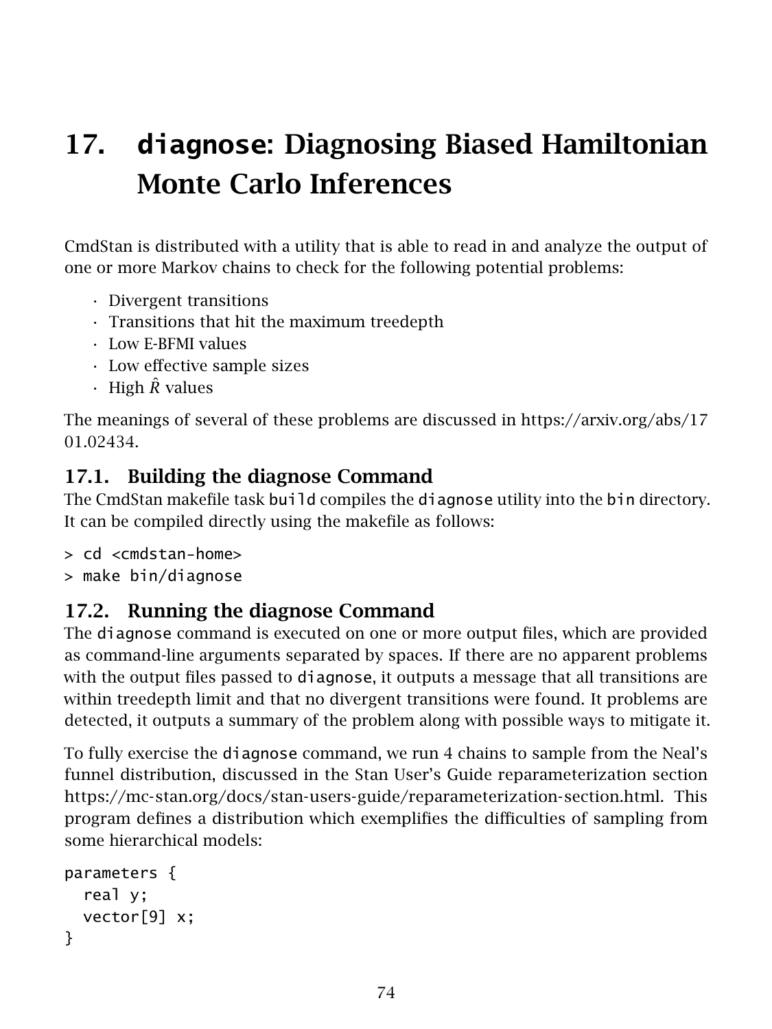# 17. `diagnose`: Diagnosing Biased Hamiltonian Monte Carlo Inferences

CmdStan is distributed with a utility that is able to read in and analyze the output of one or more Markov chains to check for the following potential problems:

- Divergent transitions
- Transitions that hit the maximum treedepth
- Low E-BFMI values
- Low effective sample sizes
- High $\hat{R}$ values

The meanings of several of these problems are discussed in https://arxiv.org/abs/1701.02434.

## 17.1. Building the diagnose Command

The CmdStan makefile task `build` compiles the `diagnose` utility into the `bin` directory. It can be compiled directly using the makefile as follows:

```
> cd <cmdstan-home>
> make bin/diagnose
```

## 17.2. Running the diagnose Command

The `diagnose` command is executed on one or more output files, which are provided as command-line arguments separated by spaces. If there are no apparent problems with the output files passed to `diagnose`, it outputs a message that all transitions are within treedepth limit and that no divergent transitions were found. It problems are detected, it outputs a summary of the problem along with possible ways to mitigate it.

To fully exercise the `diagnose` command, we run 4 chains to sample from the Neal's funnel distribution, discussed in the Stan User's Guide reparameterization section https://mc-stan.org/docs/stan-users-guide/reparameterization-section.html. This program defines a distribution which exemplifies the difficulties of sampling from some hierarchical models:

```
parameters {
  real y;
  vector[9] x;
}
```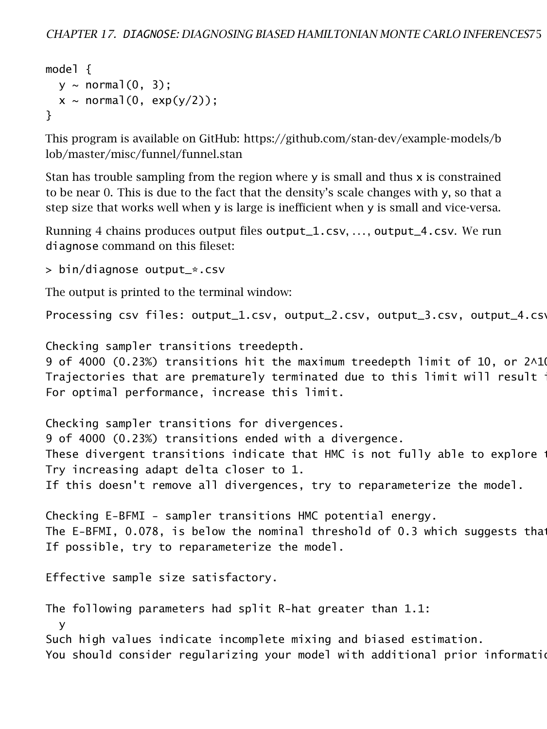```
model {
  y ~ normal(0, 3);
  x ~ normal(0, exp(y/2));
}
```

This program is available on GitHub: https://github.com/stan-dev/example-models/blob/master/misc/funnel/funnel.stan

Stan has trouble sampling from the region where y is small and thus x is constrained to be near 0. This is due to the fact that the density's scale changes with y, so that a step size that works well when y is large is inefficient when y is small and vice-versa.

Running 4 chains produces output files output_1.csv, …, output_4.csv. We run diagnose command on this fileset:

```
> bin/diagnose output_*.csv
```

The output is printed to the terminal window:

```
Processing csv files: output_1.csv, output_2.csv, output_3.csv, output_4.csv

Checking sampler transitions treedepth.
9 of 4000 (0.23%) transitions hit the maximum treedepth limit of 10, or 2^10
Trajectories that are prematurely terminated due to this limit will result i
For optimal performance, increase this limit.

Checking sampler transitions for divergences.
9 of 4000 (0.23%) transitions ended with a divergence.
These divergent transitions indicate that HMC is not fully able to explore t
Try increasing adapt delta closer to 1.
If this doesn't remove all divergences, try to reparameterize the model.

Checking E-BFMI - sampler transitions HMC potential energy.
The E-BFMI, 0.078, is below the nominal threshold of 0.3 which suggests that
If possible, try to reparameterize the model.

Effective sample size satisfactory.

The following parameters had split R-hat greater than 1.1:
  y
Such high values indicate incomplete mixing and biased estimation.
You should consider regularizing your model with additional prior informatio
```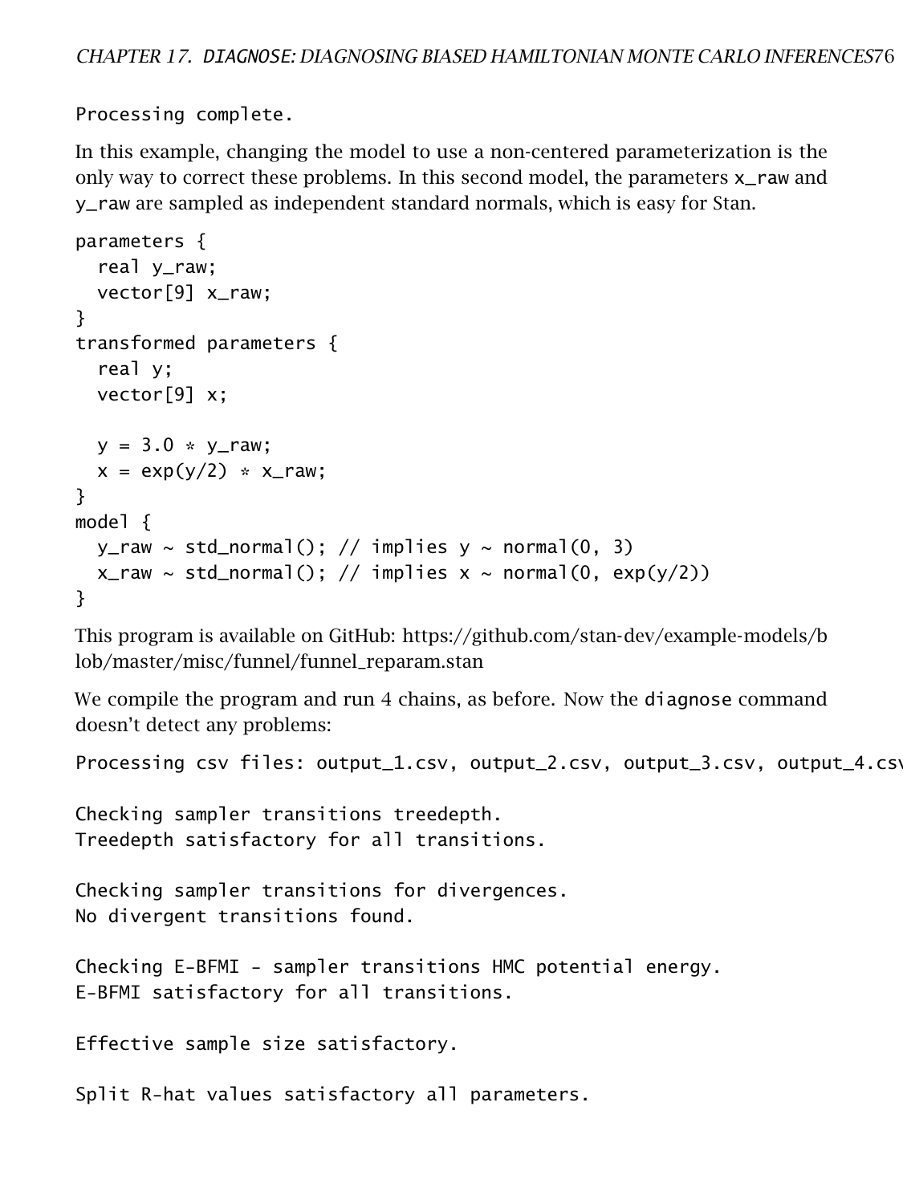```
Processing complete.
```

In this example, changing the model to use a non-centered parameterization is the only way to correct these problems. In this second model, the parameters `x_raw` and `y_raw` are sampled as independent standard normals, which is easy for Stan.

```
parameters {
  real y_raw;
  vector[9] x_raw;
}
transformed parameters {
  real y;
  vector[9] x;

  y = 3.0 * y_raw;
  x = exp(y/2) * x_raw;
}
model {
  y_raw ~ std_normal(); // implies y ~ normal(0, 3)
  x_raw ~ std_normal(); // implies x ~ normal(0, exp(y/2))
}
```

This program is available on GitHub: https://github.com/stan-dev/example-models/blob/master/misc/funnel/funnel_reparam.stan

We compile the program and run 4 chains, as before. Now the `diagnose` command doesn't detect any problems:

```
Processing csv files: output_1.csv, output_2.csv, output_3.csv, output_4.csv

Checking sampler transitions treedepth.
Treedepth satisfactory for all transitions.

Checking sampler transitions for divergences.
No divergent transitions found.

Checking E-BFMI - sampler transitions HMC potential energy.
E-BFMI satisfactory for all transitions.

Effective sample size satisfactory.

Split R-hat values satisfactory all parameters.
```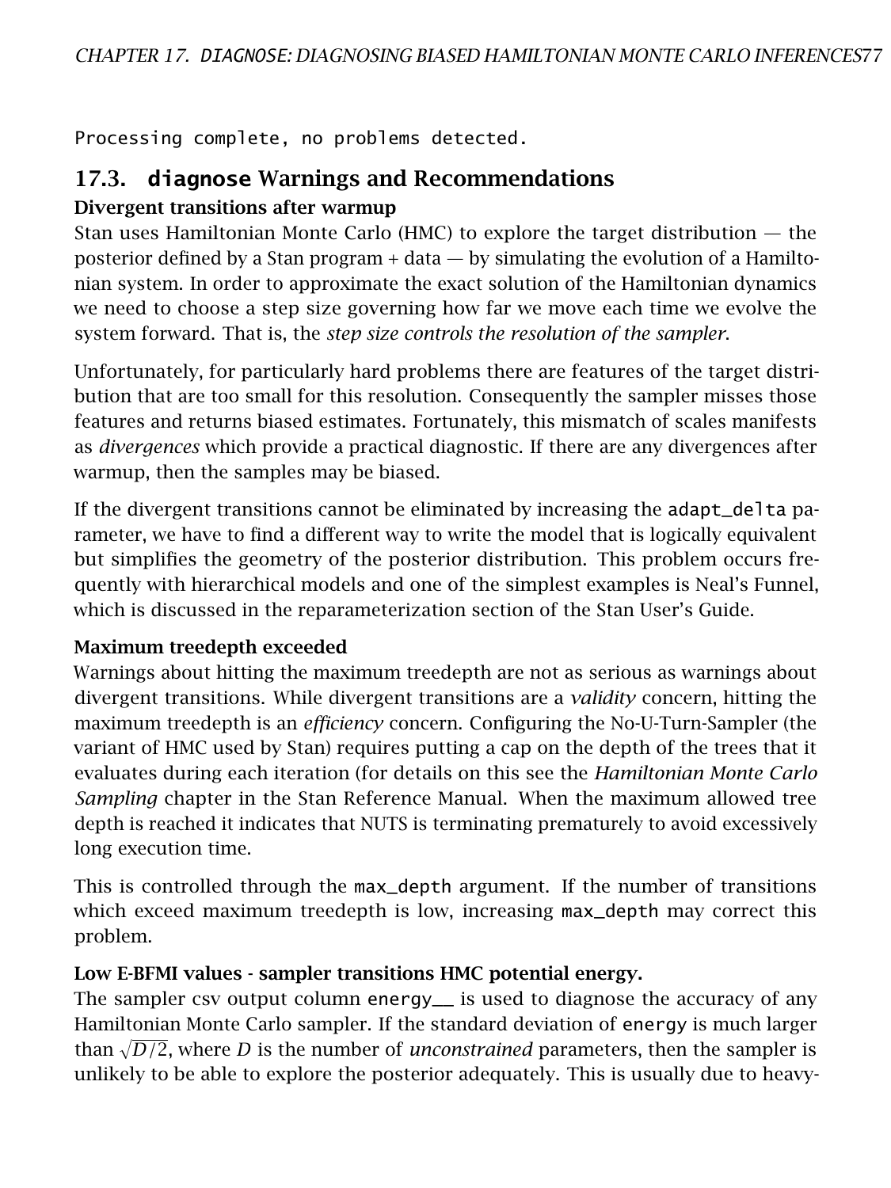```
Processing complete, no problems detected.
```

## 17.3. `diagnose` Warnings and Recommendations

### Divergent transitions after warmup

Stan uses Hamiltonian Monte Carlo (HMC) to explore the target distribution — the posterior defined by a Stan program + data — by simulating the evolution of a Hamiltonian system. In order to approximate the exact solution of the Hamiltonian dynamics we need to choose a step size governing how far we move each time we evolve the system forward. That is, the *step size controls the resolution of the sampler*.

Unfortunately, for particularly hard problems there are features of the target distribution that are too small for this resolution. Consequently the sampler misses those features and returns biased estimates. Fortunately, this mismatch of scales manifests as *divergences* which provide a practical diagnostic. If there are any divergences after warmup, then the samples may be biased.

If the divergent transitions cannot be eliminated by increasing the `adapt_delta` parameter, we have to find a different way to write the model that is logically equivalent but simplifies the geometry of the posterior distribution. This problem occurs frequently with hierarchical models and one of the simplest examples is Neal's Funnel, which is discussed in the reparameterization section of the Stan User's Guide.

### Maximum treedepth exceeded

Warnings about hitting the maximum treedepth are not as serious as warnings about divergent transitions. While divergent transitions are a *validity* concern, hitting the maximum treedepth is an *efficiency* concern. Configuring the No-U-Turn-Sampler (the variant of HMC used by Stan) requires putting a cap on the depth of the trees that it evaluates during each iteration (for details on this see the *Hamiltonian Monte Carlo Sampling* chapter in the Stan Reference Manual. When the maximum allowed tree depth is reached it indicates that NUTS is terminating prematurely to avoid excessively long execution time.

This is controlled through the `max_depth` argument. If the number of transitions which exceed maximum treedepth is low, increasing `max_depth` may correct this problem.

### Low E-BFMI values - sampler transitions HMC potential energy.

The sampler csv output column `energy__` is used to diagnose the accuracy of any Hamiltonian Monte Carlo sampler. If the standard deviation of `energy` is much larger than $\sqrt{D/2}$, where $D$ is the number of *unconstrained* parameters, then the sampler is unlikely to be able to explore the posterior adequately. This is usually due to heavy-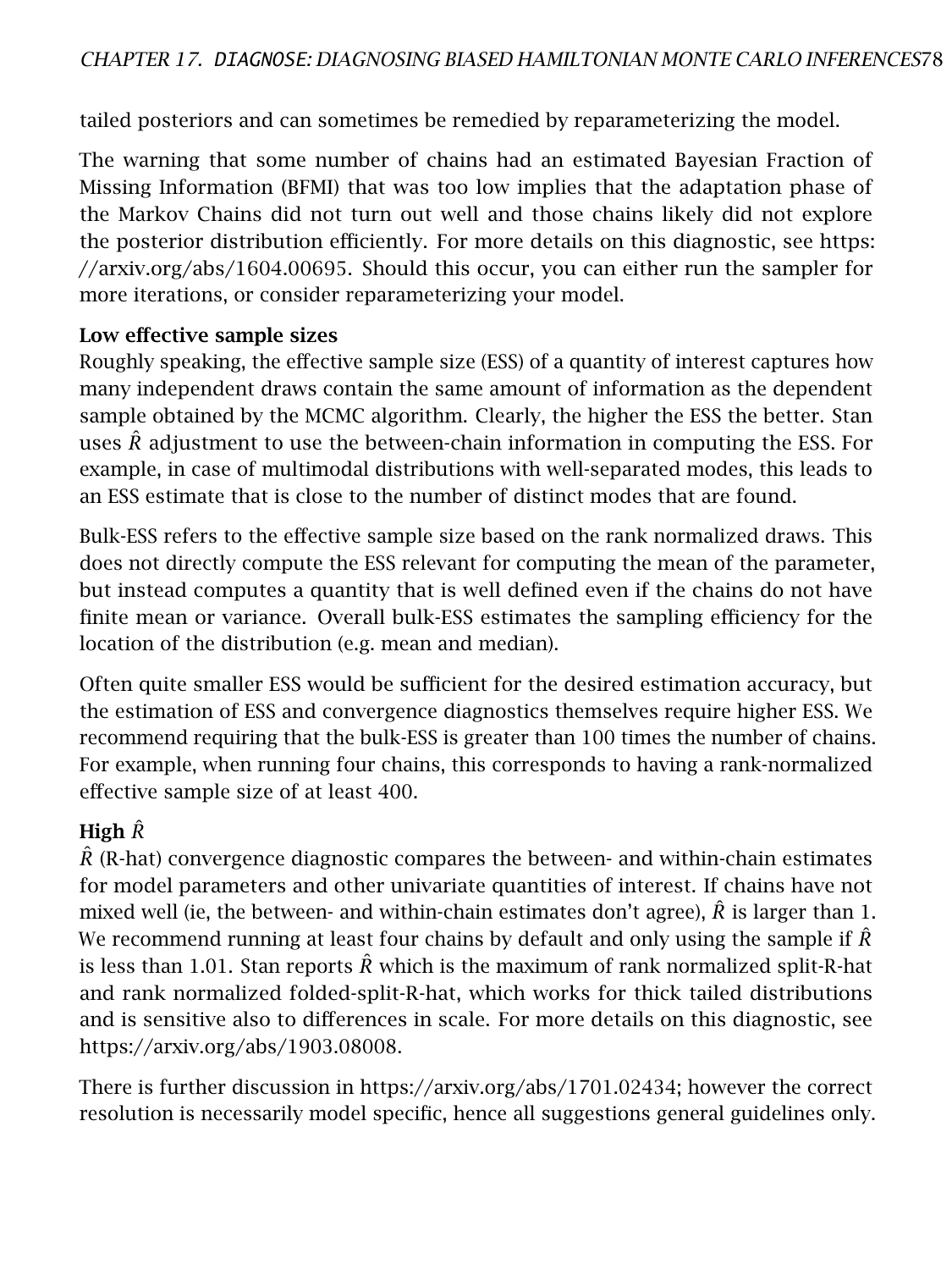tailed posteriors and can sometimes be remedied by reparameterizing the model.

The warning that some number of chains had an estimated Bayesian Fraction of Missing Information (BFMI) that was too low implies that the adaptation phase of the Markov Chains did not turn out well and those chains likely did not explore the posterior distribution efficiently. For more details on this diagnostic, see https://arxiv.org/abs/1604.00695. Should this occur, you can either run the sampler for more iterations, or consider reparameterizing your model.

**Low effective sample sizes**

Roughly speaking, the effective sample size (ESS) of a quantity of interest captures how many independent draws contain the same amount of information as the dependent sample obtained by the MCMC algorithm. Clearly, the higher the ESS the better. Stan uses $\hat{R}$ adjustment to use the between-chain information in computing the ESS. For example, in case of multimodal distributions with well-separated modes, this leads to an ESS estimate that is close to the number of distinct modes that are found.

Bulk-ESS refers to the effective sample size based on the rank normalized draws. This does not directly compute the ESS relevant for computing the mean of the parameter, but instead computes a quantity that is well defined even if the chains do not have finite mean or variance. Overall bulk-ESS estimates the sampling efficiency for the location of the distribution (e.g. mean and median).

Often quite smaller ESS would be sufficient for the desired estimation accuracy, but the estimation of ESS and convergence diagnostics themselves require higher ESS. We recommend requiring that the bulk-ESS is greater than 100 times the number of chains. For example, when running four chains, this corresponds to having a rank-normalized effective sample size of at least 400.

**High $\hat{R}$**

$\hat{R}$ (R-hat) convergence diagnostic compares the between- and within-chain estimates for model parameters and other univariate quantities of interest. If chains have not mixed well (ie, the between- and within-chain estimates don't agree), $\hat{R}$ is larger than 1. We recommend running at least four chains by default and only using the sample if $\hat{R}$ is less than 1.01. Stan reports $\hat{R}$ which is the maximum of rank normalized split-R-hat and rank normalized folded-split-R-hat, which works for thick tailed distributions and is sensitive also to differences in scale. For more details on this diagnostic, see https://arxiv.org/abs/1903.08008.

There is further discussion in https://arxiv.org/abs/1701.02434; however the correct resolution is necessarily model specific, hence all suggestions general guidelines only.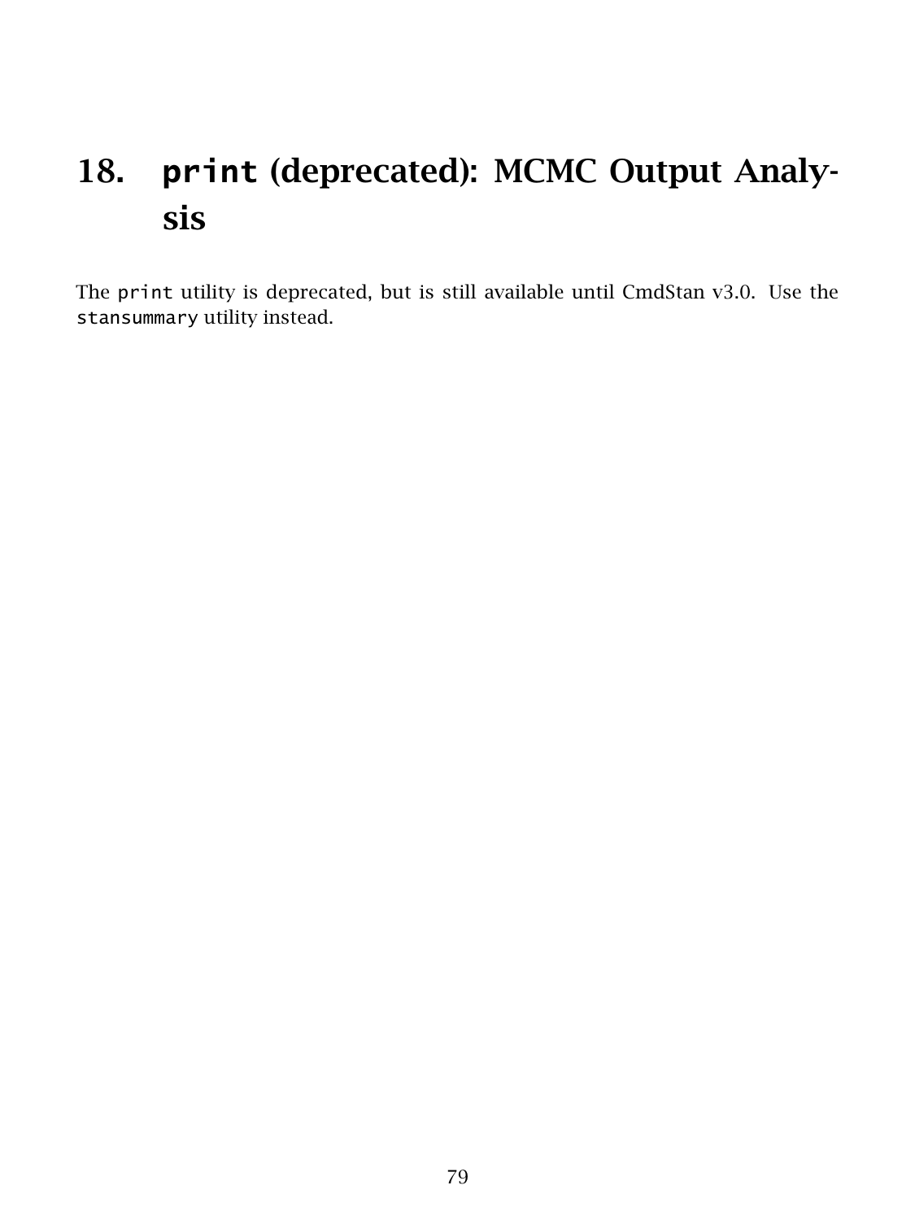# 18. `print` (deprecated): MCMC Output Analysis

The `print` utility is deprecated, but is still available until CmdStan v3.0. Use the `stansummary` utility instead.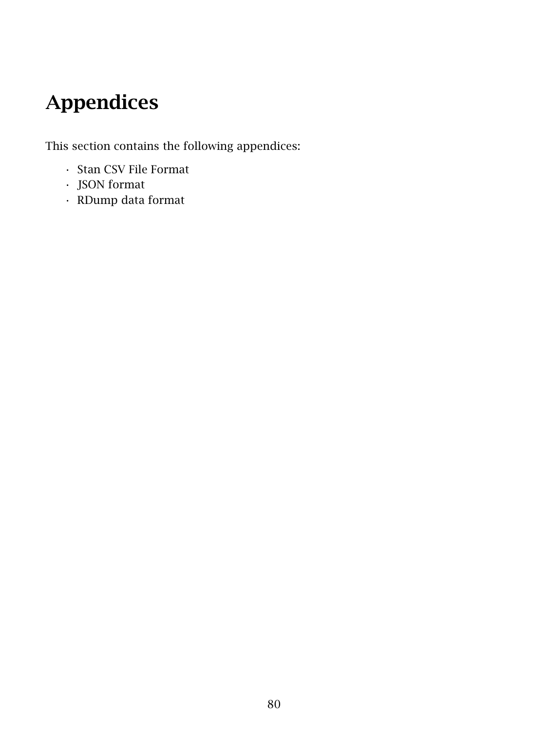# Appendices

This section contains the following appendices:

- Stan CSV File Format
- JSON format
- RDump data format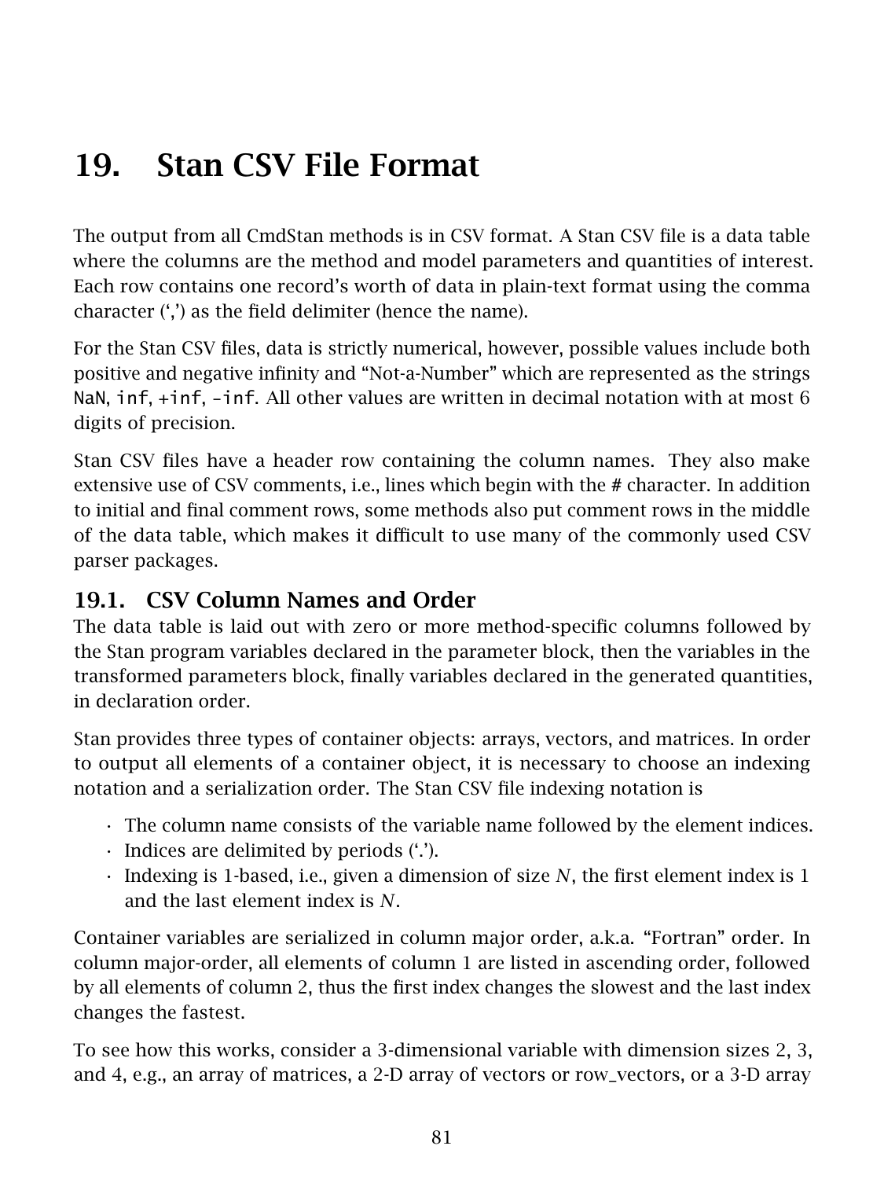# 19. Stan CSV File Format

The output from all CmdStan methods is in CSV format. A Stan CSV file is a data table where the columns are the method and model parameters and quantities of interest. Each row contains one record's worth of data in plain-text format using the comma character (',') as the field delimiter (hence the name).

For the Stan CSV files, data is strictly numerical, however, possible values include both positive and negative infinity and "Not-a-Number" which are represented as the strings `NaN`, `inf`, `+inf`, `-inf`. All other values are written in decimal notation with at most 6 digits of precision.

Stan CSV files have a header row containing the column names. They also make extensive use of CSV comments, i.e., lines which begin with the # character. In addition to initial and final comment rows, some methods also put comment rows in the middle of the data table, which makes it difficult to use many of the commonly used CSV parser packages.

## 19.1. CSV Column Names and Order

The data table is laid out with zero or more method-specific columns followed by the Stan program variables declared in the parameter block, then the variables in the transformed parameters block, finally variables declared in the generated quantities, in declaration order.

Stan provides three types of container objects: arrays, vectors, and matrices. In order to output all elements of a container object, it is necessary to choose an indexing notation and a serialization order. The Stan CSV file indexing notation is

- The column name consists of the variable name followed by the element indices.
- Indices are delimited by periods ('.').
- Indexing is 1-based, i.e., given a dimension of size $N$, the first element index is 1 and the last element index is $N$.

Container variables are serialized in column major order, a.k.a. "Fortran" order. In column major-order, all elements of column 1 are listed in ascending order, followed by all elements of column 2, thus the first index changes the slowest and the last index changes the fastest.

To see how this works, consider a 3-dimensional variable with dimension sizes 2, 3, and 4, e.g., an array of matrices, a 2-D array of vectors or row_vectors, or a 3-D array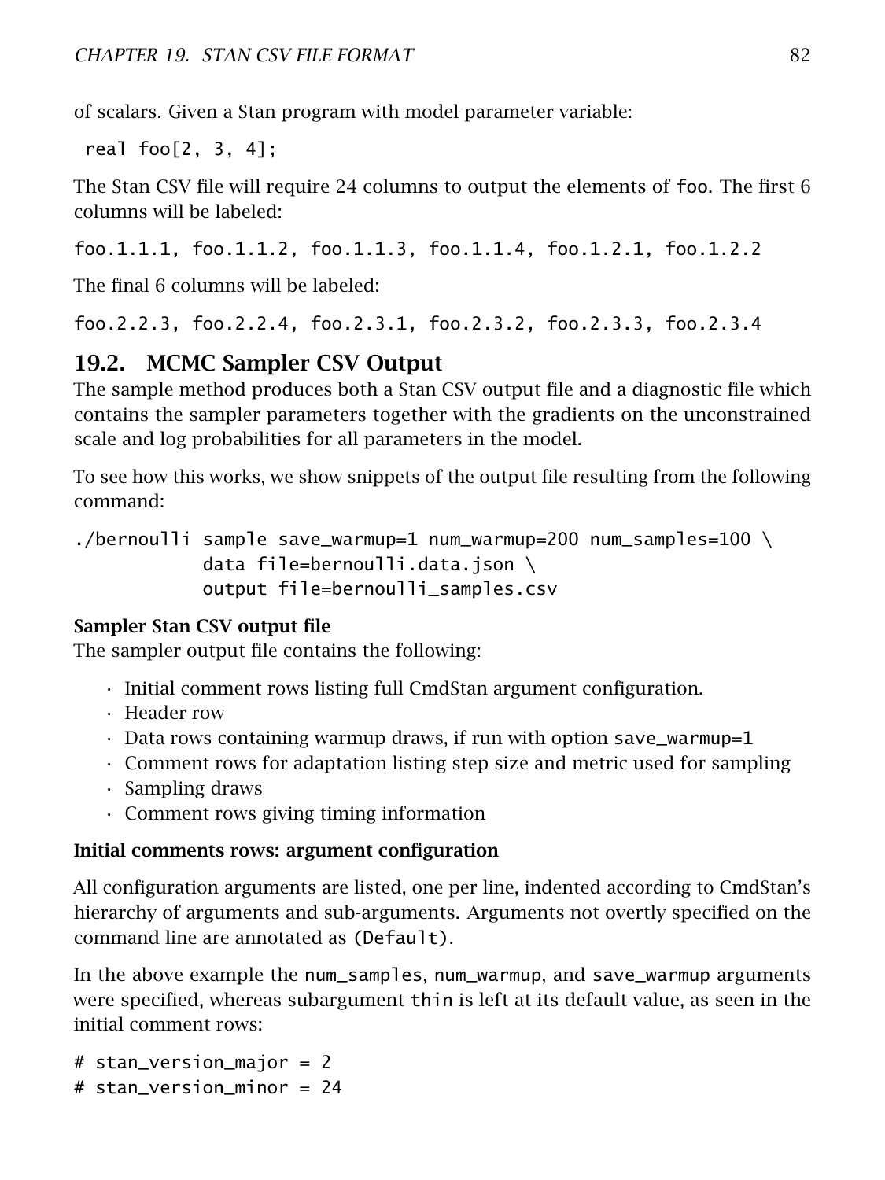of scalars. Given a Stan program with model parameter variable:

```
real foo[2, 3, 4];
```

The Stan CSV file will require 24 columns to output the elements of `foo`. The first 6 columns will be labeled:

```
foo.1.1.1, foo.1.1.2, foo.1.1.3, foo.1.1.4, foo.1.2.1, foo.1.2.2
```

The final 6 columns will be labeled:

```
foo.2.2.3, foo.2.2.4, foo.2.3.1, foo.2.3.2, foo.2.3.3, foo.2.3.4
```

## 19.2. MCMC Sampler CSV Output

The sample method produces both a Stan CSV output file and a diagnostic file which contains the sampler parameters together with the gradients on the unconstrained scale and log probabilities for all parameters in the model.

To see how this works, we show snippets of the output file resulting from the following command:

```
./bernoulli sample save_warmup=1 num_warmup=200 num_samples=100 \
            data file=bernoulli.data.json \
            output file=bernoulli_samples.csv
```

### Sampler Stan CSV output file

The sampler output file contains the following:

- Initial comment rows listing full CmdStan argument configuration.
- Header row
- Data rows containing warmup draws, if run with option `save_warmup=1`
- Comment rows for adaptation listing step size and metric used for sampling
- Sampling draws
- Comment rows giving timing information

### Initial comments rows: argument configuration

All configuration arguments are listed, one per line, indented according to CmdStan's hierarchy of arguments and sub-arguments. Arguments not overtly specified on the command line are annotated as `(Default)`.

In the above example the `num_samples`, `num_warmup`, and `save_warmup` arguments were specified, whereas subargument `thin` is left at its default value, as seen in the initial comment rows:

```
# stan_version_major = 2
# stan_version_minor = 24
```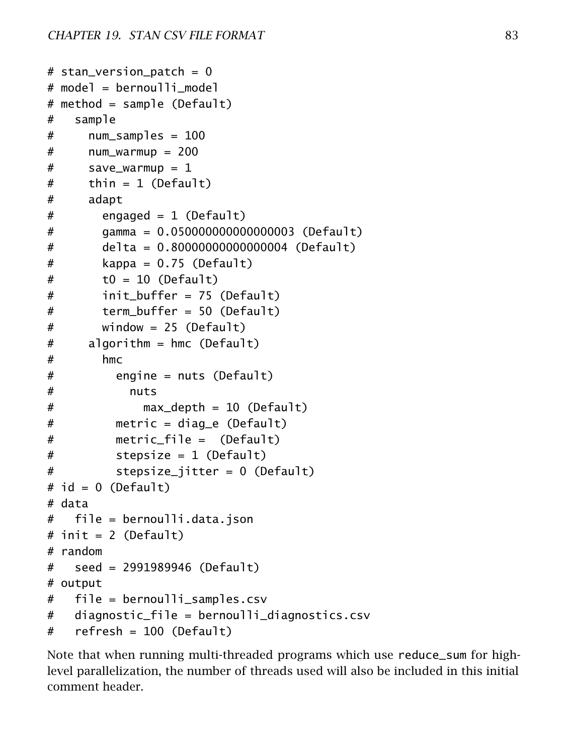```
# stan_version_patch = 0
# model = bernoulli_model
# method = sample (Default)
#   sample
#     num_samples = 100
#     num_warmup = 200
#     save_warmup = 1
#     thin = 1 (Default)
#     adapt
#       engaged = 1 (Default)
#       gamma = 0.050000000000000003 (Default)
#       delta = 0.80000000000000004 (Default)
#       kappa = 0.75 (Default)
#       t0 = 10 (Default)
#       init_buffer = 75 (Default)
#       term_buffer = 50 (Default)
#       window = 25 (Default)
#     algorithm = hmc (Default)
#       hmc
#         engine = nuts (Default)
#           nuts
#             max_depth = 10 (Default)
#         metric = diag_e (Default)
#         metric_file =  (Default)
#         stepsize = 1 (Default)
#         stepsize_jitter = 0 (Default)
# id = 0 (Default)
# data
#   file = bernoulli.data.json
# init = 2 (Default)
# random
#   seed = 2991989946 (Default)
# output
#   file = bernoulli_samples.csv
#   diagnostic_file = bernoulli_diagnostics.csv
#   refresh = 100 (Default)
```

Note that when running multi-threaded programs which use `reduce_sum` for high-level parallelization, the number of threads used will also be included in this initial comment header.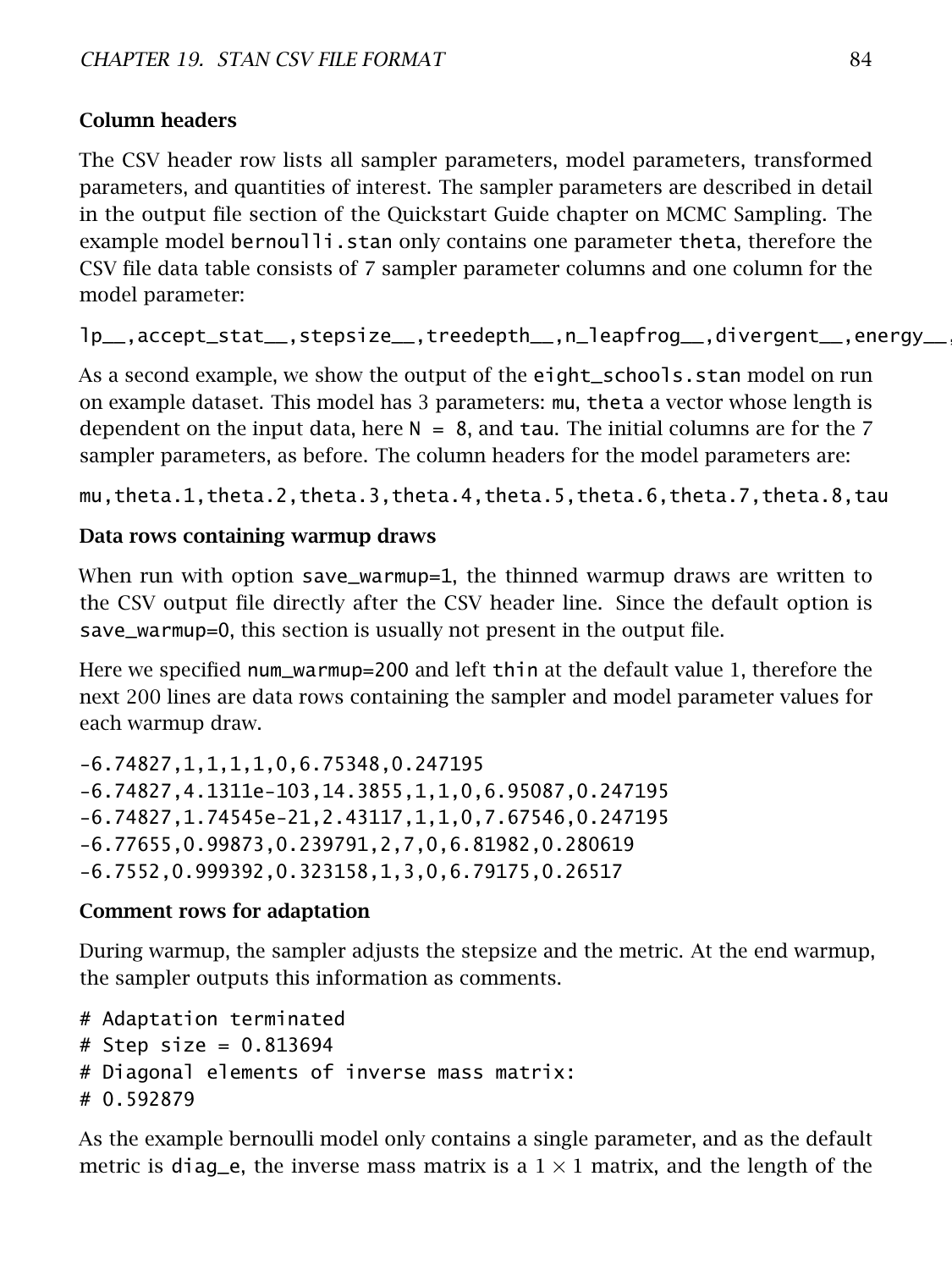### Column headers

The CSV header row lists all sampler parameters, model parameters, transformed parameters, and quantities of interest. The sampler parameters are described in detail in the output file section of the Quickstart Guide chapter on MCMC Sampling. The example model `bernoulli.stan` only contains one parameter `theta`, therefore the CSV file data table consists of 7 sampler parameter columns and one column for the model parameter:

```
lp__,accept_stat__,stepsize__,treedepth__,n_leapfrog__,divergent__,energy__,
```

As a second example, we show the output of the `eight_schools.stan` model on run on example dataset. This model has 3 parameters: `mu`, `theta` a vector whose length is dependent on the input data, here `N = 8`, and `tau`. The initial columns are for the 7 sampler parameters, as before. The column headers for the model parameters are:

```
mu,theta.1,theta.2,theta.3,theta.4,theta.5,theta.6,theta.7,theta.8,tau
```

### Data rows containing warmup draws

When run with option `save_warmup=1`, the thinned warmup draws are written to the CSV output file directly after the CSV header line. Since the default option is `save_warmup=0`, this section is usually not present in the output file.

Here we specified `num_warmup=200` and left `thin` at the default value 1, therefore the next 200 lines are data rows containing the sampler and model parameter values for each warmup draw.

```
-6.74827,1,1,1,1,0,6.75348,0.247195
-6.74827,4.1311e-103,14.3855,1,1,0,6.95087,0.247195
-6.74827,1.74545e-21,2.43117,1,1,0,7.67546,0.247195
-6.77655,0.99873,0.239791,2,7,0,6.81982,0.280619
-6.7552,0.999392,0.323158,1,3,0,6.79175,0.26517
```

### Comment rows for adaptation

During warmup, the sampler adjusts the stepsize and the metric. At the end warmup, the sampler outputs this information as comments.

```
# Adaptation terminated
# Step size = 0.813694
# Diagonal elements of inverse mass matrix:
# 0.592879
```

As the example bernoulli model only contains a single parameter, and as the default metric is `diag_e`, the inverse mass matrix is a $1 \times 1$ matrix, and the length of the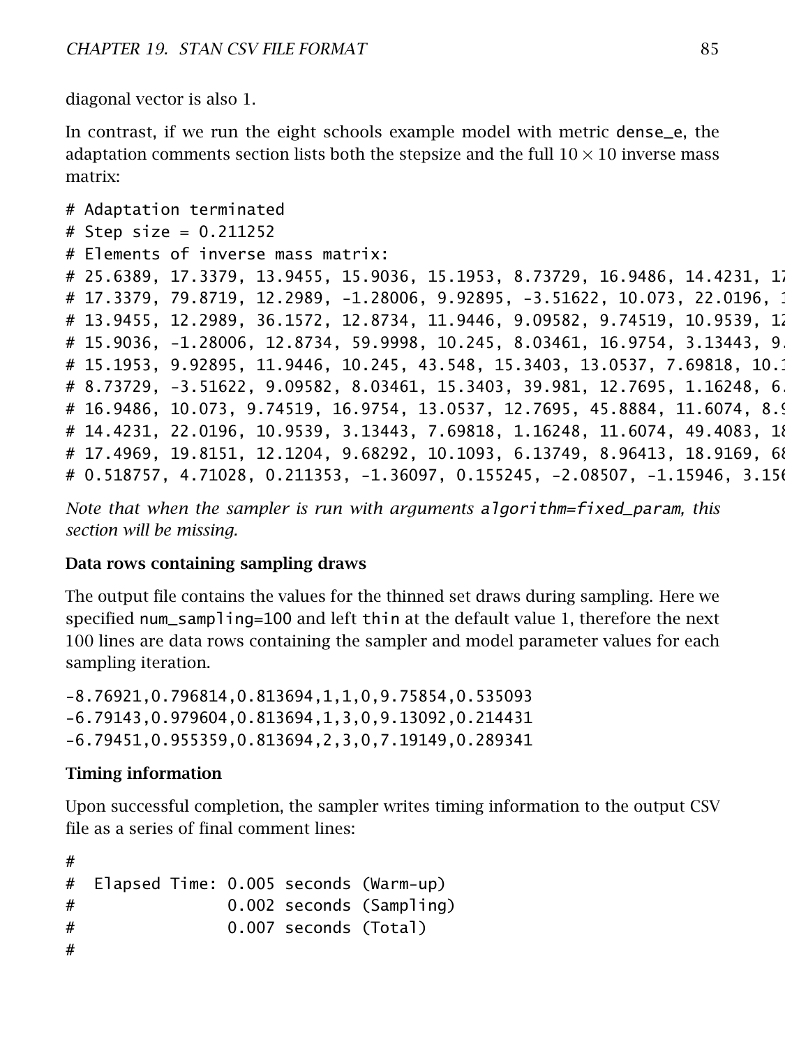diagonal vector is also 1.

In contrast, if we run the eight schools example model with metric dense_e, the adaptation comments section lists both the stepsize and the full $10 \times 10$ inverse mass matrix:

```
# Adaptation terminated
# Step size = 0.211252
# Elements of inverse mass matrix:
# 25.6389, 17.3379, 13.9455, 15.9036, 15.1953, 8.73729, 16.9486, 14.4231, 17
# 17.3379, 79.8719, 12.2989, -1.28006, 9.92895, -3.51622, 10.073, 22.0196, 1
# 13.9455, 12.2989, 36.1572, 12.8734, 11.9446, 9.09582, 9.74519, 10.9539, 12
# 15.9036, -1.28006, 12.8734, 59.9998, 10.245, 8.03461, 16.9754, 3.13443, 9.
# 15.1953, 9.92895, 11.9446, 10.245, 43.548, 15.3403, 13.0537, 7.69818, 10.1
# 8.73729, -3.51622, 9.09582, 8.03461, 15.3403, 39.981, 12.7695, 1.16248, 6.
# 16.9486, 10.073, 9.74519, 16.9754, 13.0537, 12.7695, 45.8884, 11.6074, 8.9
# 14.4231, 22.0196, 10.9539, 3.13443, 7.69818, 1.16248, 11.6074, 49.4083, 18
# 17.4969, 19.8151, 12.1204, 9.68292, 10.1093, 6.13749, 8.96413, 18.9169, 68
# 0.518757, 4.71028, 0.211353, -1.36097, 0.155245, -2.08507, -1.15946, 3.156
```

*Note that when the sampler is run with arguments algorithm=fixed_param, this section will be missing.*

### Data rows containing sampling draws

The output file contains the values for the thinned set draws during sampling. Here we specified num_sampling=100 and left thin at the default value 1, therefore the next 100 lines are data rows containing the sampler and model parameter values for each sampling iteration.

```
-8.76921,0.796814,0.813694,1,1,0,9.75854,0.535093
-6.79143,0.979604,0.813694,1,3,0,9.13092,0.214431
-6.79451,0.955359,0.813694,2,3,0,7.19149,0.289341
```

### Timing information

Upon successful completion, the sampler writes timing information to the output CSV file as a series of final comment lines:

```
#
#  Elapsed Time: 0.005 seconds (Warm-up)
#                0.002 seconds (Sampling)
#                0.007 seconds (Total)
#
```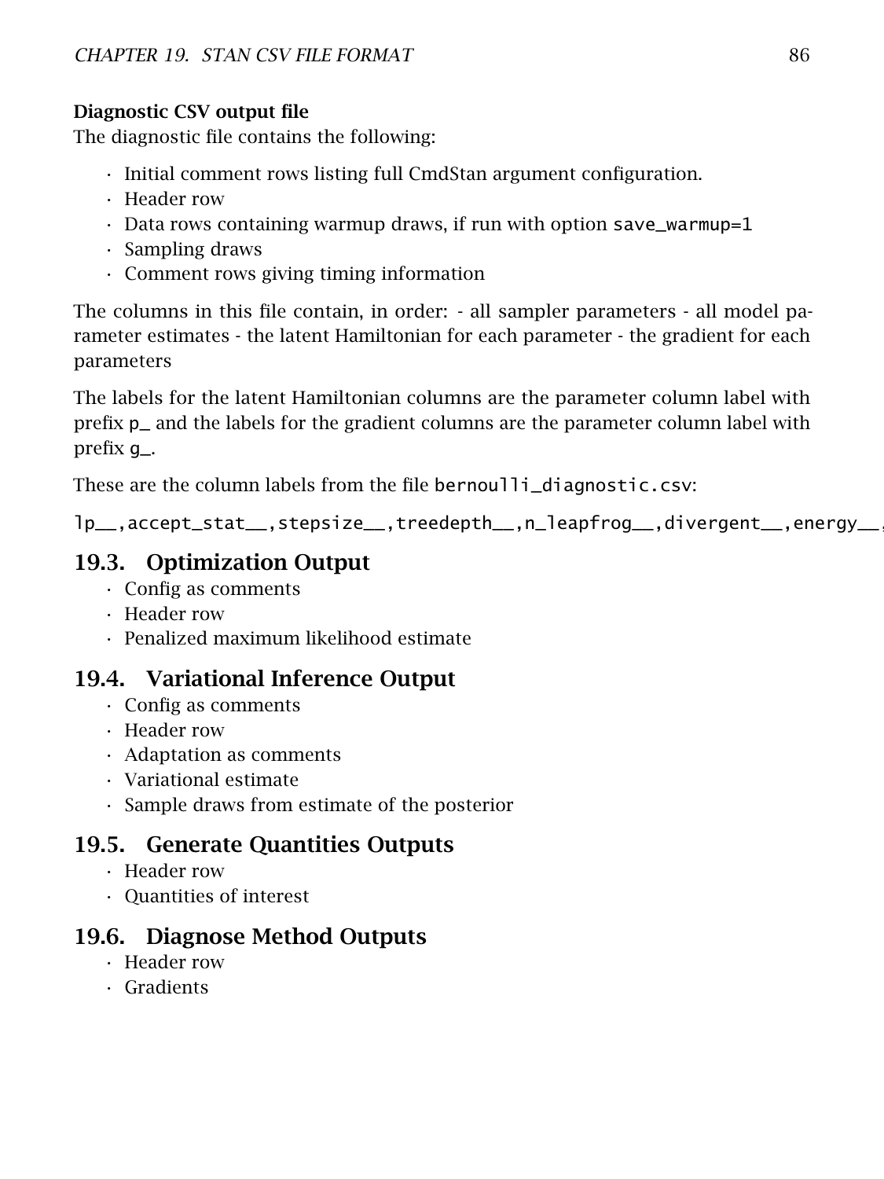**Diagnostic CSV output file**

The diagnostic file contains the following:

- Initial comment rows listing full CmdStan argument configuration.
- Header row
- Data rows containing warmup draws, if run with option `save_warmup=1`
- Sampling draws
- Comment rows giving timing information

The columns in this file contain, in order: - all sampler parameters - all model parameter estimates - the latent Hamiltonian for each parameter - the gradient for each parameters

The labels for the latent Hamiltonian columns are the parameter column label with prefix `p_` and the labels for the gradient columns are the parameter column label with prefix `g_`.

These are the column labels from the file `bernoulli_diagnostic.csv`:

```
lp__,accept_stat__,stepsize__,treedepth__,n_leapfrog__,divergent__,energy__,
```

## 19.3. Optimization Output

- Config as comments
- Header row
- Penalized maximum likelihood estimate

## 19.4. Variational Inference Output

- Config as comments
- Header row
- Adaptation as comments
- Variational estimate
- Sample draws from estimate of the posterior

## 19.5. Generate Quantities Outputs

- Header row
- Quantities of interest

## 19.6. Diagnose Method Outputs

- Header row
- Gradients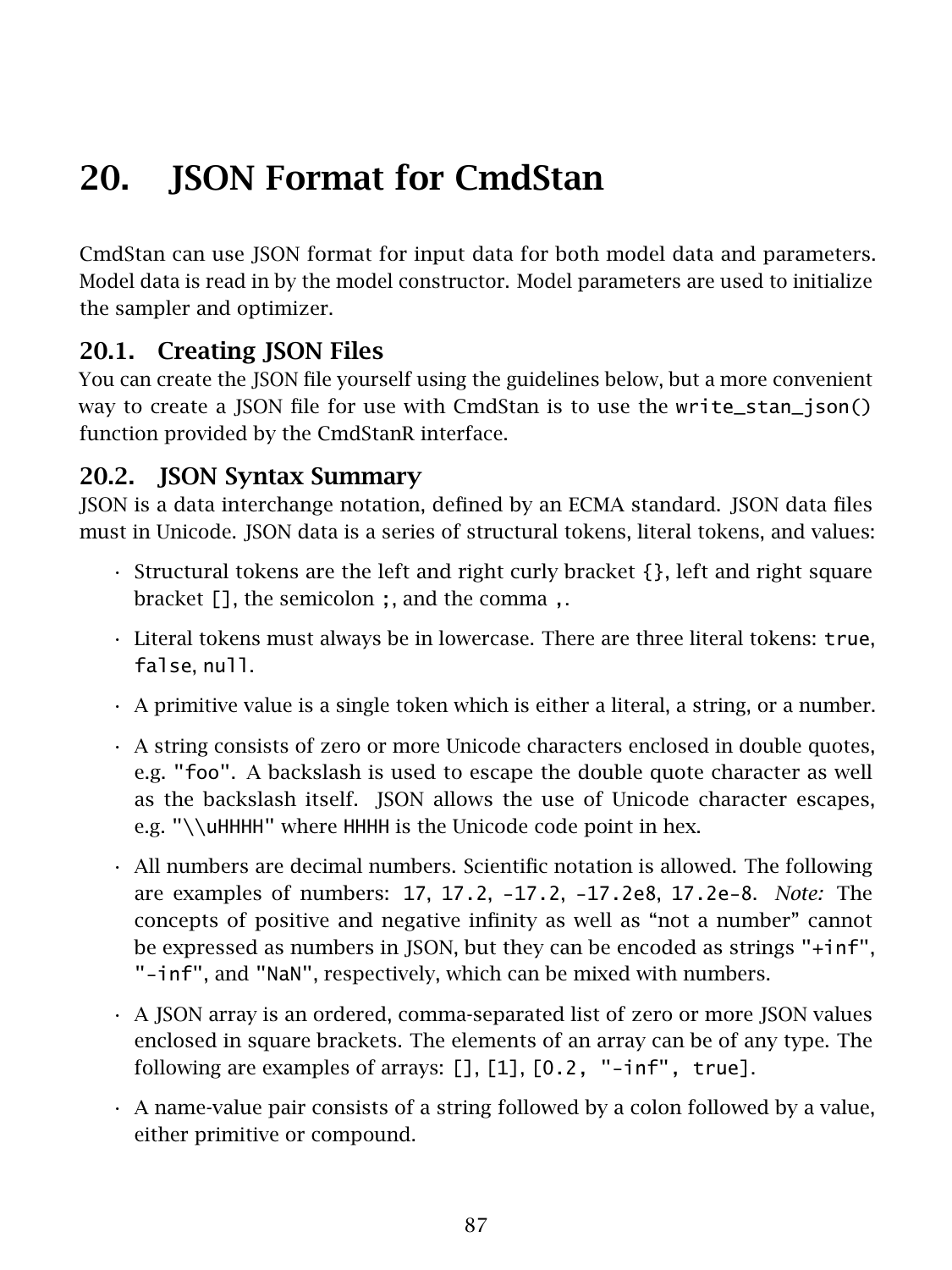# 20. JSON Format for CmdStan

CmdStan can use JSON format for input data for both model data and parameters. Model data is read in by the model constructor. Model parameters are used to initialize the sampler and optimizer.

## 20.1. Creating JSON Files

You can create the JSON file yourself using the guidelines below, but a more convenient way to create a JSON file for use with CmdStan is to use the `write_stan_json()` function provided by the CmdStanR interface.

## 20.2. JSON Syntax Summary

JSON is a data interchange notation, defined by an ECMA standard. JSON data files must in Unicode. JSON data is a series of structural tokens, literal tokens, and values:

- Structural tokens are the left and right curly bracket `{}`, left and right square bracket `[]`, the semicolon `;`, and the comma `,`.
- Literal tokens must always be in lowercase. There are three literal tokens: `true`, `false`, `null`.
- A primitive value is a single token which is either a literal, a string, or a number.
- A string consists of zero or more Unicode characters enclosed in double quotes, e.g. `"foo"`. A backslash is used to escape the double quote character as well as the backslash itself. JSON allows the use of Unicode character escapes, e.g. `"\\uHHHH"` where `HHHH` is the Unicode code point in hex.
- All numbers are decimal numbers. Scientific notation is allowed. The following are examples of numbers: `17`, `17.2`, `-17.2`, `-17.2e8`, `17.2e-8`. *Note:* The concepts of positive and negative infinity as well as "not a number" cannot be expressed as numbers in JSON, but they can be encoded as strings `"+inf"`, `"-inf"`, and `"NaN"`, respectively, which can be mixed with numbers.
- A JSON array is an ordered, comma-separated list of zero or more JSON values enclosed in square brackets. The elements of an array can be of any type. The following are examples of arrays: `[]`, `[1]`, `[0.2, "-inf", true]`.
- A name-value pair consists of a string followed by a colon followed by a value, either primitive or compound.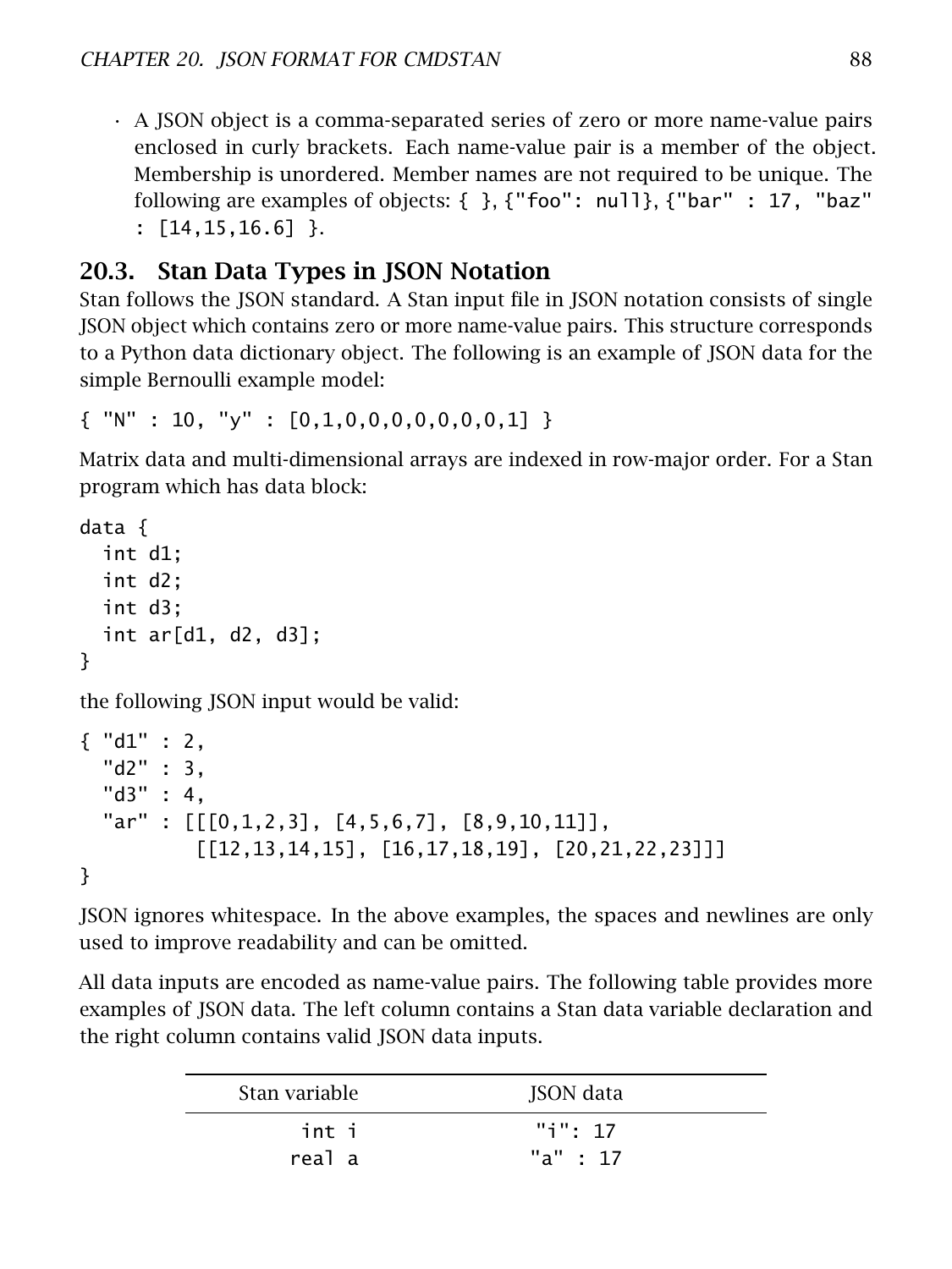- A JSON object is a comma-separated series of zero or more name-value pairs enclosed in curly brackets. Each name-value pair is a member of the object. Membership is unordered. Member names are not required to be unique. The following are examples of objects: `{ }`, `{"foo": null}`, `{"bar" : 17, "baz" : [14,15,16.6] }`.

## 20.3. Stan Data Types in JSON Notation

Stan follows the JSON standard. A Stan input file in JSON notation consists of single JSON object which contains zero or more name-value pairs. This structure corresponds to a Python data dictionary object. The following is an example of JSON data for the simple Bernoulli example model:

```
{ "N" : 10, "y" : [0,1,0,0,0,0,0,0,0,1] }
```

Matrix data and multi-dimensional arrays are indexed in row-major order. For a Stan program which has data block:

```
data {
  int d1;
  int d2;
  int d3;
  int ar[d1, d2, d3];
}
```

the following JSON input would be valid:

```
{ "d1" : 2,
  "d2" : 3,
  "d3" : 4,
  "ar" : [[[0,1,2,3], [4,5,6,7], [8,9,10,11]],
          [[12,13,14,15], [16,17,18,19], [20,21,22,23]]]
}
```

JSON ignores whitespace. In the above examples, the spaces and newlines are only used to improve readability and can be omitted.

All data inputs are encoded as name-value pairs. The following table provides more examples of JSON data. The left column contains a Stan data variable declaration and the right column contains valid JSON data inputs.

| Stan variable | JSON data |
|---|---|
| `int i` | `"i": 17` |
| `real a` | `"a" : 17` |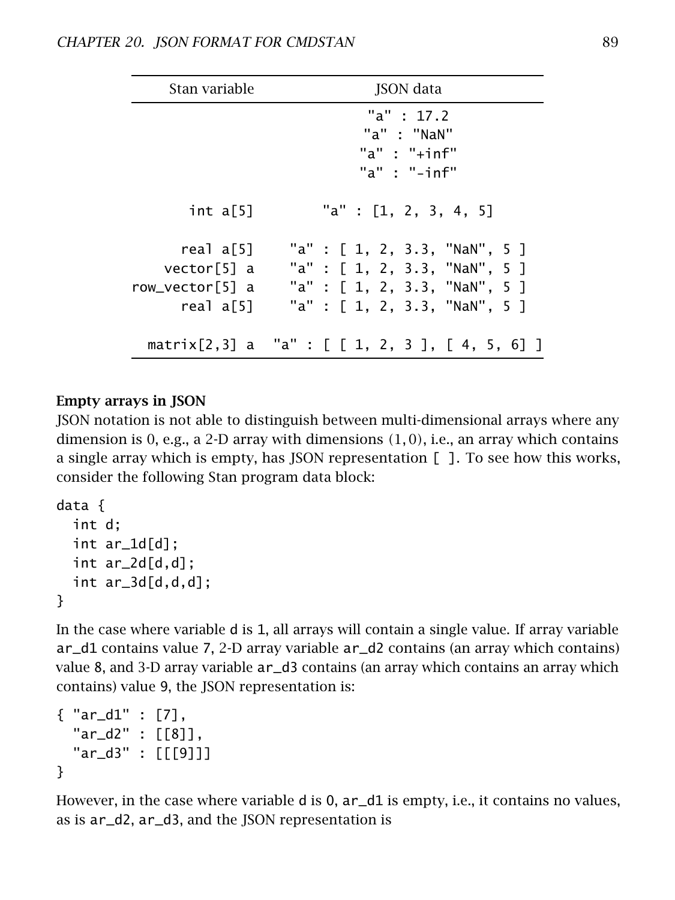| Stan variable | JSON data |
|---|---|
| | "a" : 17.2 |
| | "a" : "NaN" |
| | "a" : "+inf" |
| | "a" : "-inf" |
| int a[5] | "a" : [1, 2, 3, 4, 5] |
| real a[5] | "a" : [ 1, 2, 3.3, "NaN", 5 ] |
| vector[5] a | "a" : [ 1, 2, 3.3, "NaN", 5 ] |
| row_vector[5] a | "a" : [ 1, 2, 3.3, "NaN", 5 ] |
| real a[5] | "a" : [ 1, 2, 3.3, "NaN", 5 ] |
| matrix[2,3] a | "a" : [ [ 1, 2, 3 ], [ 4, 5, 6] ] |

**Empty arrays in JSON**

JSON notation is not able to distinguish between multi-dimensional arrays where any dimension is 0, e.g., a 2-D array with dimensions $(1, 0)$, i.e., an array which contains a single array which is empty, has JSON representation `[ ]`. To see how this works, consider the following Stan program data block:

```
data {
  int d;
  int ar_1d[d];
  int ar_2d[d,d];
  int ar_3d[d,d,d];
}
```

In the case where variable `d` is `1`, all arrays will contain a single value. If array variable `ar_d1` contains value `7`, 2-D array variable `ar_d2` contains (an array which contains) value `8`, and 3-D array variable `ar_d3` contains (an array which contains an array which contains) value `9`, the JSON representation is:

```
{ "ar_d1" : [7],
  "ar_d2" : [[8]],
  "ar_d3" : [[[9]]]
}
```

However, in the case where variable `d` is `0`, `ar_d1` is empty, i.e., it contains no values, as is `ar_d2`, `ar_d3`, and the JSON representation is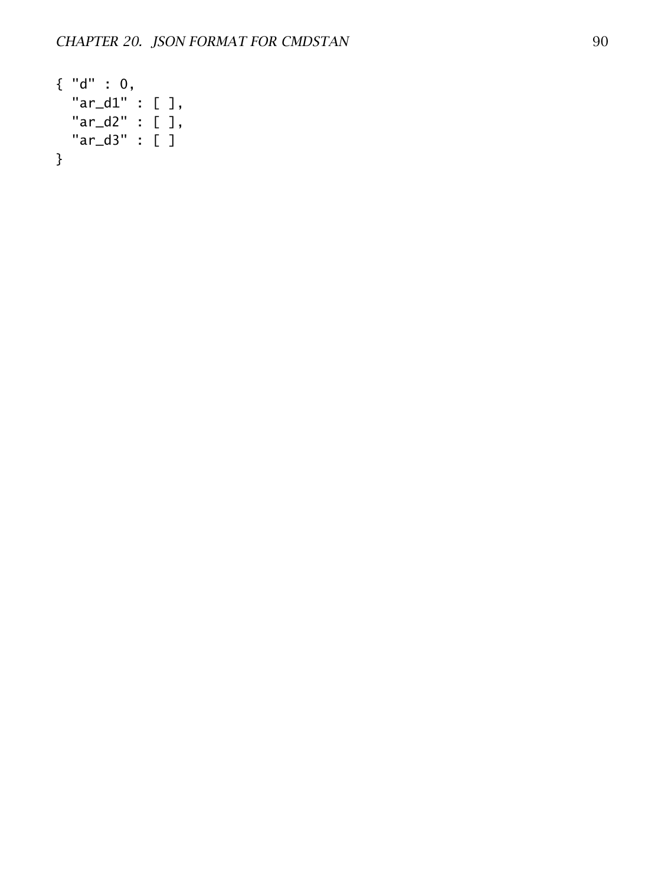```
{ "d" : 0,
  "ar_d1" : [ ],
  "ar_d2" : [ ],
  "ar_d3" : [ ]
}
```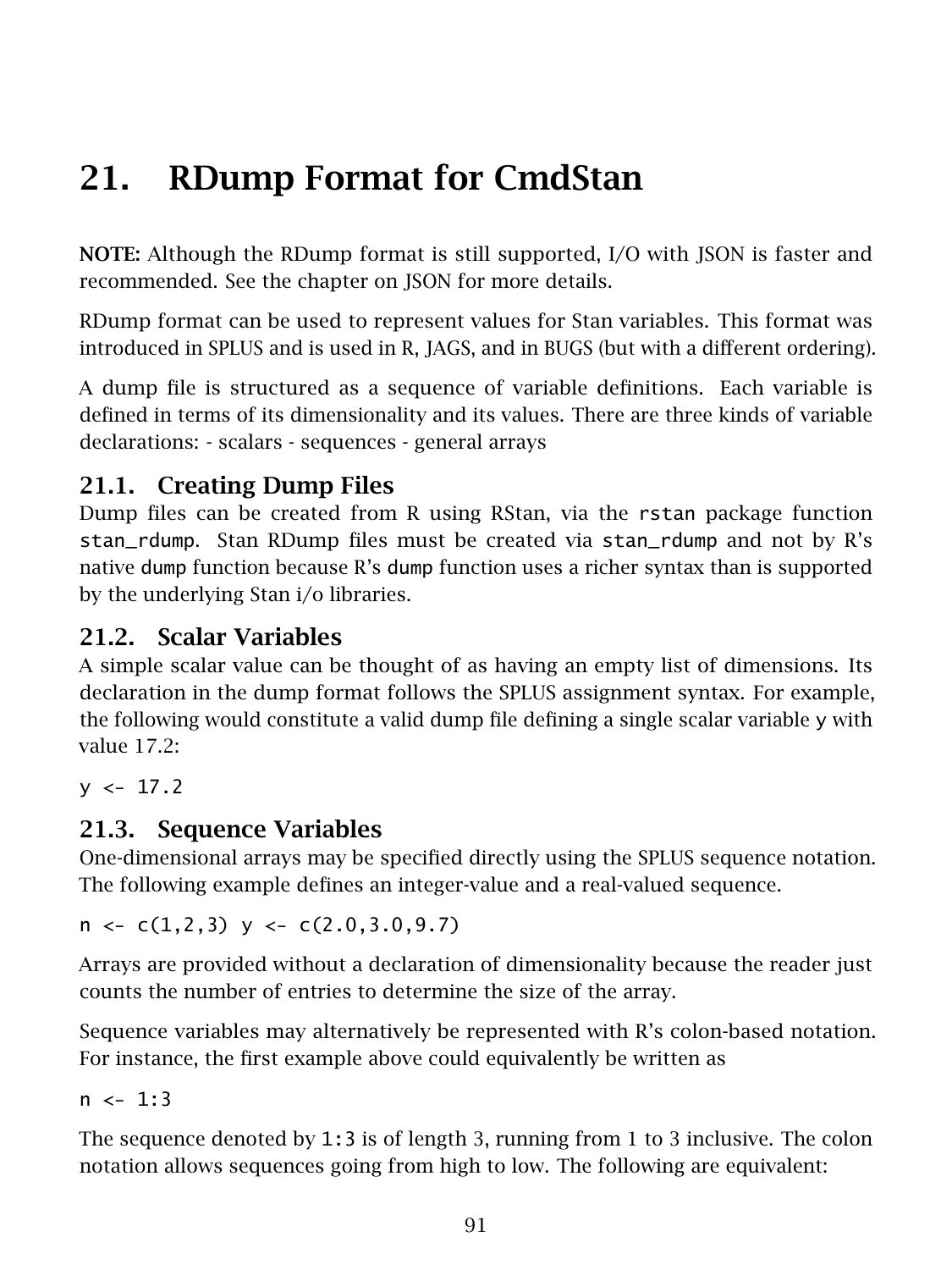# 21. RDump Format for CmdStan

**NOTE:** Although the RDump format is still supported, I/O with JSON is faster and recommended. See the chapter on JSON for more details.

RDump format can be used to represent values for Stan variables. This format was introduced in SPLUS and is used in R, JAGS, and in BUGS (but with a different ordering).

A dump file is structured as a sequence of variable definitions. Each variable is defined in terms of its dimensionality and its values. There are three kinds of variable declarations: - scalars - sequences - general arrays

## 21.1. Creating Dump Files

Dump files can be created from R using RStan, via the `rstan` package function `stan_rdump`. Stan RDump files must be created via `stan_rdump` and not by R's native `dump` function because R's `dump` function uses a richer syntax than is supported by the underlying Stan i/o libraries.

## 21.2. Scalar Variables

A simple scalar value can be thought of as having an empty list of dimensions. Its declaration in the dump format follows the SPLUS assignment syntax. For example, the following would constitute a valid dump file defining a single scalar variable `y` with value 17.2:

```
y <- 17.2
```

## 21.3. Sequence Variables

One-dimensional arrays may be specified directly using the SPLUS sequence notation. The following example defines an integer-value and a real-valued sequence.

```
n <- c(1,2,3) y <- c(2.0,3.0,9.7)
```

Arrays are provided without a declaration of dimensionality because the reader just counts the number of entries to determine the size of the array.

Sequence variables may alternatively be represented with R's colon-based notation. For instance, the first example above could equivalently be written as

```
n <- 1:3
```

The sequence denoted by `1:3` is of length 3, running from 1 to 3 inclusive. The colon notation allows sequences going from high to low. The following are equivalent: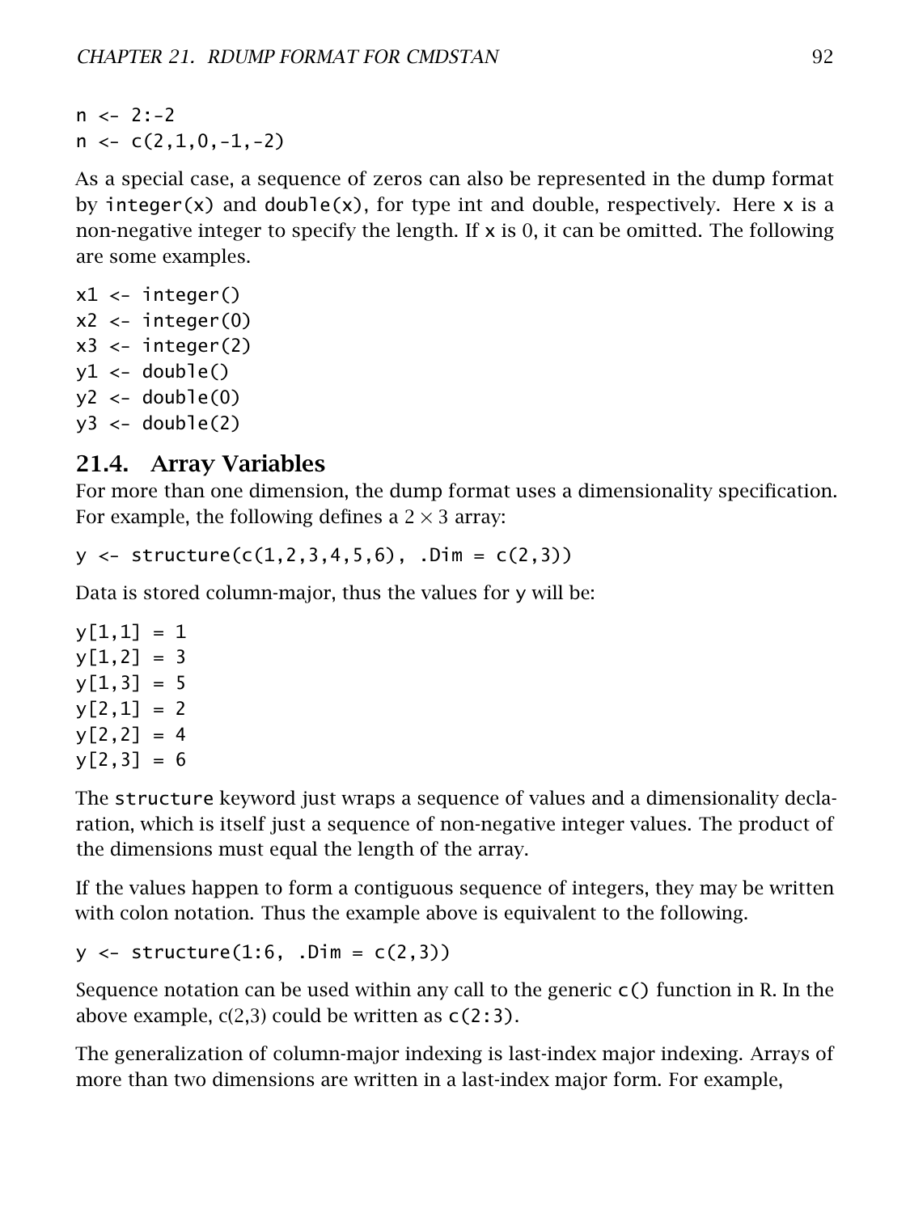```
n <- 2:-2
n <- c(2,1,0,-1,-2)
```

As a special case, a sequence of zeros can also be represented in the dump format by `integer(x)` and `double(x)`, for type int and double, respectively. Here `x` is a non-negative integer to specify the length. If `x` is 0, it can be omitted. The following are some examples.

```
x1 <- integer()
x2 <- integer(0)
x3 <- integer(2)
y1 <- double()
y2 <- double(0)
y3 <- double(2)
```

## 21.4. Array Variables

For more than one dimension, the dump format uses a dimensionality specification. For example, the following defines a $2 \times 3$ array:

```
y <- structure(c(1,2,3,4,5,6), .Dim = c(2,3))
```

Data is stored column-major, thus the values for `y` will be:

```
y[1,1] = 1
y[1,2] = 3
y[1,3] = 5
y[2,1] = 2
y[2,2] = 4
y[2,3] = 6
```

The `structure` keyword just wraps a sequence of values and a dimensionality declaration, which is itself just a sequence of non-negative integer values. The product of the dimensions must equal the length of the array.

If the values happen to form a contiguous sequence of integers, they may be written with colon notation. Thus the example above is equivalent to the following.

```
y <- structure(1:6, .Dim = c(2,3))
```

Sequence notation can be used within any call to the generic `c()` function in R. In the above example, c(2,3) could be written as `c(2:3)`.

The generalization of column-major indexing is last-index major indexing. Arrays of more than two dimensions are written in a last-index major form. For example,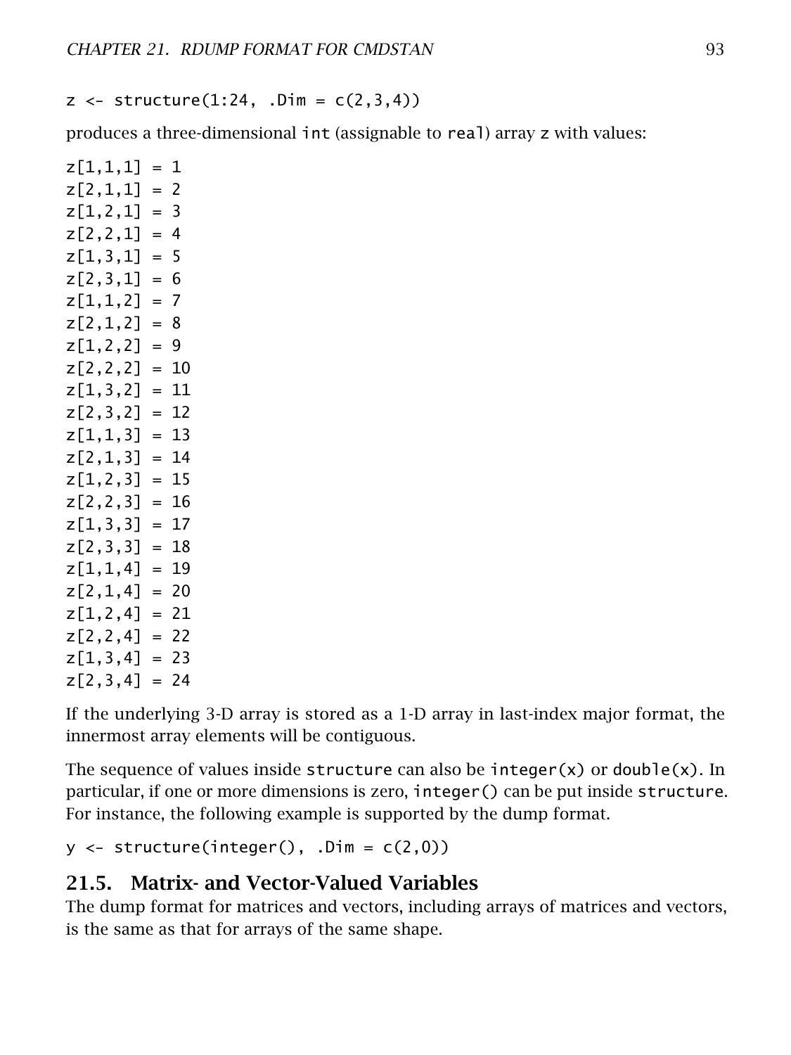```
z <- structure(1:24, .Dim = c(2,3,4))
```

produces a three-dimensional `int` (assignable to `real`) array `z` with values:

```
z[1,1,1] = 1
z[2,1,1] = 2
z[1,2,1] = 3
z[2,2,1] = 4
z[1,3,1] = 5
z[2,3,1] = 6
z[1,1,2] = 7
z[2,1,2] = 8
z[1,2,2] = 9
z[2,2,2] = 10
z[1,3,2] = 11
z[2,3,2] = 12
z[1,1,3] = 13
z[2,1,3] = 14
z[1,2,3] = 15
z[2,2,3] = 16
z[1,3,3] = 17
z[2,3,3] = 18
z[1,1,4] = 19
z[2,1,4] = 20
z[1,2,4] = 21
z[2,2,4] = 22
z[1,3,4] = 23
z[2,3,4] = 24
```

If the underlying 3-D array is stored as a 1-D array in last-index major format, the innermost array elements will be contiguous.

The sequence of values inside `structure` can also be `integer(x)` or `double(x)`. In particular, if one or more dimensions is zero, `integer()` can be put inside `structure`. For instance, the following example is supported by the dump format.

```
y <- structure(integer(), .Dim = c(2,0))
```

## 21.5. Matrix- and Vector-Valued Variables

The dump format for matrices and vectors, including arrays of matrices and vectors, is the same as that for arrays of the same shape.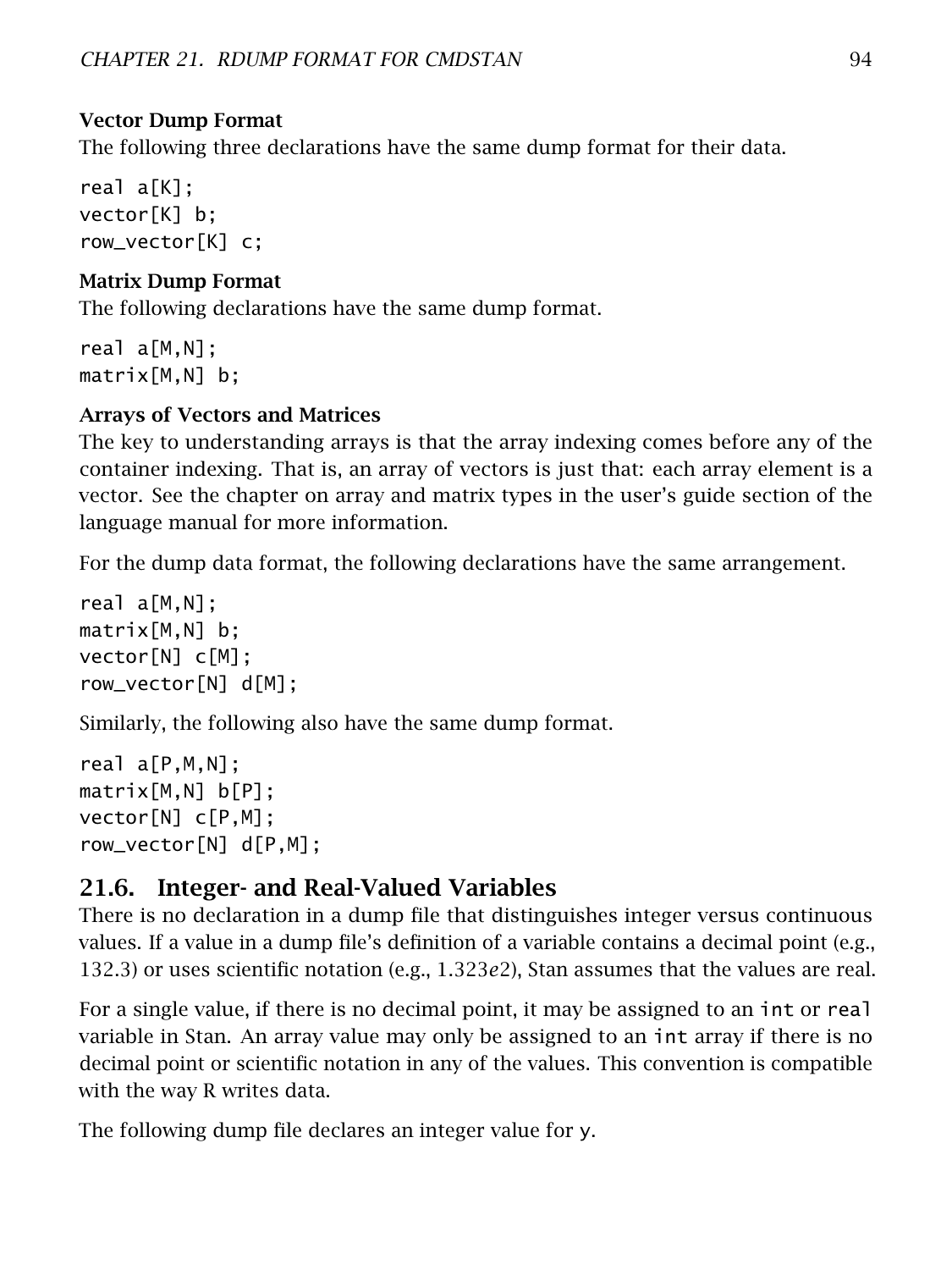### Vector Dump Format

The following three declarations have the same dump format for their data.

```
real a[K];
vector[K] b;
row_vector[K] c;
```

### Matrix Dump Format

The following declarations have the same dump format.

```
real a[M,N];
matrix[M,N] b;
```

### Arrays of Vectors and Matrices

The key to understanding arrays is that the array indexing comes before any of the container indexing. That is, an array of vectors is just that: each array element is a vector. See the chapter on array and matrix types in the user's guide section of the language manual for more information.

For the dump data format, the following declarations have the same arrangement.

```
real a[M,N];
matrix[M,N] b;
vector[N] c[M];
row_vector[N] d[M];
```

Similarly, the following also have the same dump format.

```
real a[P,M,N];
matrix[M,N] b[P];
vector[N] c[P,M];
row_vector[N] d[P,M];
```

## 21.6. Integer- and Real-Valued Variables

There is no declaration in a dump file that distinguishes integer versus continuous values. If a value in a dump file's definition of a variable contains a decimal point (e.g., 132.3) or uses scientific notation (e.g., $1.323e2$), Stan assumes that the values are real.

For a single value, if there is no decimal point, it may be assigned to an `int` or `real` variable in Stan. An array value may only be assigned to an `int` array if there is no decimal point or scientific notation in any of the values. This convention is compatible with the way R writes data.

The following dump file declares an integer value for `y`.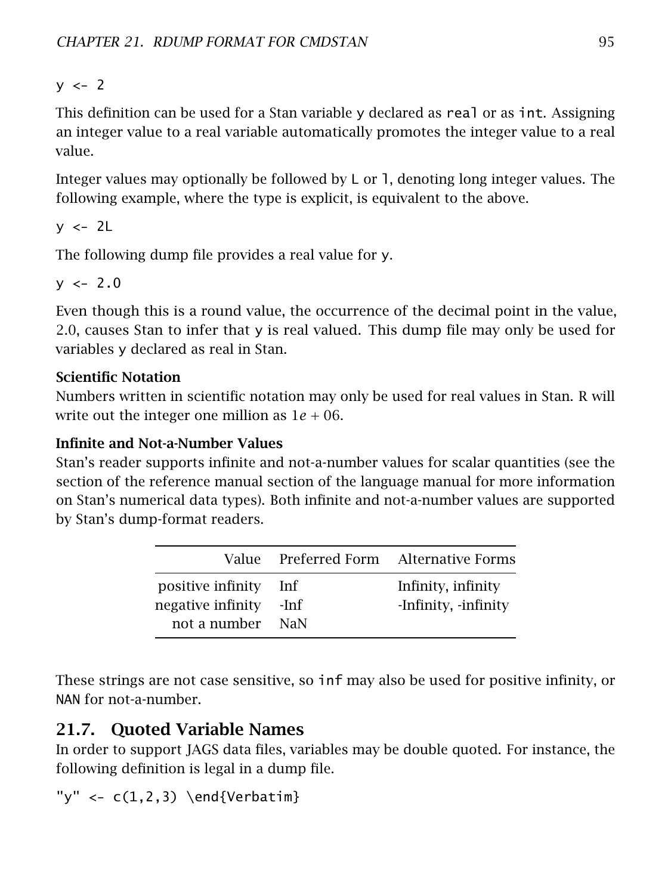```
y <- 2
```

This definition can be used for a Stan variable `y` declared as `real` or as `int`. Assigning an integer value to a real variable automatically promotes the integer value to a real value.

Integer values may optionally be followed by `L` or `l`, denoting long integer values. The following example, where the type is explicit, is equivalent to the above.

```
y <- 2L
```

The following dump file provides a real value for `y`.

```
y <- 2.0
```

Even though this is a round value, the occurrence of the decimal point in the value, 2.0, causes Stan to infer that `y` is real valued. This dump file may only be used for variables `y` declared as real in Stan.

**Scientific Notation**

Numbers written in scientific notation may only be used for real values in Stan. R will write out the integer one million as $1e+06$.

**Infinite and Not-a-Number Values**

Stan's reader supports infinite and not-a-number values for scalar quantities (see the section of the reference manual section of the language manual for more information on Stan's numerical data types). Both infinite and not-a-number values are supported by Stan's dump-format readers.

| Value | Preferred Form | Alternative Forms |
|---|---|---|
| positive infinity | Inf | Infinity, infinity |
| negative infinity | -Inf | -Infinity, -infinity |
| not a number | NaN | |

These strings are not case sensitive, so `inf` may also be used for positive infinity, or `NAN` for not-a-number.

## 21.7. Quoted Variable Names

In order to support JAGS data files, variables may be double quoted. For instance, the following definition is legal in a dump file.

```
"y" <- c(1,2,3) \end{Verbatim}
```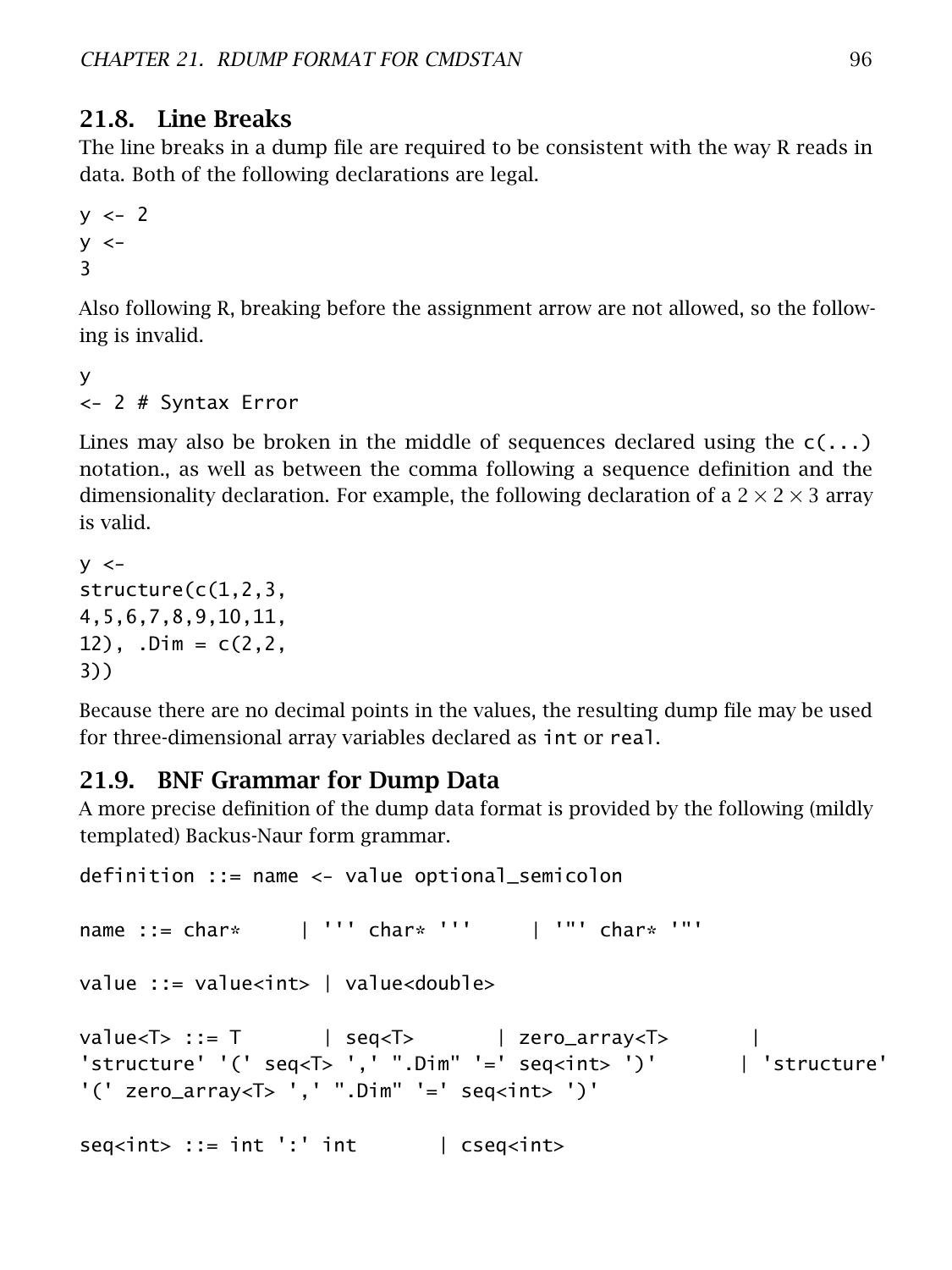## 21.8. Line Breaks

The line breaks in a dump file are required to be consistent with the way R reads in data. Both of the following declarations are legal.

```
y <- 2
y <-
3
```

Also following R, breaking before the assignment arrow are not allowed, so the following is invalid.

```
y
<- 2 # Syntax Error
```

Lines may also be broken in the middle of sequences declared using the `c(...)` notation., as well as between the comma following a sequence definition and the dimensionality declaration. For example, the following declaration of a $2 \times 2 \times 3$ array is valid.

```
y <-
structure(c(1,2,3,
4,5,6,7,8,9,10,11,
12), .Dim = c(2,2,
3))
```

Because there are no decimal points in the values, the resulting dump file may be used for three-dimensional array variables declared as `int` or `real`.

## 21.9. BNF Grammar for Dump Data

A more precise definition of the dump data format is provided by the following (mildly templated) Backus-Naur form grammar.

```
definition ::= name <- value optional_semicolon

name ::= char*     | ''' char* '''     | '"' char* '"'

value ::= value<int> | value<double>

value<T> ::= T       | seq<T>       | zero_array<T>       |
'structure' '(' seq<T> ',' ".Dim" '=' seq<int> ')'       | 'structure'
'(' zero_array<T> ',' ".Dim" '=' seq<int> ')'

seq<int> ::= int ':' int       | cseq<int>
```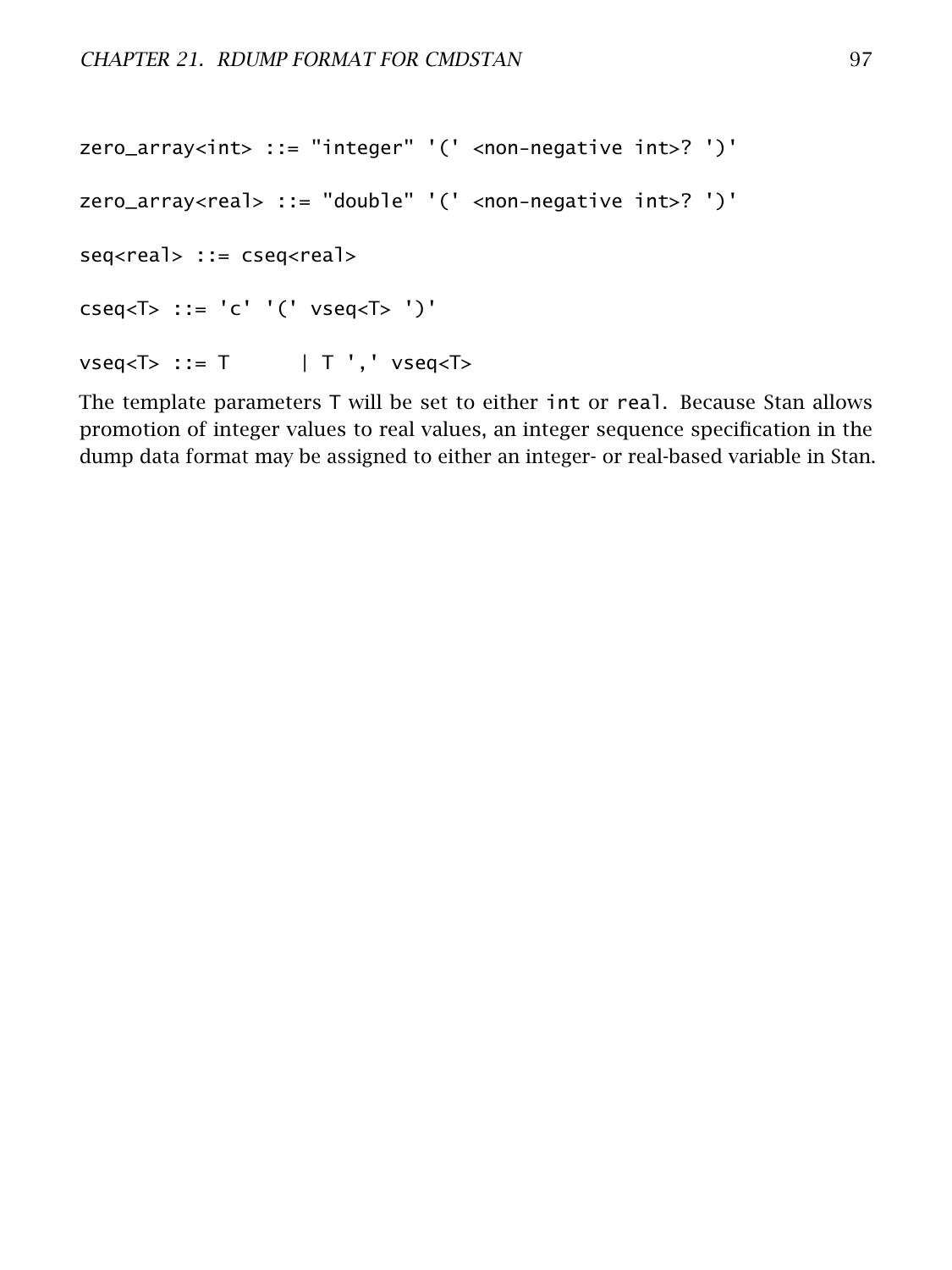```
zero_array<int> ::= "integer" '(' <non-negative int>? ')'

zero_array<real> ::= "double" '(' <non-negative int>? ')'

seq<real> ::= cseq<real>

cseq<T> ::= 'c' '(' vseq<T> ')'

vseq<T> ::= T      | T ',' vseq<T>
```

The template parameters `T` will be set to either `int` or `real`. Because Stan allows promotion of integer values to real values, an integer sequence specification in the dump data format may be assigned to either an integer- or real-based variable in Stan.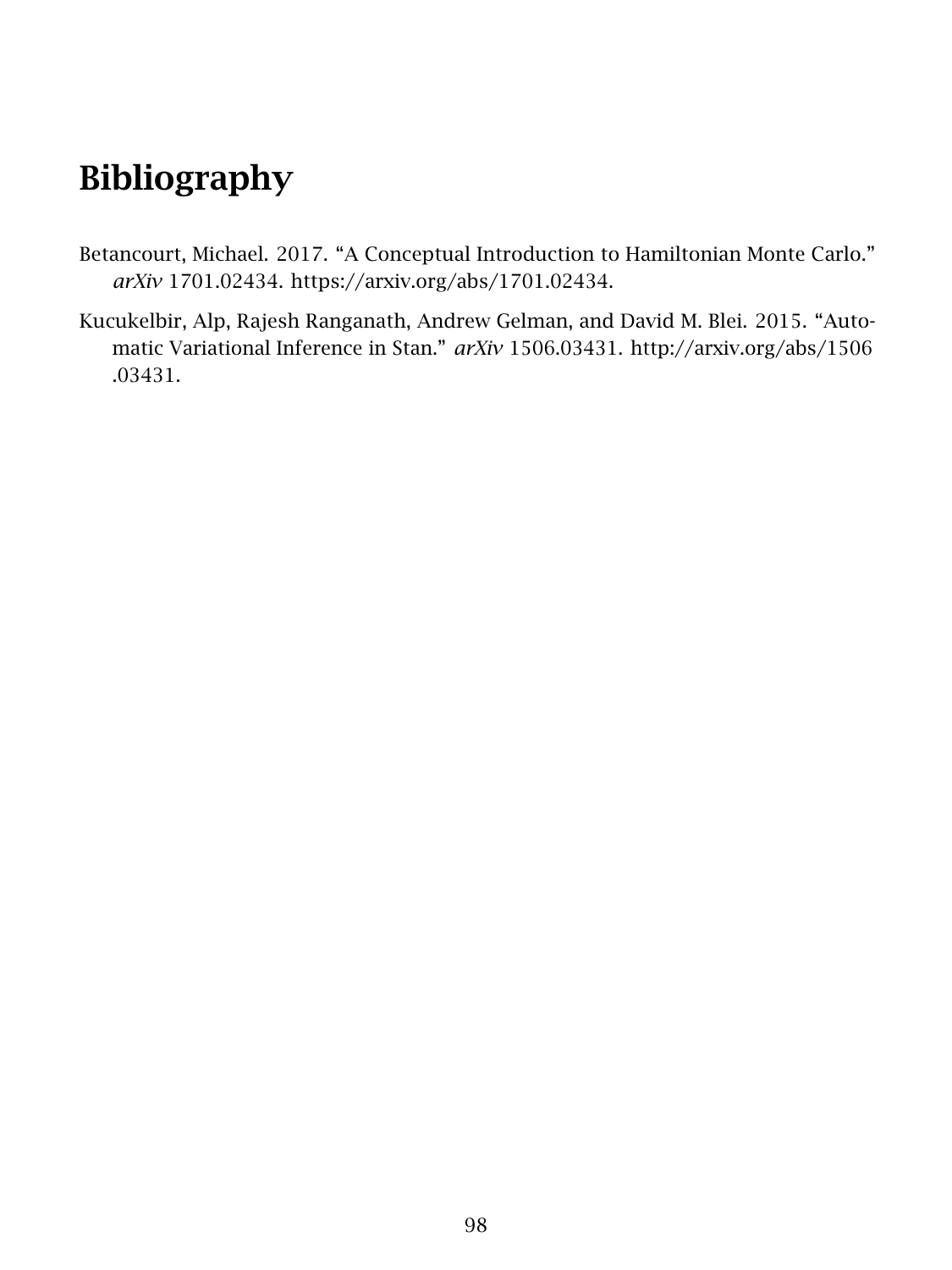# Bibliography

Betancourt, Michael. 2017. "A Conceptual Introduction to Hamiltonian Monte Carlo." *arXiv* 1701.02434. https://arxiv.org/abs/1701.02434.

Kucukelbir, Alp, Rajesh Ranganath, Andrew Gelman, and David M. Blei. 2015. "Automatic Variational Inference in Stan." *arXiv* 1506.03431. http://arxiv.org/abs/1506.03431.